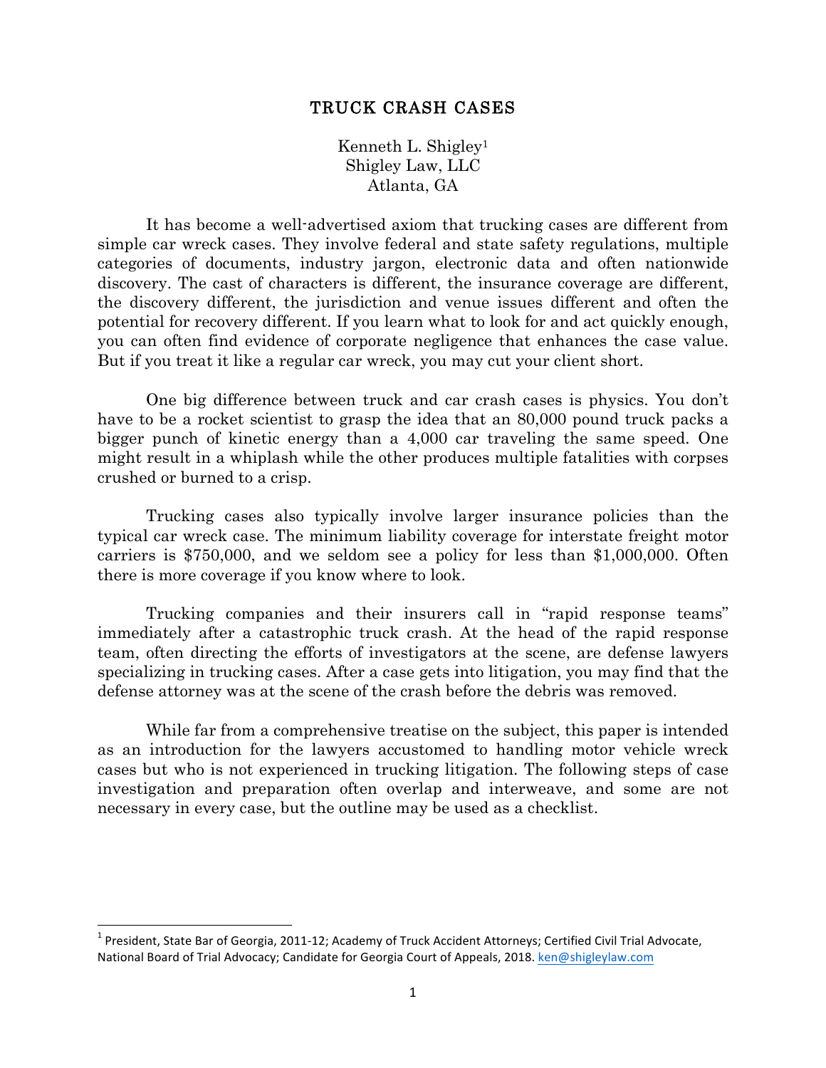# TRUCK CRASH CASES

Kenneth L. Shigley[1]
Shigley Law, LLC
Atlanta, GA

It has become a well-advertised axiom that trucking cases are different from simple car wreck cases. They involve federal and state safety regulations, multiple categories of documents, industry jargon, electronic data and often nationwide discovery. The cast of characters is different, the insurance coverage are different, the discovery different, the jurisdiction and venue issues different and often the potential for recovery different. If you learn what to look for and act quickly enough, you can often find evidence of corporate negligence that enhances the case value. But if you treat it like a regular car wreck, you may cut your client short.

One big difference between truck and car crash cases is physics. You don't have to be a rocket scientist to grasp the idea that an 80,000 pound truck packs a bigger punch of kinetic energy than a 4,000 car traveling the same speed. One might result in a whiplash while the other produces multiple fatalities with corpses crushed or burned to a crisp.

Trucking cases also typically involve larger insurance policies than the typical car wreck case. The minimum liability coverage for interstate freight motor carriers is $750,000, and we seldom see a policy for less than $1,000,000. Often there is more coverage if you know where to look.

Trucking companies and their insurers call in "rapid response teams" immediately after a catastrophic truck crash. At the head of the rapid response team, often directing the efforts of investigators at the scene, are defense lawyers specializing in trucking cases. After a case gets into litigation, you may find that the defense attorney was at the scene of the crash before the debris was removed.

While far from a comprehensive treatise on the subject, this paper is intended as an introduction for the lawyers accustomed to handling motor vehicle wreck cases but who is not experienced in trucking litigation. The following steps of case investigation and preparation often overlap and interweave, and some are not necessary in every case, but the outline may be used as a checklist.

---

[1] President, State Bar of Georgia, 2011-12; Academy of Truck Accident Attorneys; Certified Civil Trial Advocate, National Board of Trial Advocacy; Candidate for Georgia Court of Appeals, 2018. ken@shigleylaw.com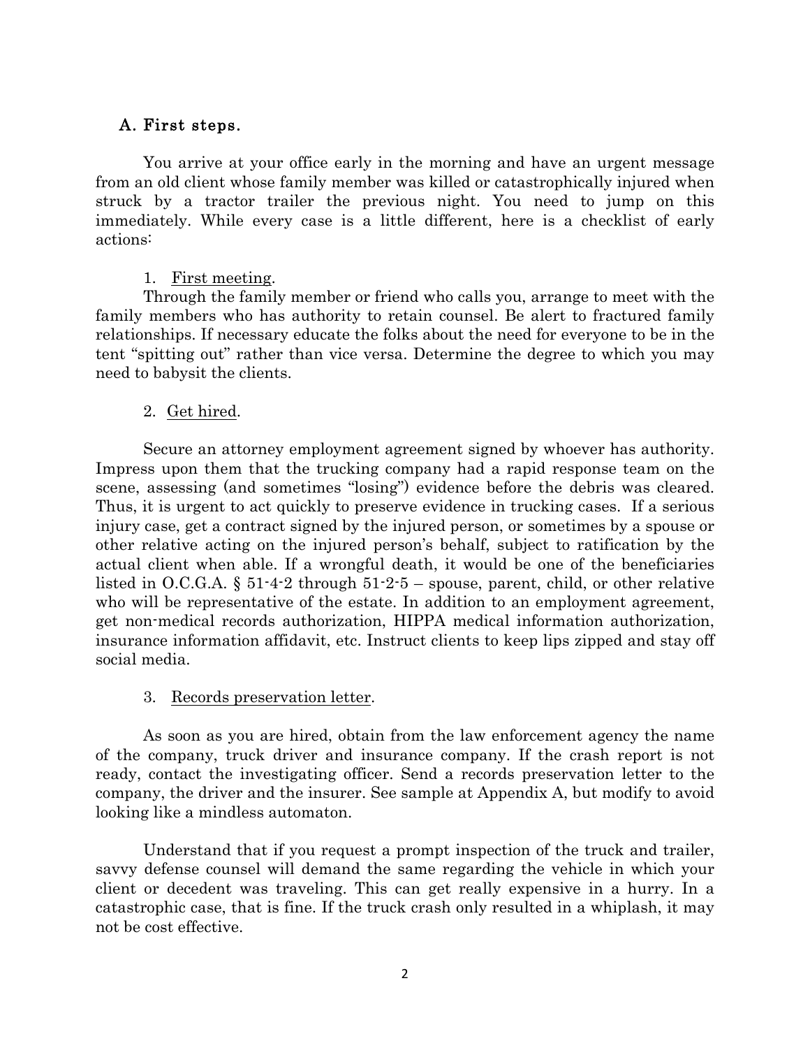## A. First steps.

You arrive at your office early in the morning and have an urgent message from an old client whose family member was killed or catastrophically injured when struck by a tractor trailer the previous night. You need to jump on this immediately. While every case is a little different, here is a checklist of early actions:

1. <u>First meeting</u>.

Through the family member or friend who calls you, arrange to meet with the family members who has authority to retain counsel. Be alert to fractured family relationships. If necessary educate the folks about the need for everyone to be in the tent "spitting out" rather than vice versa. Determine the degree to which you may need to babysit the clients.

2. <u>Get hired</u>.

Secure an attorney employment agreement signed by whoever has authority. Impress upon them that the trucking company had a rapid response team on the scene, assessing (and sometimes "losing") evidence before the debris was cleared. Thus, it is urgent to act quickly to preserve evidence in trucking cases. If a serious injury case, get a contract signed by the injured person, or sometimes by a spouse or other relative acting on the injured person's behalf, subject to ratification by the actual client when able. If a wrongful death, it would be one of the beneficiaries listed in O.C.G.A. § 51-4-2 through 51-2-5 – spouse, parent, child, or other relative who will be representative of the estate. In addition to an employment agreement, get non-medical records authorization, HIPPA medical information authorization, insurance information affidavit, etc. Instruct clients to keep lips zipped and stay off social media.

3. <u>Records preservation letter</u>.

As soon as you are hired, obtain from the law enforcement agency the name of the company, truck driver and insurance company. If the crash report is not ready, contact the investigating officer. Send a records preservation letter to the company, the driver and the insurer. See sample at Appendix A, but modify to avoid looking like a mindless automaton.

Understand that if you request a prompt inspection of the truck and trailer, savvy defense counsel will demand the same regarding the vehicle in which your client or decedent was traveling. This can get really expensive in a hurry. In a catastrophic case, that is fine. If the truck crash only resulted in a whiplash, it may not be cost effective.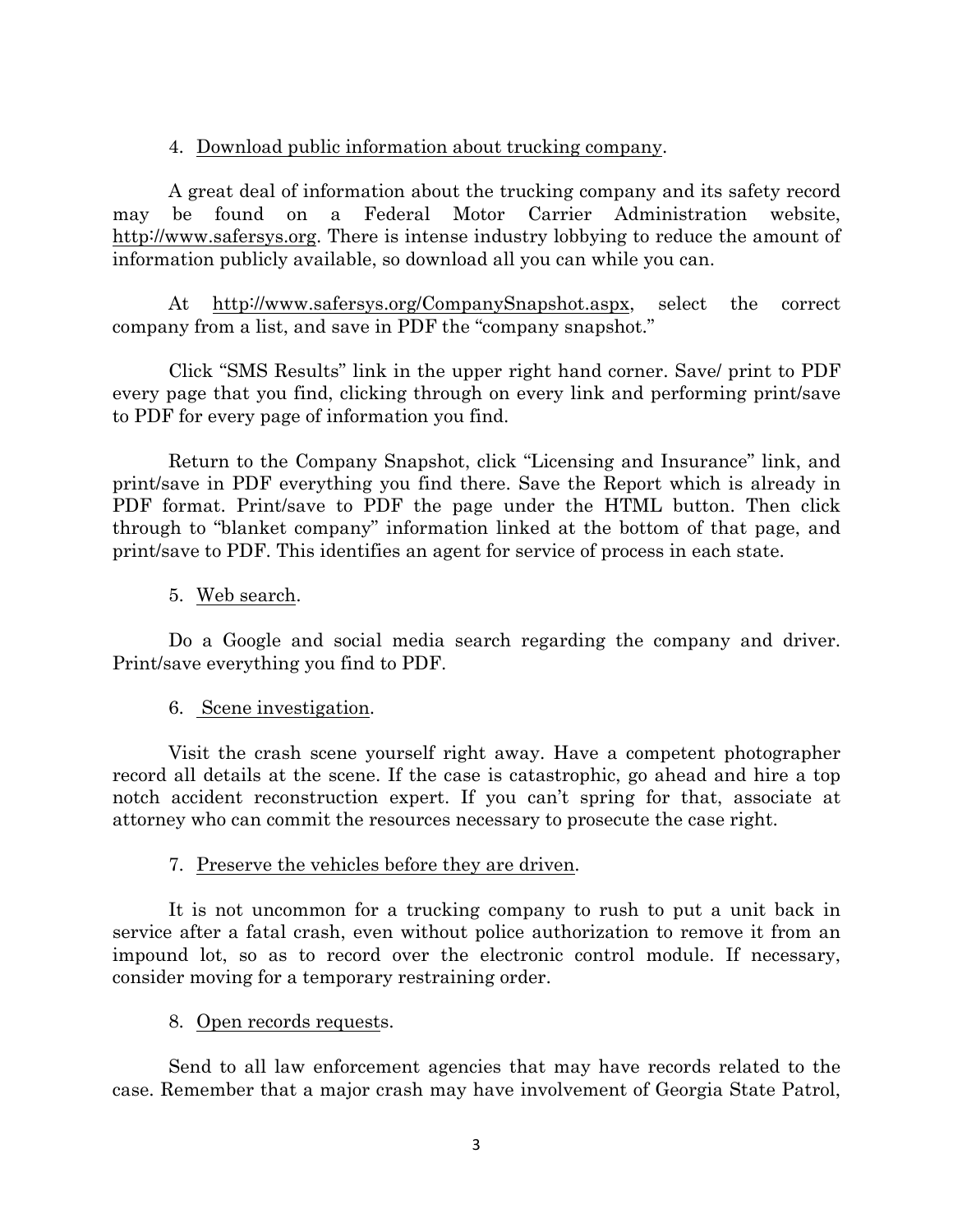4. Download public information about trucking company.

A great deal of information about the trucking company and its safety record may be found on a Federal Motor Carrier Administration website, http://www.safersys.org. There is intense industry lobbying to reduce the amount of information publicly available, so download all you can while you can.

At http://www.safersys.org/CompanySnapshot.aspx, select the correct company from a list, and save in PDF the "company snapshot."

Click "SMS Results" link in the upper right hand corner. Save/ print to PDF every page that you find, clicking through on every link and performing print/save to PDF for every page of information you find.

Return to the Company Snapshot, click "Licensing and Insurance" link, and print/save in PDF everything you find there. Save the Report which is already in PDF format. Print/save to PDF the page under the HTML button. Then click through to "blanket company" information linked at the bottom of that page, and print/save to PDF. This identifies an agent for service of process in each state.

5. Web search.

Do a Google and social media search regarding the company and driver. Print/save everything you find to PDF.

6. Scene investigation.

Visit the crash scene yourself right away. Have a competent photographer record all details at the scene. If the case is catastrophic, go ahead and hire a top notch accident reconstruction expert. If you can't spring for that, associate at attorney who can commit the resources necessary to prosecute the case right.

7. Preserve the vehicles before they are driven.

It is not uncommon for a trucking company to rush to put a unit back in service after a fatal crash, even without police authorization to remove it from an impound lot, so as to record over the electronic control module. If necessary, consider moving for a temporary restraining order.

8. Open records requests.

Send to all law enforcement agencies that may have records related to the case. Remember that a major crash may have involvement of Georgia State Patrol,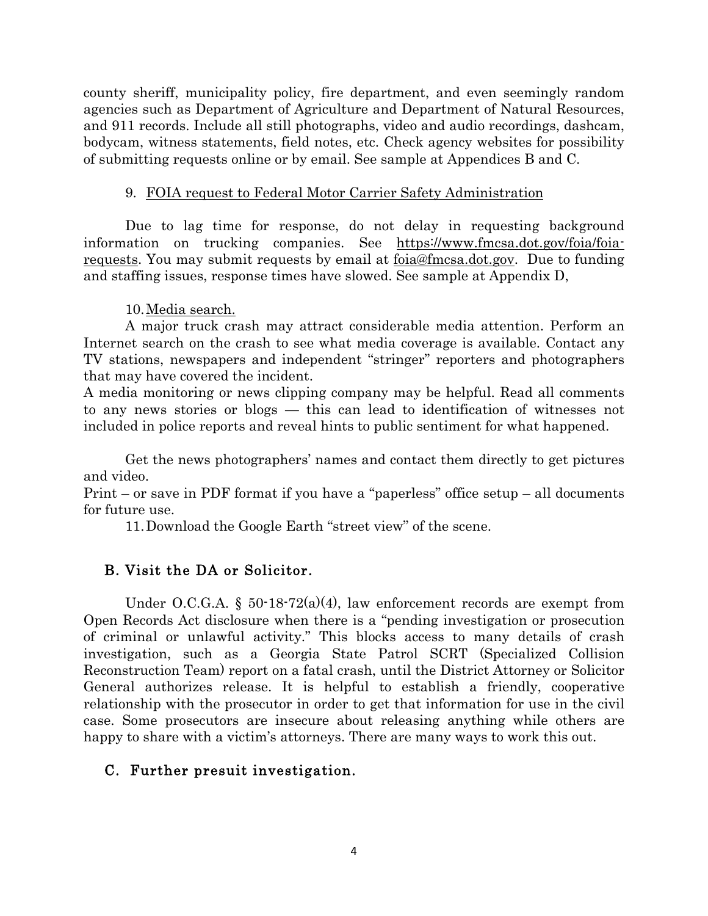county sheriff, municipality policy, fire department, and even seemingly random agencies such as Department of Agriculture and Department of Natural Resources, and 911 records. Include all still photographs, video and audio recordings, dashcam, bodycam, witness statements, field notes, etc. Check agency websites for possibility of submitting requests online or by email. See sample at Appendices B and C.

9. FOIA request to Federal Motor Carrier Safety Administration

Due to lag time for response, do not delay in requesting background information on trucking companies. See https://www.fmcsa.dot.gov/foia/foia-requests. You may submit requests by email at foia@fmcsa.dot.gov. Due to funding and staffing issues, response times have slowed. See sample at Appendix D,

10. Media search.

A major truck crash may attract considerable media attention. Perform an Internet search on the crash to see what media coverage is available. Contact any TV stations, newspapers and independent "stringer" reporters and photographers that may have covered the incident.

A media monitoring or news clipping company may be helpful. Read all comments to any news stories or blogs — this can lead to identification of witnesses not included in police reports and reveal hints to public sentiment for what happened.

Get the news photographers' names and contact them directly to get pictures and video.

Print – or save in PDF format if you have a "paperless" office setup – all documents for future use.

11. Download the Google Earth "street view" of the scene.

## B. Visit the DA or Solicitor.

Under O.C.G.A. § 50-18-72(a)(4), law enforcement records are exempt from Open Records Act disclosure when there is a "pending investigation or prosecution of criminal or unlawful activity." This blocks access to many details of crash investigation, such as a Georgia State Patrol SCRT (Specialized Collision Reconstruction Team) report on a fatal crash, until the District Attorney or Solicitor General authorizes release. It is helpful to establish a friendly, cooperative relationship with the prosecutor in order to get that information for use in the civil case. Some prosecutors are insecure about releasing anything while others are happy to share with a victim's attorneys. There are many ways to work this out.

## C. Further presuit investigation.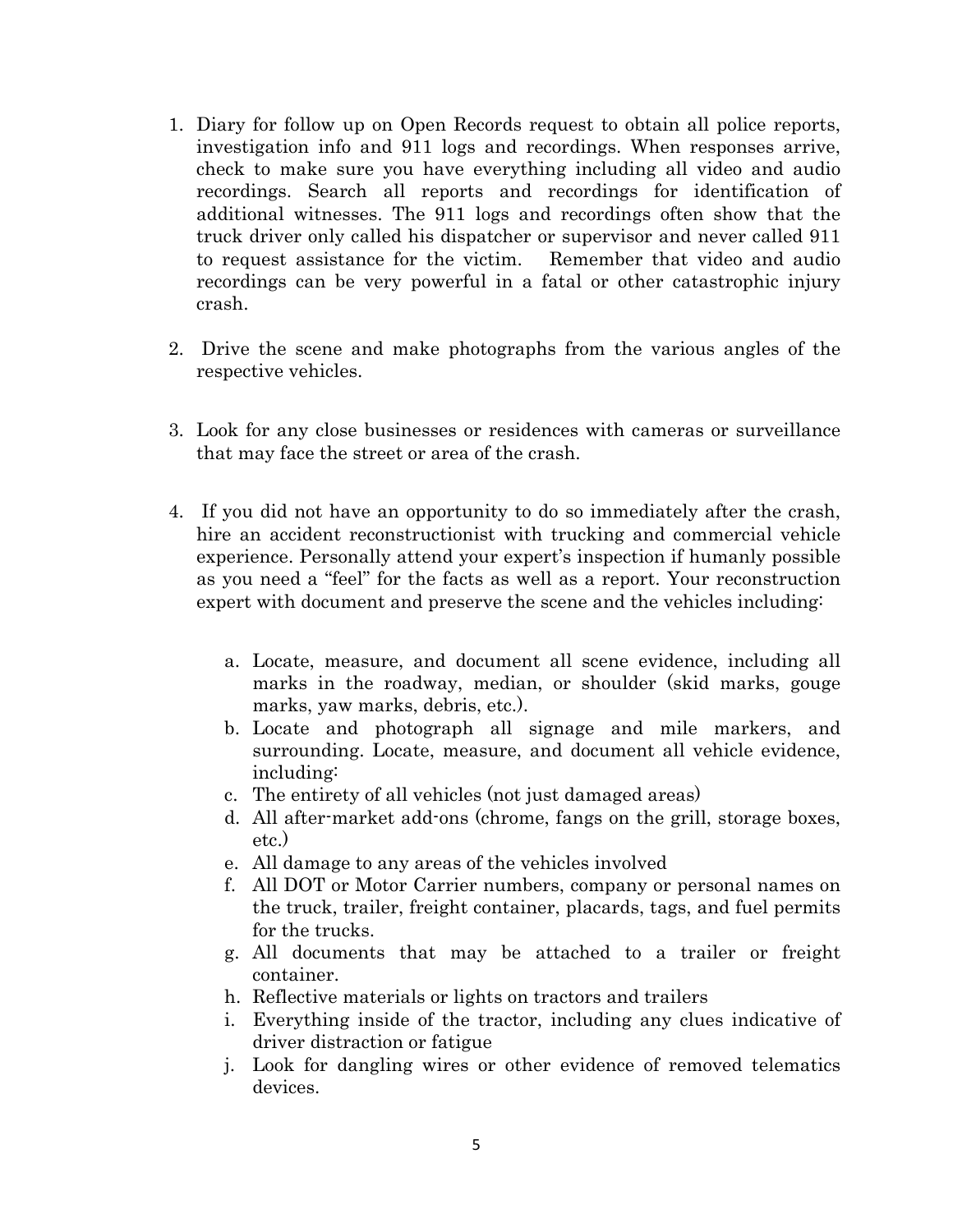1. Diary for follow up on Open Records request to obtain all police reports, investigation info and 911 logs and recordings. When responses arrive, check to make sure you have everything including all video and audio recordings. Search all reports and recordings for identification of additional witnesses. The 911 logs and recordings often show that the truck driver only called his dispatcher or supervisor and never called 911 to request assistance for the victim. Remember that video and audio recordings can be very powerful in a fatal or other catastrophic injury crash.

2. Drive the scene and make photographs from the various angles of the respective vehicles.

3. Look for any close businesses or residences with cameras or surveillance that may face the street or area of the crash.

4. If you did not have an opportunity to do so immediately after the crash, hire an accident reconstructionist with trucking and commercial vehicle experience. Personally attend your expert's inspection if humanly possible as you need a "feel" for the facts as well as a report. Your reconstruction expert with document and preserve the scene and the vehicles including:

   a. Locate, measure, and document all scene evidence, including all marks in the roadway, median, or shoulder (skid marks, gouge marks, yaw marks, debris, etc.).
   b. Locate and photograph all signage and mile markers, and surrounding. Locate, measure, and document all vehicle evidence, including:
   c. The entirety of all vehicles (not just damaged areas)
   d. All after-market add-ons (chrome, fangs on the grill, storage boxes, etc.)
   e. All damage to any areas of the vehicles involved
   f. All DOT or Motor Carrier numbers, company or personal names on the truck, trailer, freight container, placards, tags, and fuel permits for the trucks.
   g. All documents that may be attached to a trailer or freight container.
   h. Reflective materials or lights on tractors and trailers
   i. Everything inside of the tractor, including any clues indicative of driver distraction or fatigue
   j. Look for dangling wires or other evidence of removed telematics devices.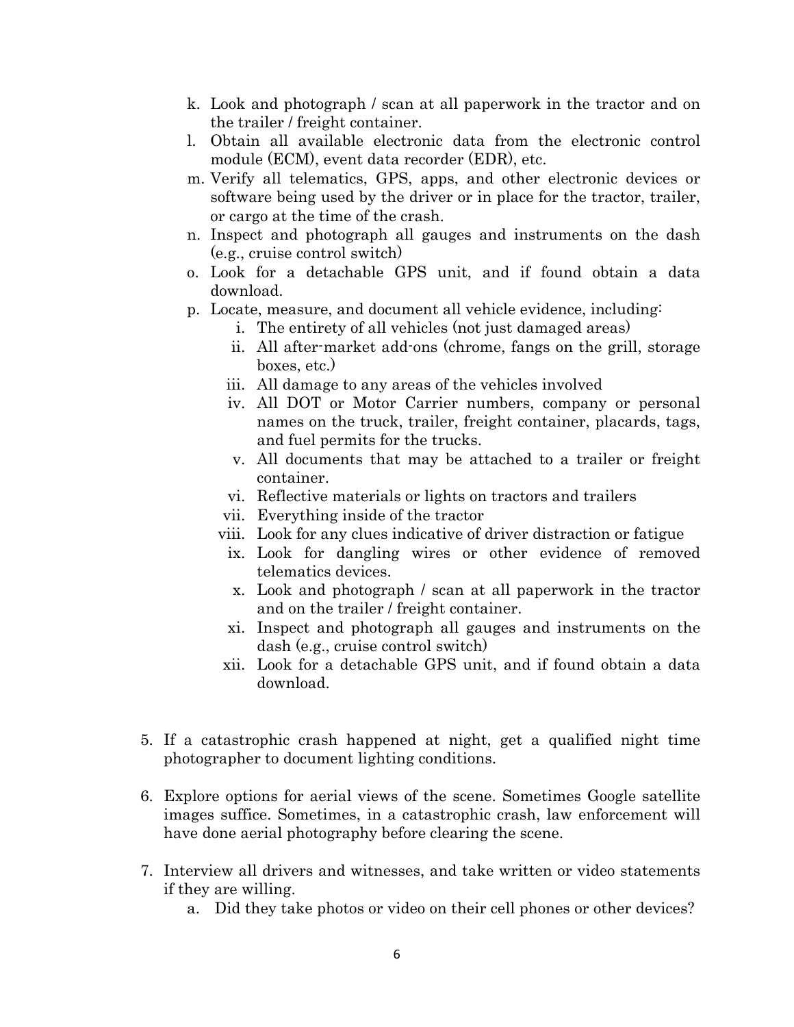k. Look and photograph / scan at all paperwork in the tractor and on the trailer / freight container.

l. Obtain all available electronic data from the electronic control module (ECM), event data recorder (EDR), etc.

m. Verify all telematics, GPS, apps, and other electronic devices or software being used by the driver or in place for the tractor, trailer, or cargo at the time of the crash.

n. Inspect and photograph all gauges and instruments on the dash (e.g., cruise control switch)

o. Look for a detachable GPS unit, and if found obtain a data download.

p. Locate, measure, and document all vehicle evidence, including:

   i. The entirety of all vehicles (not just damaged areas)

   ii. All after-market add-ons (chrome, fangs on the grill, storage boxes, etc.)

   iii. All damage to any areas of the vehicles involved

   iv. All DOT or Motor Carrier numbers, company or personal names on the truck, trailer, freight container, placards, tags, and fuel permits for the trucks.

   v. All documents that may be attached to a trailer or freight container.

   vi. Reflective materials or lights on tractors and trailers

   vii. Everything inside of the tractor

   viii. Look for any clues indicative of driver distraction or fatigue

   ix. Look for dangling wires or other evidence of removed telematics devices.

   x. Look and photograph / scan at all paperwork in the tractor and on the trailer / freight container.

   xi. Inspect and photograph all gauges and instruments on the dash (e.g., cruise control switch)

   xii. Look for a detachable GPS unit, and if found obtain a data download.

5. If a catastrophic crash happened at night, get a qualified night time photographer to document lighting conditions.

6. Explore options for aerial views of the scene. Sometimes Google satellite images suffice. Sometimes, in a catastrophic crash, law enforcement will have done aerial photography before clearing the scene.

7. Interview all drivers and witnesses, and take written or video statements if they are willing.

   a. Did they take photos or video on their cell phones or other devices?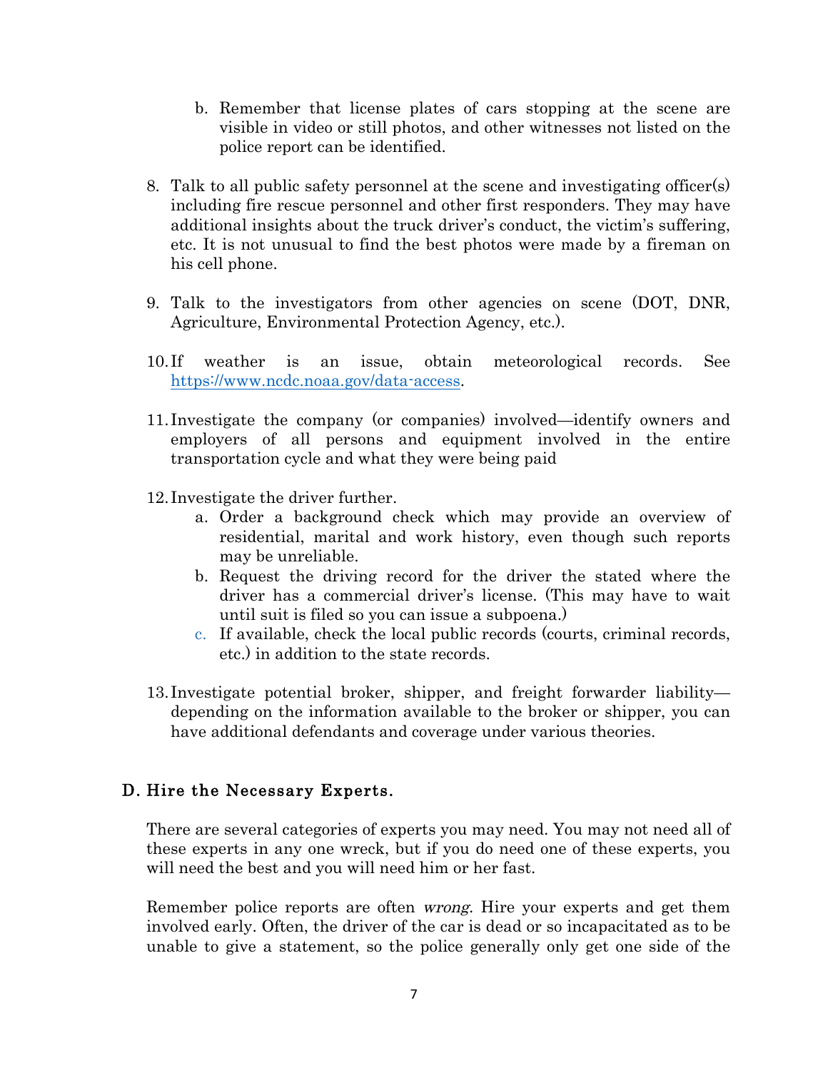b. Remember that license plates of cars stopping at the scene are visible in video or still photos, and other witnesses not listed on the police report can be identified.

8. Talk to all public safety personnel at the scene and investigating officer(s) including fire rescue personnel and other first responders. They may have additional insights about the truck driver's conduct, the victim's suffering, etc. It is not unusual to find the best photos were made by a fireman on his cell phone.

9. Talk to the investigators from other agencies on scene (DOT, DNR, Agriculture, Environmental Protection Agency, etc.).

10. If weather is an issue, obtain meteorological records. See https://www.ncdc.noaa.gov/data-access.

11. Investigate the company (or companies) involved—identify owners and employers of all persons and equipment involved in the entire transportation cycle and what they were being paid

12. Investigate the driver further.
    a. Order a background check which may provide an overview of residential, marital and work history, even though such reports may be unreliable.
    b. Request the driving record for the driver the stated where the driver has a commercial driver's license. (This may have to wait until suit is filed so you can issue a subpoena.)
    c. If available, check the local public records (courts, criminal records, etc.) in addition to the state records.

13. Investigate potential broker, shipper, and freight forwarder liability—depending on the information available to the broker or shipper, you can have additional defendants and coverage under various theories.

## D. Hire the Necessary Experts.

There are several categories of experts you may need. You may not need all of these experts in any one wreck, but if you do need one of these experts, you will need the best and you will need him or her fast.

Remember police reports are often *wrong*. Hire your experts and get them involved early. Often, the driver of the car is dead or so incapacitated as to be unable to give a statement, so the police generally only get one side of the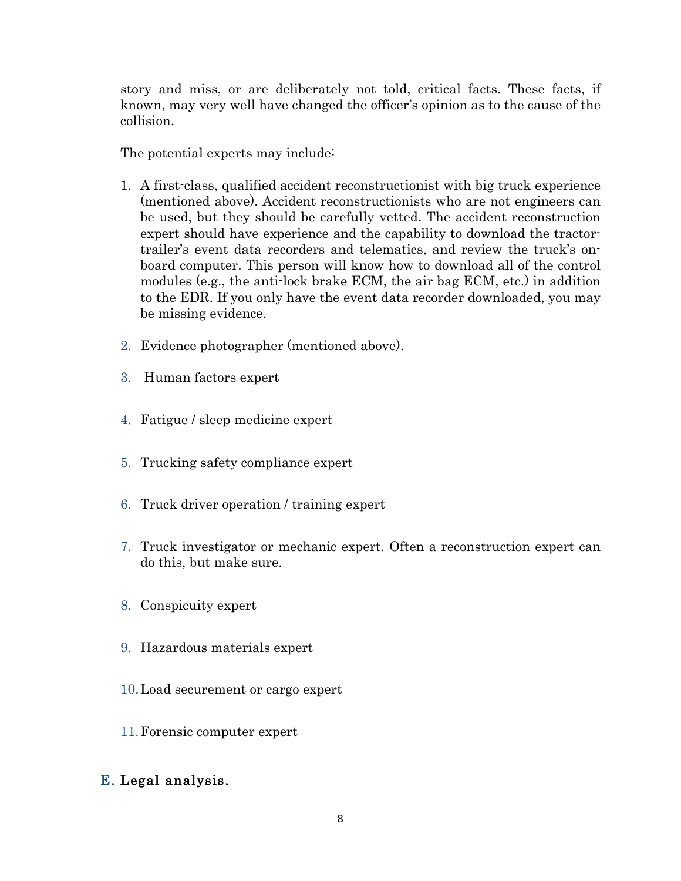story and miss, or are deliberately not told, critical facts. These facts, if known, may very well have changed the officer's opinion as to the cause of the collision.

The potential experts may include:

1. A first-class, qualified accident reconstructionist with big truck experience (mentioned above). Accident reconstructionists who are not engineers can be used, but they should be carefully vetted. The accident reconstruction expert should have experience and the capability to download the tractor-trailer's event data recorders and telematics, and review the truck's on-board computer. This person will know how to download all of the control modules (e.g., the anti-lock brake ECM, the air bag ECM, etc.) in addition to the EDR. If you only have the event data recorder downloaded, you may be missing evidence.

2. Evidence photographer (mentioned above).

3. Human factors expert

4. Fatigue / sleep medicine expert

5. Trucking safety compliance expert

6. Truck driver operation / training expert

7. Truck investigator or mechanic expert. Often a reconstruction expert can do this, but make sure.

8. Conspicuity expert

9. Hazardous materials expert

10. Load securement or cargo expert

11. Forensic computer expert

## E. Legal analysis.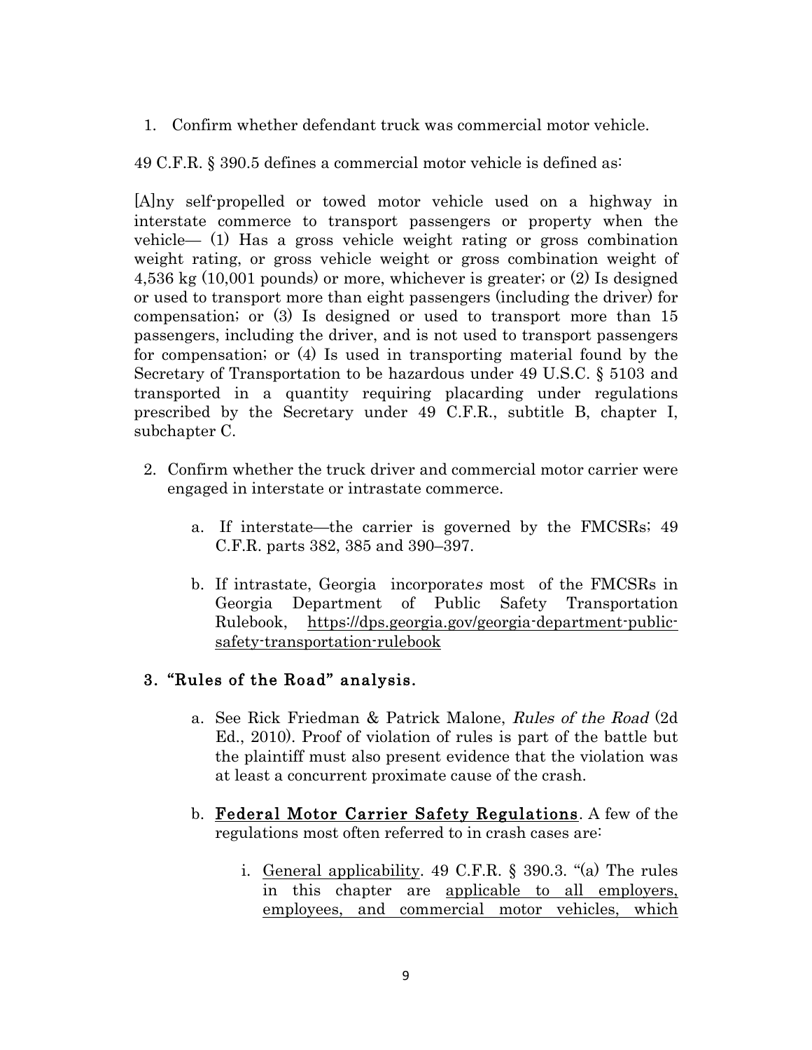1. Confirm whether defendant truck was commercial motor vehicle.

49 C.F.R. § 390.5 defines a commercial motor vehicle is defined as:

[A]ny self-propelled or towed motor vehicle used on a highway in interstate commerce to transport passengers or property when the vehicle— (1) Has a gross vehicle weight rating or gross combination weight rating, or gross vehicle weight or gross combination weight of 4,536 kg (10,001 pounds) or more, whichever is greater; or (2) Is designed or used to transport more than eight passengers (including the driver) for compensation; or (3) Is designed or used to transport more than 15 passengers, including the driver, and is not used to transport passengers for compensation; or (4) Is used in transporting material found by the Secretary of Transportation to be hazardous under 49 U.S.C. § 5103 and transported in a quantity requiring placarding under regulations prescribed by the Secretary under 49 C.F.R., subtitle B, chapter I, subchapter C.

2. Confirm whether the truck driver and commercial motor carrier were engaged in interstate or intrastate commerce.

   a. If interstate—the carrier is governed by the FMCSRs; 49 C.F.R. parts 382, 385 and 390–397.

   b. If intrastate, Georgia incorporate*s* most of the FMCSRs in Georgia Department of Public Safety Transportation Rulebook, <u>https://dps.georgia.gov/georgia-department-public-safety-transportation-rulebook</u>

3. **"Rules of the Road" analysis.**

   a. See Rick Friedman & Patrick Malone, *Rules of the Road* (2d Ed., 2010). Proof of violation of rules is part of the battle but the plaintiff must also present evidence that the violation was at least a concurrent proximate cause of the crash.

   b. **<u>Federal Motor Carrier Safety Regulations</u>**. A few of the regulations most often referred to in crash cases are:

      i. <u>General applicability</u>. 49 C.F.R. § 390.3. "(a) The rules in this chapter are <u>applicable to all employers, employees, and commercial motor vehicles, which</u>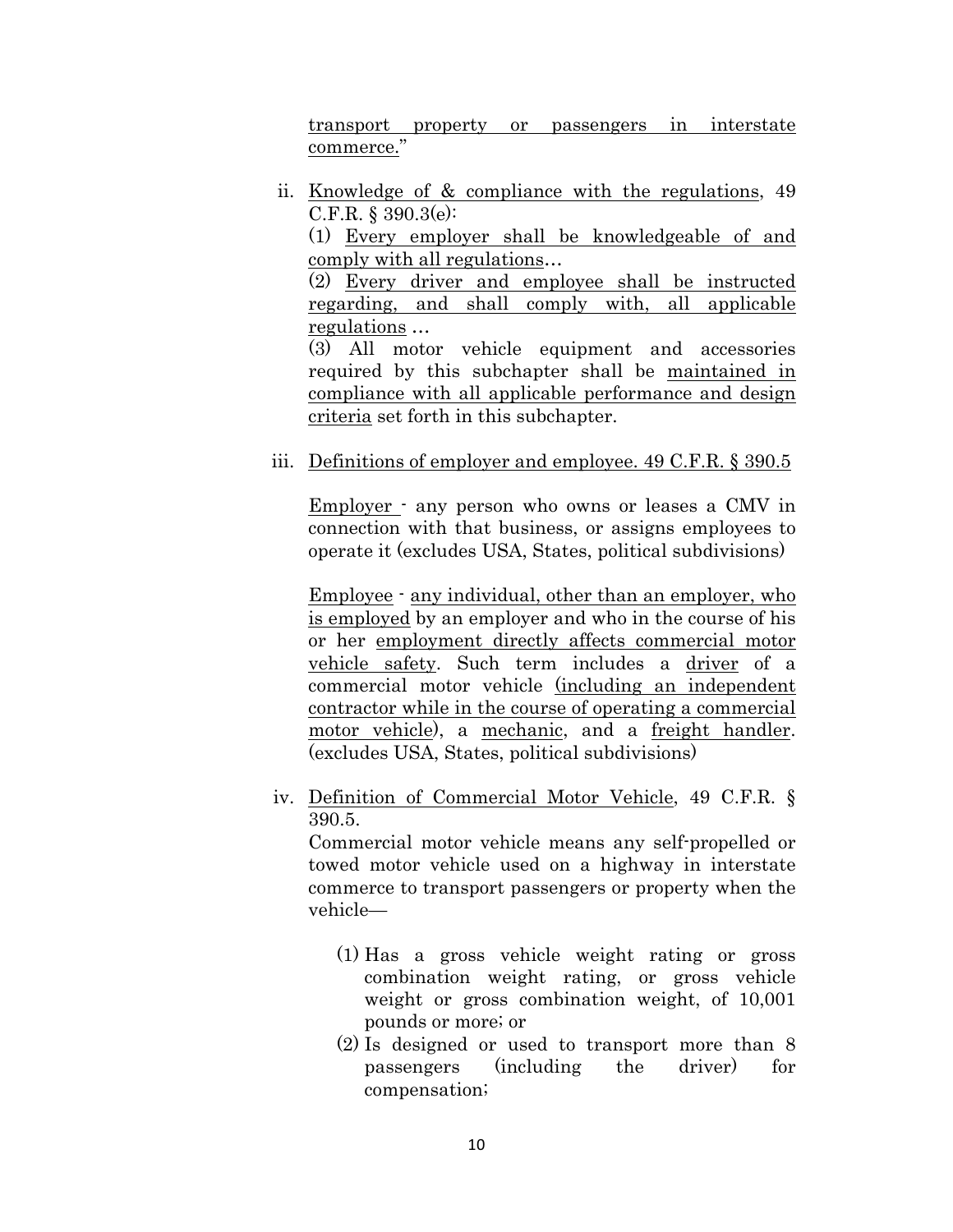transport property or passengers in interstate commerce."

ii. Knowledge of & compliance with the regulations, 49 C.F.R. § 390.3(e):

    (1) Every employer shall be knowledgeable of and comply with all regulations…

    (2) Every driver and employee shall be instructed regarding, and shall comply with, all applicable regulations …

    (3) All motor vehicle equipment and accessories required by this subchapter shall be maintained in compliance with all applicable performance and design criteria set forth in this subchapter.

iii. Definitions of employer and employee. 49 C.F.R. § 390.5

    Employer - any person who owns or leases a CMV in connection with that business, or assigns employees to operate it (excludes USA, States, political subdivisions)

    Employee - any individual, other than an employer, who is employed by an employer and who in the course of his or her employment directly affects commercial motor vehicle safety. Such term includes a driver of a commercial motor vehicle (including an independent contractor while in the course of operating a commercial motor vehicle), a mechanic, and a freight handler. (excludes USA, States, political subdivisions)

iv. Definition of Commercial Motor Vehicle, 49 C.F.R. § 390.5.

    Commercial motor vehicle means any self-propelled or towed motor vehicle used on a highway in interstate commerce to transport passengers or property when the vehicle—

    (1) Has a gross vehicle weight rating or gross combination weight rating, or gross vehicle weight or gross combination weight, of 10,001 pounds or more; or

    (2) Is designed or used to transport more than 8 passengers (including the driver) for compensation;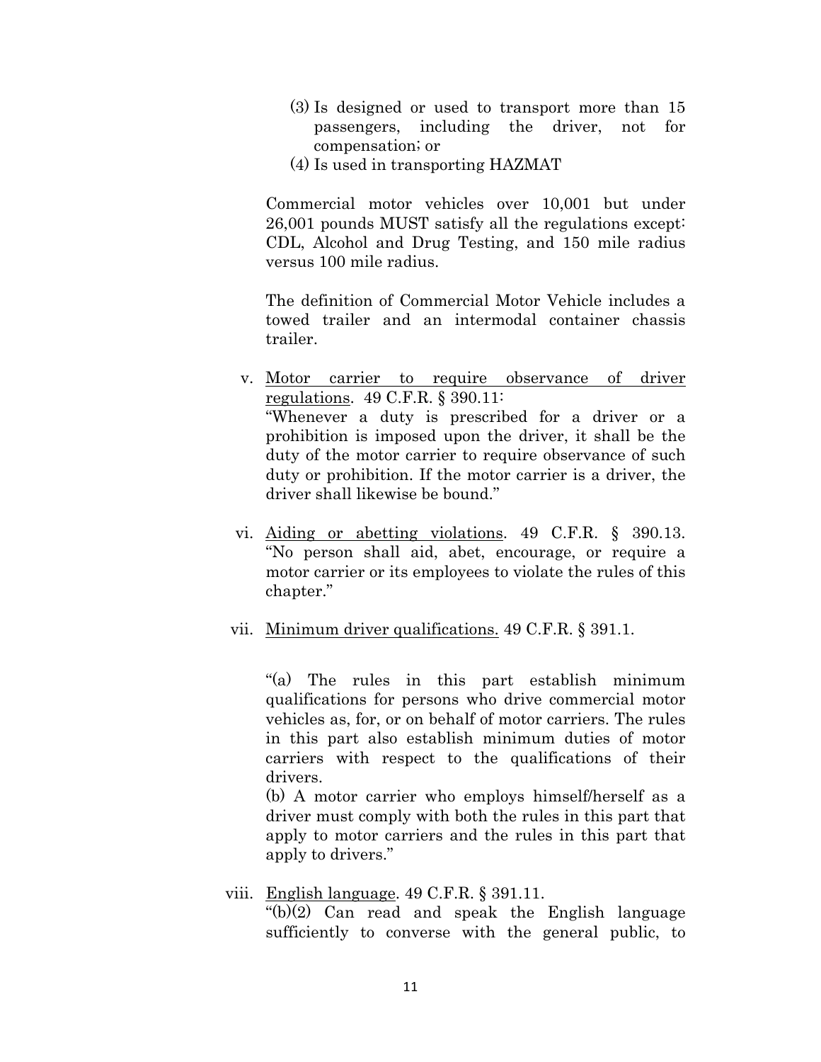(3) Is designed or used to transport more than 15 passengers, including the driver, not for compensation; or
(4) Is used in transporting HAZMAT

Commercial motor vehicles over 10,001 but under 26,001 pounds MUST satisfy all the regulations except: CDL, Alcohol and Drug Testing, and 150 mile radius versus 100 mile radius.

The definition of Commercial Motor Vehicle includes a towed trailer and an intermodal container chassis trailer.

v. Motor carrier to require observance of driver regulations. 49 C.F.R. § 390.11:
"Whenever a duty is prescribed for a driver or a prohibition is imposed upon the driver, it shall be the duty of the motor carrier to require observance of such duty or prohibition. If the motor carrier is a driver, the driver shall likewise be bound."

vi. Aiding or abetting violations. 49 C.F.R. § 390.13. "No person shall aid, abet, encourage, or require a motor carrier or its employees to violate the rules of this chapter."

vii. Minimum driver qualifications. 49 C.F.R. § 391.1.

"(a) The rules in this part establish minimum qualifications for persons who drive commercial motor vehicles as, for, or on behalf of motor carriers. The rules in this part also establish minimum duties of motor carriers with respect to the qualifications of their drivers.
(b) A motor carrier who employs himself/herself as a driver must comply with both the rules in this part that apply to motor carriers and the rules in this part that apply to drivers."

viii. English language. 49 C.F.R. § 391.11.
"(b)(2) Can read and speak the English language sufficiently to converse with the general public, to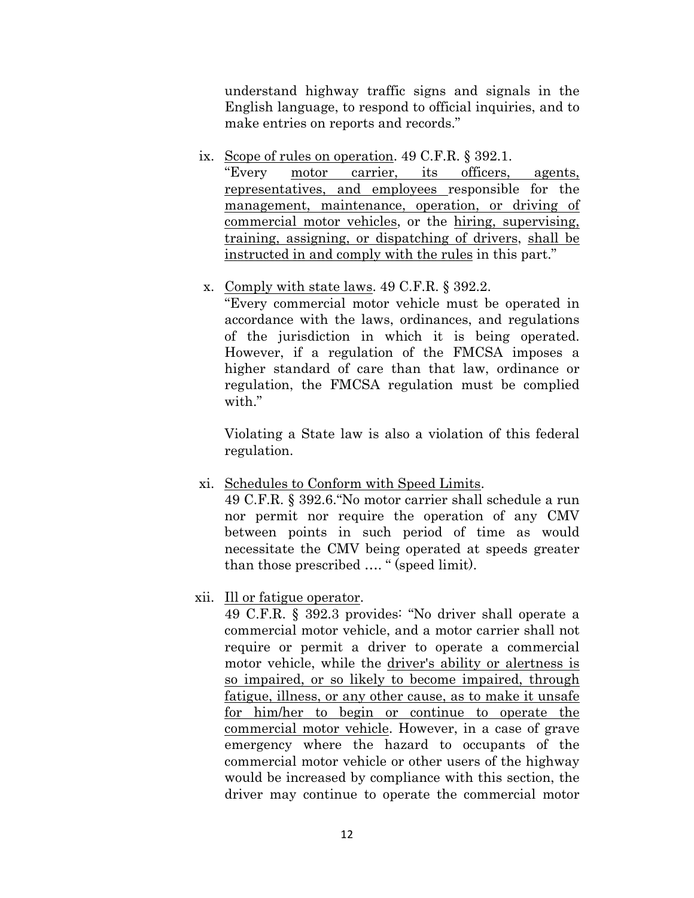understand highway traffic signs and signals in the English language, to respond to official inquiries, and to make entries on reports and records."

ix. <u>Scope of rules on operation</u>. 49 C.F.R. § 392.1.
"Every <u>motor carrier, its officers, agents, representatives, and employees</u> responsible for the <u>management, maintenance, operation, or driving of commercial motor vehicles</u>, or the <u>hiring, supervising, training, assigning, or dispatching of drivers</u>, <u>shall be instructed in and comply with the rules</u> in this part."

x. <u>Comply with state laws</u>. 49 C.F.R. § 392.2.
"Every commercial motor vehicle must be operated in accordance with the laws, ordinances, and regulations of the jurisdiction in which it is being operated. However, if a regulation of the FMCSA imposes a higher standard of care than that law, ordinance or regulation, the FMCSA regulation must be complied with."

Violating a State law is also a violation of this federal regulation.

xi. <u>Schedules to Conform with Speed Limits</u>.
49 C.F.R. § 392.6."No motor carrier shall schedule a run nor permit nor require the operation of any CMV between points in such period of time as would necessitate the CMV being operated at speeds greater than those prescribed …. " (speed limit).

xii. <u>Ill or fatigue operator</u>.
49 C.F.R. § 392.3 provides: "No driver shall operate a commercial motor vehicle, and a motor carrier shall not require or permit a driver to operate a commercial motor vehicle, while the <u>driver's ability or alertness is so impaired, or so likely to become impaired, through fatigue, illness, or any other cause, as to make it unsafe for him/her to begin or continue to operate the commercial motor vehicle</u>. However, in a case of grave emergency where the hazard to occupants of the commercial motor vehicle or other users of the highway would be increased by compliance with this section, the driver may continue to operate the commercial motor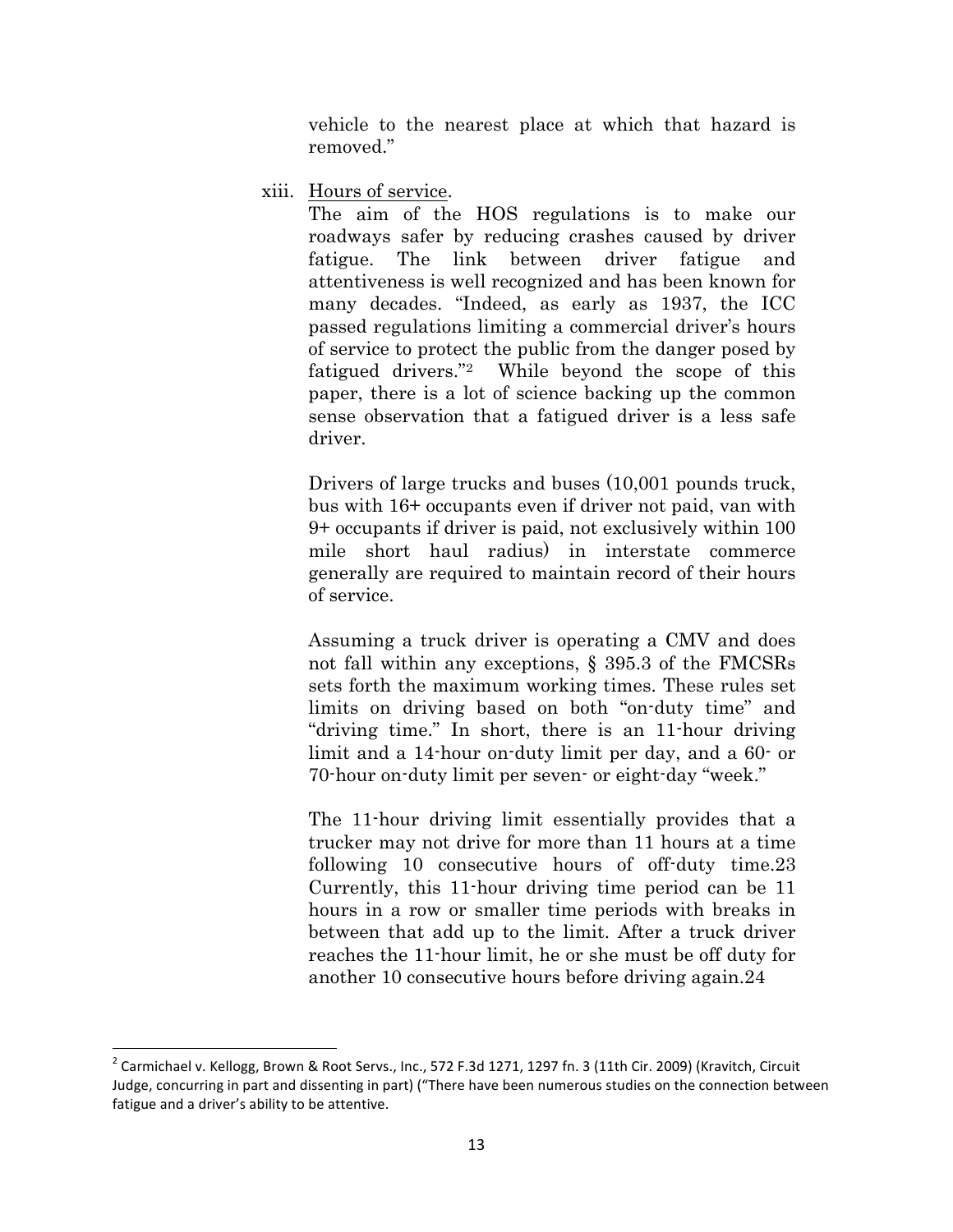vehicle to the nearest place at which that hazard is removed."

xiii. Hours of service.

The aim of the HOS regulations is to make our roadways safer by reducing crashes caused by driver fatigue. The link between driver fatigue and attentiveness is well recognized and has been known for many decades. "Indeed, as early as 1937, the ICC passed regulations limiting a commercial driver's hours of service to protect the public from the danger posed by fatigued drivers."[2] While beyond the scope of this paper, there is a lot of science backing up the common sense observation that a fatigued driver is a less safe driver.

Drivers of large trucks and buses (10,001 pounds truck, bus with 16+ occupants even if driver not paid, van with 9+ occupants if driver is paid, not exclusively within 100 mile short haul radius) in interstate commerce generally are required to maintain record of their hours of service.

Assuming a truck driver is operating a CMV and does not fall within any exceptions, § 395.3 of the FMCSRs sets forth the maximum working times. These rules set limits on driving based on both "on-duty time" and "driving time." In short, there is an 11-hour driving limit and a 14-hour on-duty limit per day, and a 60- or 70-hour on-duty limit per seven- or eight-day "week."

The 11-hour driving limit essentially provides that a trucker may not drive for more than 11 hours at a time following 10 consecutive hours of off-duty time.23 Currently, this 11-hour driving time period can be 11 hours in a row or smaller time periods with breaks in between that add up to the limit. After a truck driver reaches the 11-hour limit, he or she must be off duty for another 10 consecutive hours before driving again.24

---

[2] Carmichael v. Kellogg, Brown & Root Servs., Inc., 572 F.3d 1271, 1297 fn. 3 (11th Cir. 2009) (Kravitch, Circuit Judge, concurring in part and dissenting in part) ("There have been numerous studies on the connection between fatigue and a driver's ability to be attentive.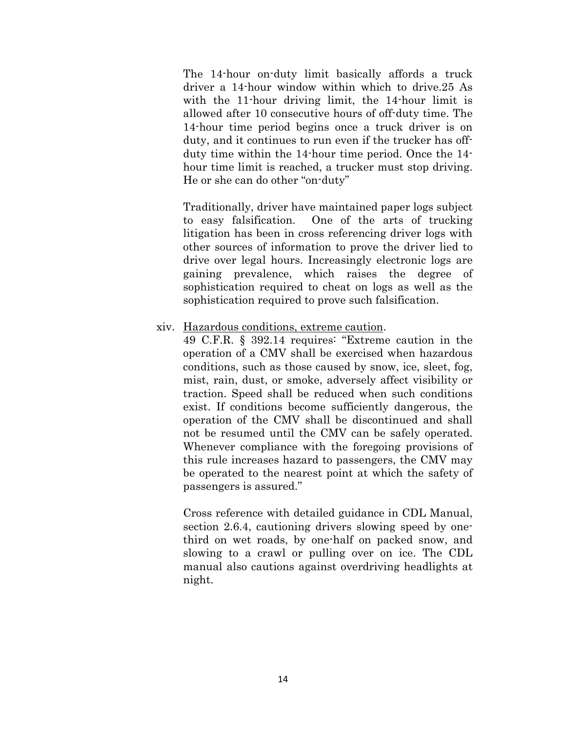The 14-hour on-duty limit basically affords a truck driver a 14-hour window within which to drive.25 As with the 11-hour driving limit, the 14-hour limit is allowed after 10 consecutive hours of off-duty time. The 14-hour time period begins once a truck driver is on duty, and it continues to run even if the trucker has off-duty time within the 14-hour time period. Once the 14-hour time limit is reached, a trucker must stop driving. He or she can do other "on-duty"

Traditionally, driver have maintained paper logs subject to easy falsification. One of the arts of trucking litigation has been in cross referencing driver logs with other sources of information to prove the driver lied to drive over legal hours. Increasingly electronic logs are gaining prevalence, which raises the degree of sophistication required to cheat on logs as well as the sophistication required to prove such falsification.

xiv. <u>Hazardous conditions, extreme caution</u>.

49 C.F.R. § 392.14 requires: "Extreme caution in the operation of a CMV shall be exercised when hazardous conditions, such as those caused by snow, ice, sleet, fog, mist, rain, dust, or smoke, adversely affect visibility or traction. Speed shall be reduced when such conditions exist. If conditions become sufficiently dangerous, the operation of the CMV shall be discontinued and shall not be resumed until the CMV can be safely operated. Whenever compliance with the foregoing provisions of this rule increases hazard to passengers, the CMV may be operated to the nearest point at which the safety of passengers is assured."

Cross reference with detailed guidance in CDL Manual, section 2.6.4, cautioning drivers slowing speed by one-third on wet roads, by one-half on packed snow, and slowing to a crawl or pulling over on ice. The CDL manual also cautions against overdriving headlights at night.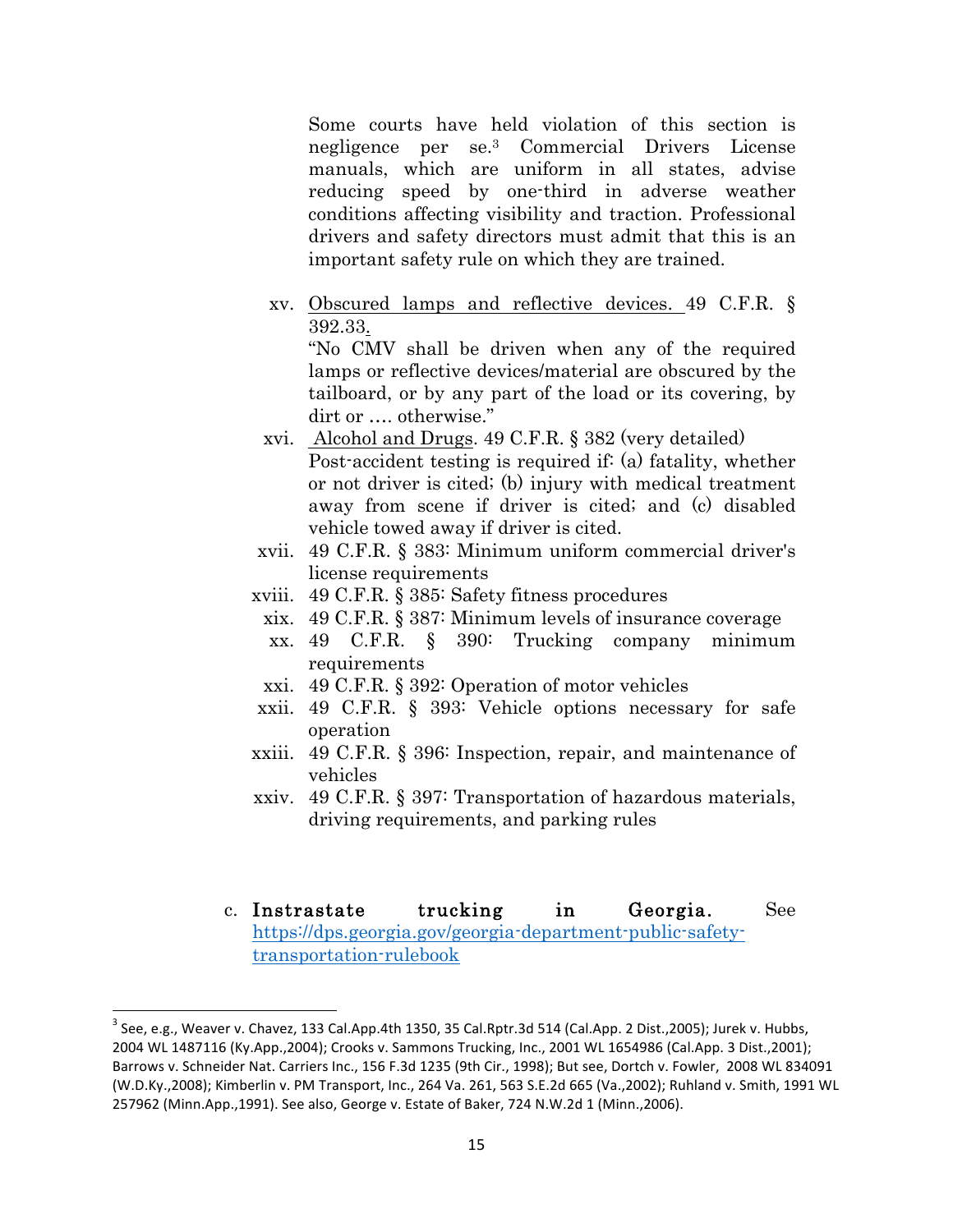Some courts have held violation of this section is negligence per se.[3] Commercial Drivers License manuals, which are uniform in all states, advise reducing speed by one-third in adverse weather conditions affecting visibility and traction. Professional drivers and safety directors must admit that this is an important safety rule on which they are trained.

xv. Obscured lamps and reflective devices. 49 C.F.R. § 392.33.
"No CMV shall be driven when any of the required lamps or reflective devices/material are obscured by the tailboard, or by any part of the load or its covering, by dirt or …. otherwise."

xvi. Alcohol and Drugs. 49 C.F.R. § 382 (very detailed)
Post-accident testing is required if: (a) fatality, whether or not driver is cited; (b) injury with medical treatment away from scene if driver is cited; and (c) disabled vehicle towed away if driver is cited.

xvii. 49 C.F.R. § 383: Minimum uniform commercial driver's license requirements

xviii. 49 C.F.R. § 385: Safety fitness procedures

xix. 49 C.F.R. § 387: Minimum levels of insurance coverage

xx. 49 C.F.R. § 390: Trucking company minimum requirements

xxi. 49 C.F.R. § 392: Operation of motor vehicles

xxii. 49 C.F.R. § 393: Vehicle options necessary for safe operation

xxiii. 49 C.F.R. § 396: Inspection, repair, and maintenance of vehicles

xxiv. 49 C.F.R. § 397: Transportation of hazardous materials, driving requirements, and parking rules

c. **Instrastate trucking in Georgia.** See https://dps.georgia.gov/georgia-department-public-safety-transportation-rulebook

[3] See, e.g., Weaver v. Chavez, 133 Cal.App.4th 1350, 35 Cal.Rptr.3d 514 (Cal.App. 2 Dist.,2005); Jurek v. Hubbs, 2004 WL 1487116 (Ky.App.,2004); Crooks v. Sammons Trucking, Inc., 2001 WL 1654986 (Cal.App. 3 Dist.,2001); Barrows v. Schneider Nat. Carriers Inc., 156 F.3d 1235 (9th Cir., 1998); But see, Dortch v. Fowler, 2008 WL 834091 (W.D.Ky.,2008); Kimberlin v. PM Transport, Inc., 264 Va. 261, 563 S.E.2d 665 (Va.,2002); Ruhland v. Smith, 1991 WL 257962 (Minn.App.,1991). See also, George v. Estate of Baker, 724 N.W.2d 1 (Minn.,2006).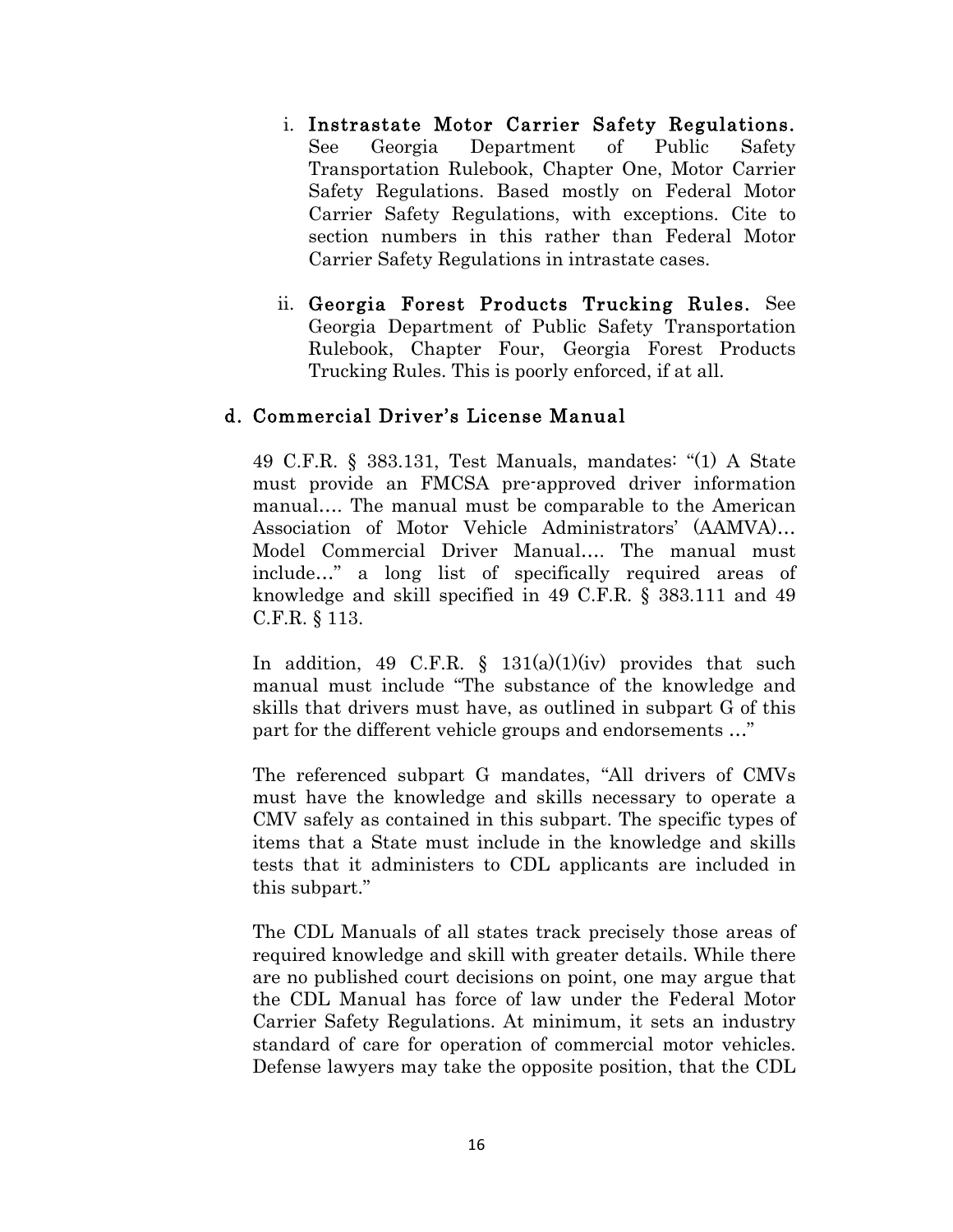i. **Instrastate Motor Carrier Safety Regulations.** See Georgia Department of Public Safety Transportation Rulebook, Chapter One, Motor Carrier Safety Regulations. Based mostly on Federal Motor Carrier Safety Regulations, with exceptions. Cite to section numbers in this rather than Federal Motor Carrier Safety Regulations in intrastate cases.

ii. **Georgia Forest Products Trucking Rules.** See Georgia Department of Public Safety Transportation Rulebook, Chapter Four, Georgia Forest Products Trucking Rules. This is poorly enforced, if at all.

### d. Commercial Driver's License Manual

49 C.F.R. § 383.131, Test Manuals, mandates: "(1) A State must provide an FMCSA pre-approved driver information manual…. The manual must be comparable to the American Association of Motor Vehicle Administrators' (AAMVA)… Model Commercial Driver Manual…. The manual must include…" a long list of specifically required areas of knowledge and skill specified in 49 C.F.R. § 383.111 and 49 C.F.R. § 113.

In addition, 49 C.F.R. § 131(a)(1)(iv) provides that such manual must include "The substance of the knowledge and skills that drivers must have, as outlined in subpart G of this part for the different vehicle groups and endorsements …"

The referenced subpart G mandates, "All drivers of CMVs must have the knowledge and skills necessary to operate a CMV safely as contained in this subpart. The specific types of items that a State must include in the knowledge and skills tests that it administers to CDL applicants are included in this subpart."

The CDL Manuals of all states track precisely those areas of required knowledge and skill with greater details. While there are no published court decisions on point, one may argue that the CDL Manual has force of law under the Federal Motor Carrier Safety Regulations. At minimum, it sets an industry standard of care for operation of commercial motor vehicles. Defense lawyers may take the opposite position, that the CDL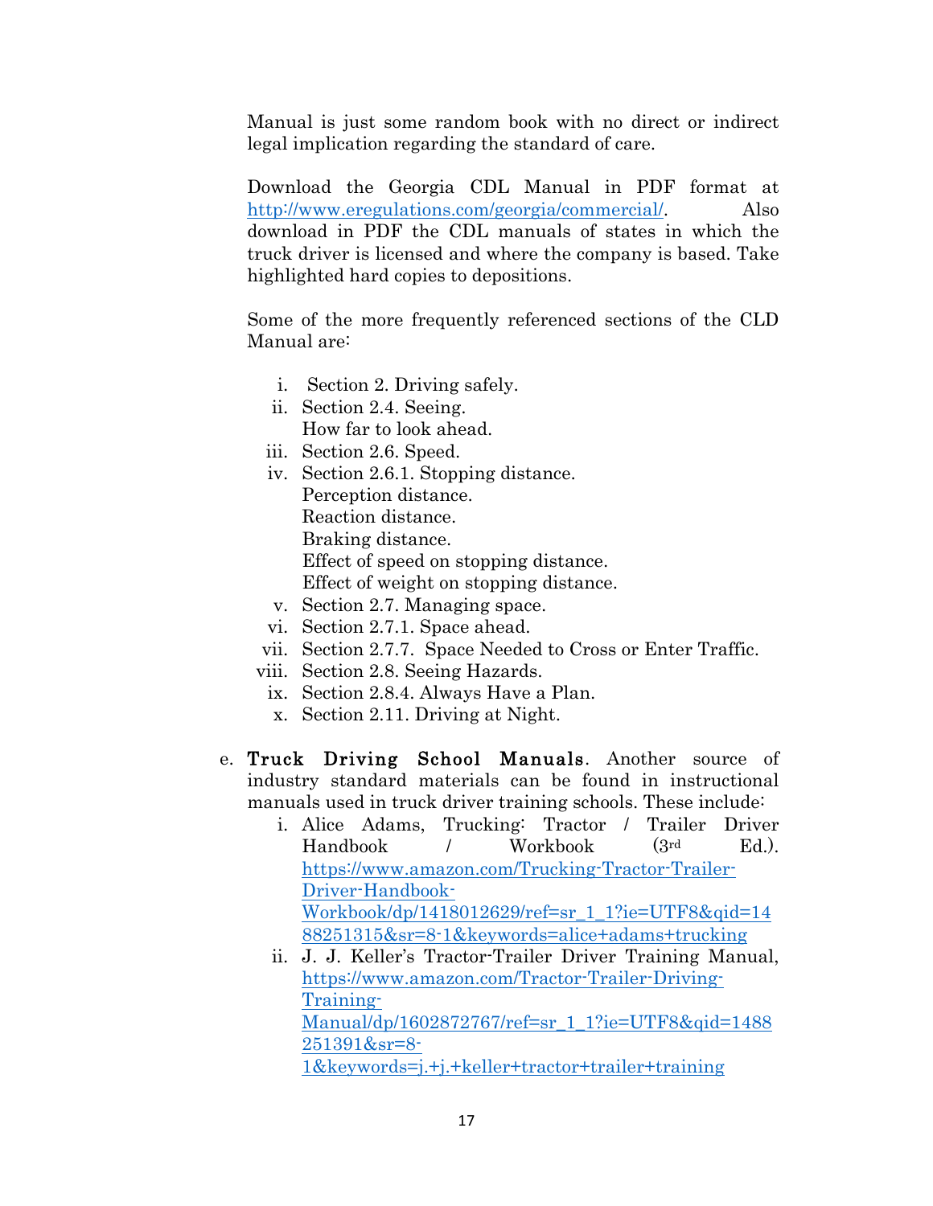Manual is just some random book with no direct or indirect legal implication regarding the standard of care.

Download the Georgia CDL Manual in PDF format at [http://www.eregulations.com/georgia/commercial/](http://www.eregulations.com/georgia/commercial/). Also download in PDF the CDL manuals of states in which the truck driver is licensed and where the company is based. Take highlighted hard copies to depositions.

Some of the more frequently referenced sections of the CLD Manual are:

i. Section 2. Driving safely.
ii. Section 2.4. Seeing.
   How far to look ahead.
iii. Section 2.6. Speed.
iv. Section 2.6.1. Stopping distance.
   Perception distance.
   Reaction distance.
   Braking distance.
   Effect of speed on stopping distance.
   Effect of weight on stopping distance.
v. Section 2.7. Managing space.
vi. Section 2.7.1. Space ahead.
vii. Section 2.7.7. Space Needed to Cross or Enter Traffic.
viii. Section 2.8. Seeing Hazards.
ix. Section 2.8.4. Always Have a Plan.
x. Section 2.11. Driving at Night.

e. **Truck Driving School Manuals**. Another source of industry standard materials can be found in instructional manuals used in truck driver training schools. These include:
   i. Alice Adams, Trucking: Tractor / Trailer Driver Handbook / Workbook (3rd Ed.). [https://www.amazon.com/Trucking-Tractor-Trailer-Driver-Handbook-Workbook/dp/1418012629/ref=sr_1_1?ie=UTF8&qid=1488251315&sr=8-1&keywords=alice+adams+trucking](https://www.amazon.com/Trucking-Tractor-Trailer-Driver-Handbook-Workbook/dp/1418012629/ref=sr_1_1?ie=UTF8&qid=1488251315&sr=8-1&keywords=alice+adams+trucking)
   ii. J. J. Keller's Tractor-Trailer Driver Training Manual, [https://www.amazon.com/Tractor-Trailer-Driving-Training-Manual/dp/1602872767/ref=sr_1_1?ie=UTF8&qid=1488251391&sr=8-1&keywords=j.+j.+keller+tractor+trailer+training](https://www.amazon.com/Tractor-Trailer-Driving-Training-Manual/dp/1602872767/ref=sr_1_1?ie=UTF8&qid=1488251391&sr=8-1&keywords=j.+j.+keller+tractor+trailer+training)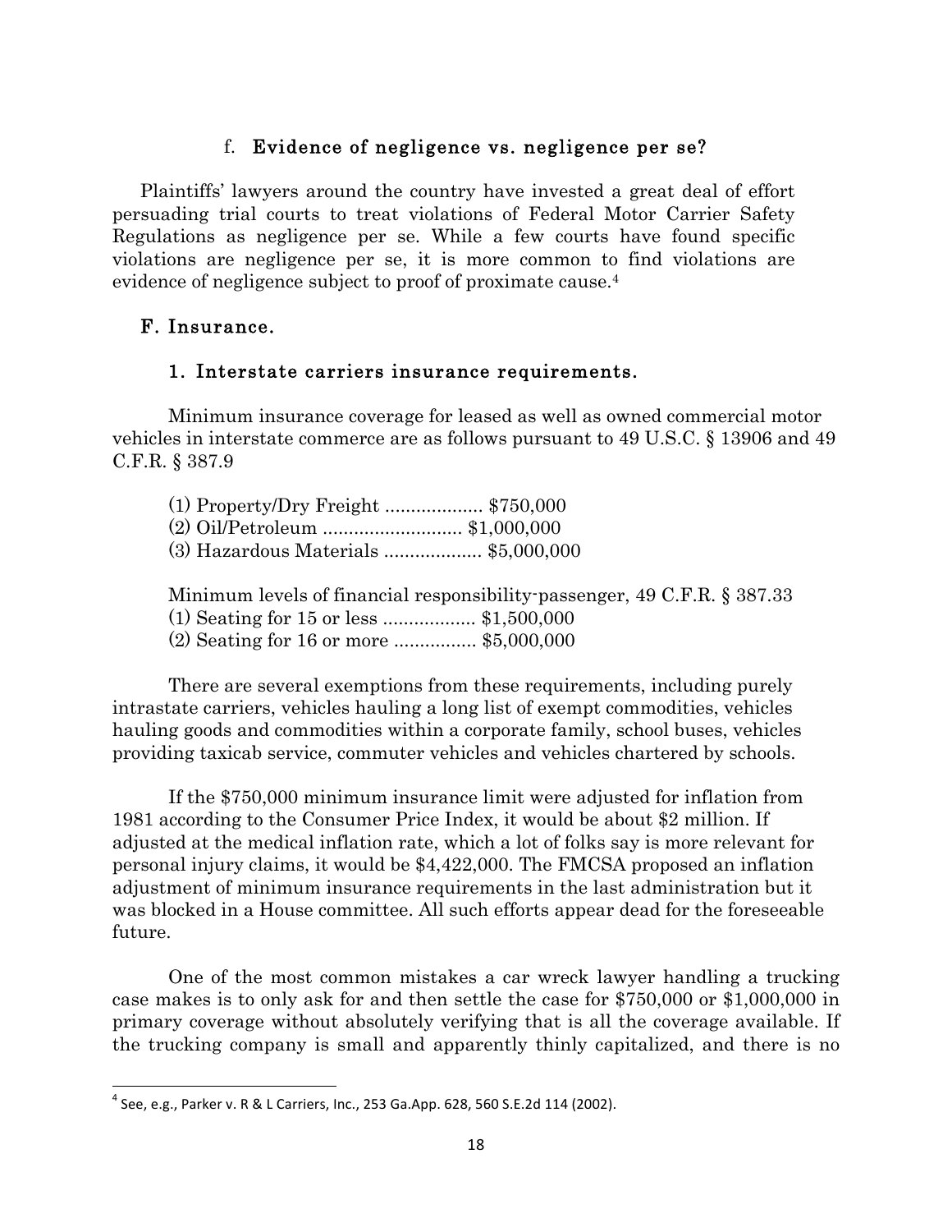#### f. **Evidence of negligence vs. negligence per se?**

Plaintiffs' lawyers around the country have invested a great deal of effort persuading trial courts to treat violations of Federal Motor Carrier Safety Regulations as negligence per se. While a few courts have found specific violations are negligence per se, it is more common to find violations are evidence of negligence subject to proof of proximate cause.[4]

## F. Insurance.

### 1. Interstate carriers insurance requirements.

Minimum insurance coverage for leased as well as owned commercial motor vehicles in interstate commerce are as follows pursuant to 49 U.S.C. § 13906 and 49 C.F.R. § 387.9

(1) Property/Dry Freight ................... $750,000
(2) Oil/Petroleum ........................... $1,000,000
(3) Hazardous Materials ................... $5,000,000

Minimum levels of financial responsibility-passenger, 49 C.F.R. § 387.33
(1) Seating for 15 or less .................. $1,500,000
(2) Seating for 16 or more ................ $5,000,000

There are several exemptions from these requirements, including purely intrastate carriers, vehicles hauling a long list of exempt commodities, vehicles hauling goods and commodities within a corporate family, school buses, vehicles providing taxicab service, commuter vehicles and vehicles chartered by schools.

If the $750,000 minimum insurance limit were adjusted for inflation from 1981 according to the Consumer Price Index, it would be about $2 million. If adjusted at the medical inflation rate, which a lot of folks say is more relevant for personal injury claims, it would be $4,422,000. The FMCSA proposed an inflation adjustment of minimum insurance requirements in the last administration but it was blocked in a House committee. All such efforts appear dead for the foreseeable future.

One of the most common mistakes a car wreck lawyer handling a trucking case makes is to only ask for and then settle the case for $750,000 or $1,000,000 in primary coverage without absolutely verifying that is all the coverage available. If the trucking company is small and apparently thinly capitalized, and there is no

---

[4] See, e.g., Parker v. R & L Carriers, Inc., 253 Ga.App. 628, 560 S.E.2d 114 (2002).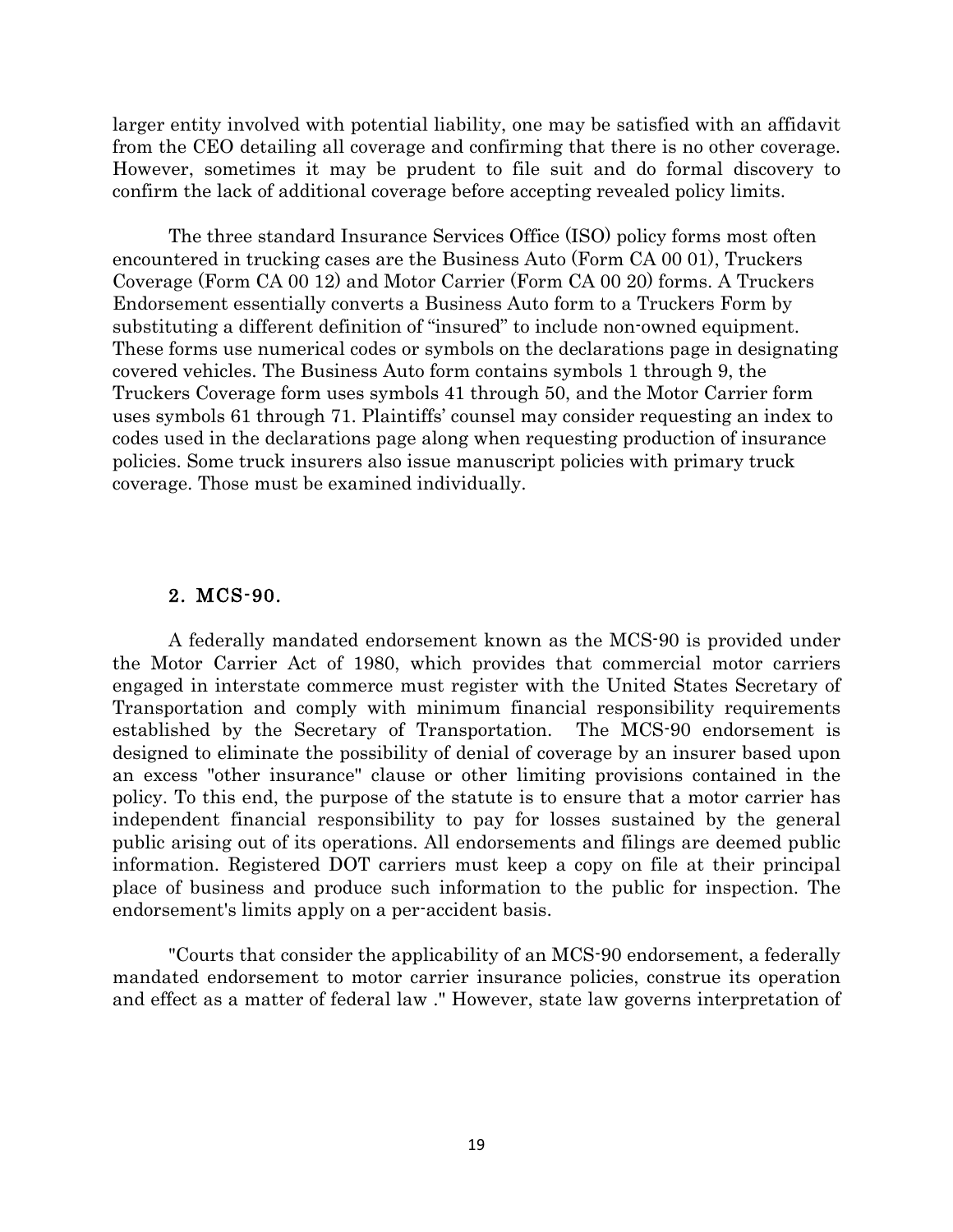larger entity involved with potential liability, one may be satisfied with an affidavit from the CEO detailing all coverage and confirming that there is no other coverage. However, sometimes it may be prudent to file suit and do formal discovery to confirm the lack of additional coverage before accepting revealed policy limits.

The three standard Insurance Services Office (ISO) policy forms most often encountered in trucking cases are the Business Auto (Form CA 00 01), Truckers Coverage (Form CA 00 12) and Motor Carrier (Form CA 00 20) forms. A Truckers Endorsement essentially converts a Business Auto form to a Truckers Form by substituting a different definition of "insured" to include non-owned equipment. These forms use numerical codes or symbols on the declarations page in designating covered vehicles. The Business Auto form contains symbols 1 through 9, the Truckers Coverage form uses symbols 41 through 50, and the Motor Carrier form uses symbols 61 through 71. Plaintiffs' counsel may consider requesting an index to codes used in the declarations page along when requesting production of insurance policies. Some truck insurers also issue manuscript policies with primary truck coverage. Those must be examined individually.

## 2. MCS-90.

A federally mandated endorsement known as the MCS-90 is provided under the Motor Carrier Act of 1980, which provides that commercial motor carriers engaged in interstate commerce must register with the United States Secretary of Transportation and comply with minimum financial responsibility requirements established by the Secretary of Transportation. The MCS-90 endorsement is designed to eliminate the possibility of denial of coverage by an insurer based upon an excess "other insurance" clause or other limiting provisions contained in the policy. To this end, the purpose of the statute is to ensure that a motor carrier has independent financial responsibility to pay for losses sustained by the general public arising out of its operations. All endorsements and filings are deemed public information. Registered DOT carriers must keep a copy on file at their principal place of business and produce such information to the public for inspection. The endorsement's limits apply on a per-accident basis.

"Courts that consider the applicability of an MCS-90 endorsement, a federally mandated endorsement to motor carrier insurance policies, construe its operation and effect as a matter of federal law ." However, state law governs interpretation of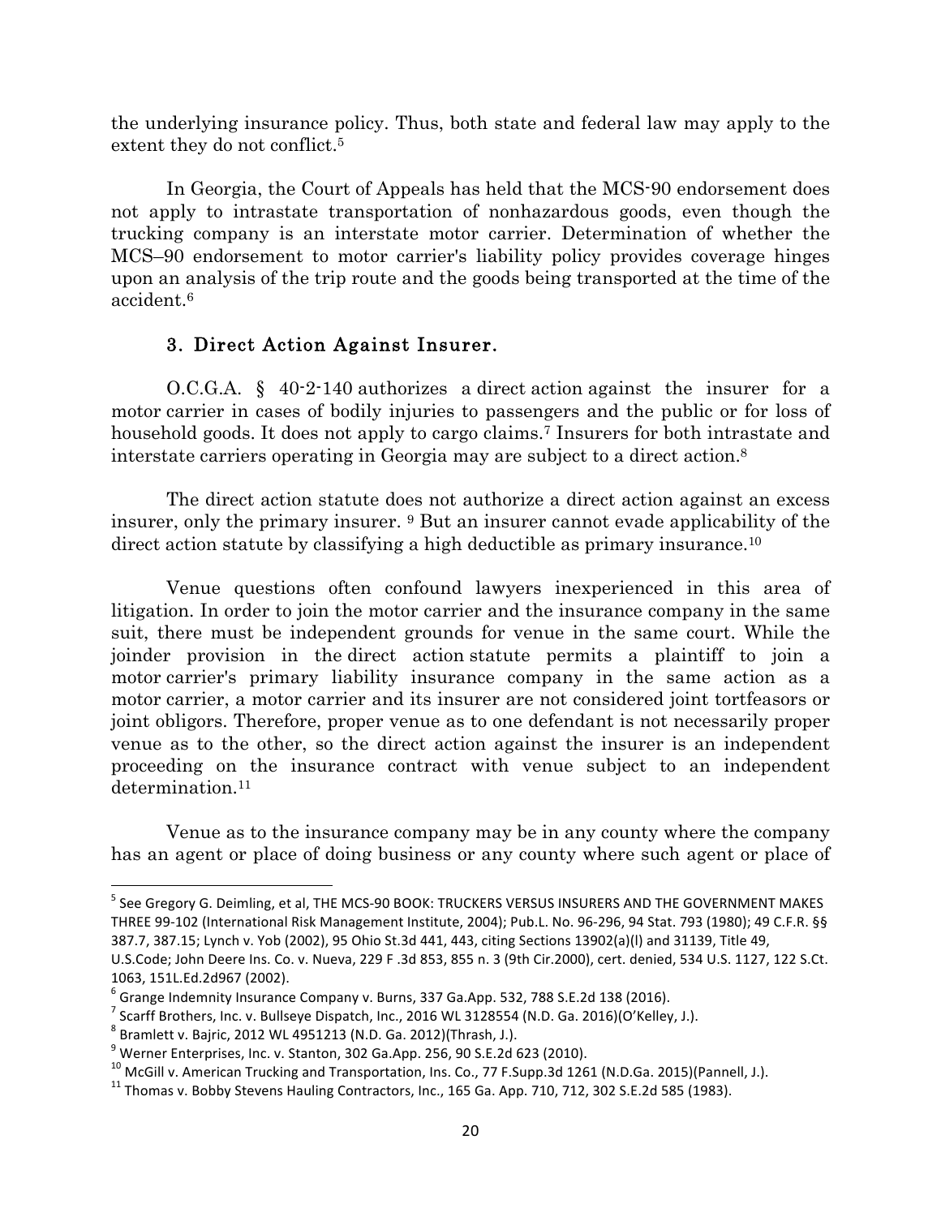the underlying insurance policy. Thus, both state and federal law may apply to the extent they do not conflict.[5]

In Georgia, the Court of Appeals has held that the MCS-90 endorsement does not apply to intrastate transportation of nonhazardous goods, even though the trucking company is an interstate motor carrier. Determination of whether the MCS–90 endorsement to motor carrier's liability policy provides coverage hinges upon an analysis of the trip route and the goods being transported at the time of the accident.[6]

### 3. Direct Action Against Insurer.

O.C.G.A. § 40-2-140 authorizes a direct action against the insurer for a motor carrier in cases of bodily injuries to passengers and the public or for loss of household goods. It does not apply to cargo claims.[7] Insurers for both intrastate and interstate carriers operating in Georgia may are subject to a direct action.[8]

The direct action statute does not authorize a direct action against an excess insurer, only the primary insurer. [9] But an insurer cannot evade applicability of the direct action statute by classifying a high deductible as primary insurance.[10]

Venue questions often confound lawyers inexperienced in this area of litigation. In order to join the motor carrier and the insurance company in the same suit, there must be independent grounds for venue in the same court. While the joinder provision in the direct action statute permits a plaintiff to join a motor carrier's primary liability insurance company in the same action as a motor carrier, a motor carrier and its insurer are not considered joint tortfeasors or joint obligors. Therefore, proper venue as to one defendant is not necessarily proper venue as to the other, so the direct action against the insurer is an independent proceeding on the insurance contract with venue subject to an independent determination.[11]

Venue as to the insurance company may be in any county where the company has an agent or place of doing business or any county where such agent or place of

---

[5] See Gregory G. Deimling, et al, THE MCS-90 BOOK: TRUCKERS VERSUS INSURERS AND THE GOVERNMENT MAKES THREE 99-102 (International Risk Management Institute, 2004); Pub.L. No. 96-296, 94 Stat. 793 (1980); 49 C.F.R. §§ 387.7, 387.15; Lynch v. Yob (2002), 95 Ohio St.3d 441, 443, citing Sections 13902(a)(l) and 31139, Title 49, U.S.Code; John Deere Ins. Co. v. Nueva, 229 F .3d 853, 855 n. 3 (9th Cir.2000), cert. denied, 534 U.S. 1127, 122 S.Ct. 1063, 151L.Ed.2d967 (2002).

[6] Grange Indemnity Insurance Company v. Burns, 337 Ga.App. 532, 788 S.E.2d 138 (2016).

[7] Scarff Brothers, Inc. v. Bullseye Dispatch, Inc., 2016 WL 3128554 (N.D. Ga. 2016)(O'Kelley, J.).

[8] Bramlett v. Bajric, 2012 WL 4951213 (N.D. Ga. 2012)(Thrash, J.).

[9] Werner Enterprises, Inc. v. Stanton, 302 Ga.App. 256, 90 S.E.2d 623 (2010).

[10] McGill v. American Trucking and Transportation, Ins. Co., 77 F.Supp.3d 1261 (N.D.Ga. 2015)(Pannell, J.).

[11] Thomas v. Bobby Stevens Hauling Contractors, Inc., 165 Ga. App. 710, 712, 302 S.E.2d 585 (1983).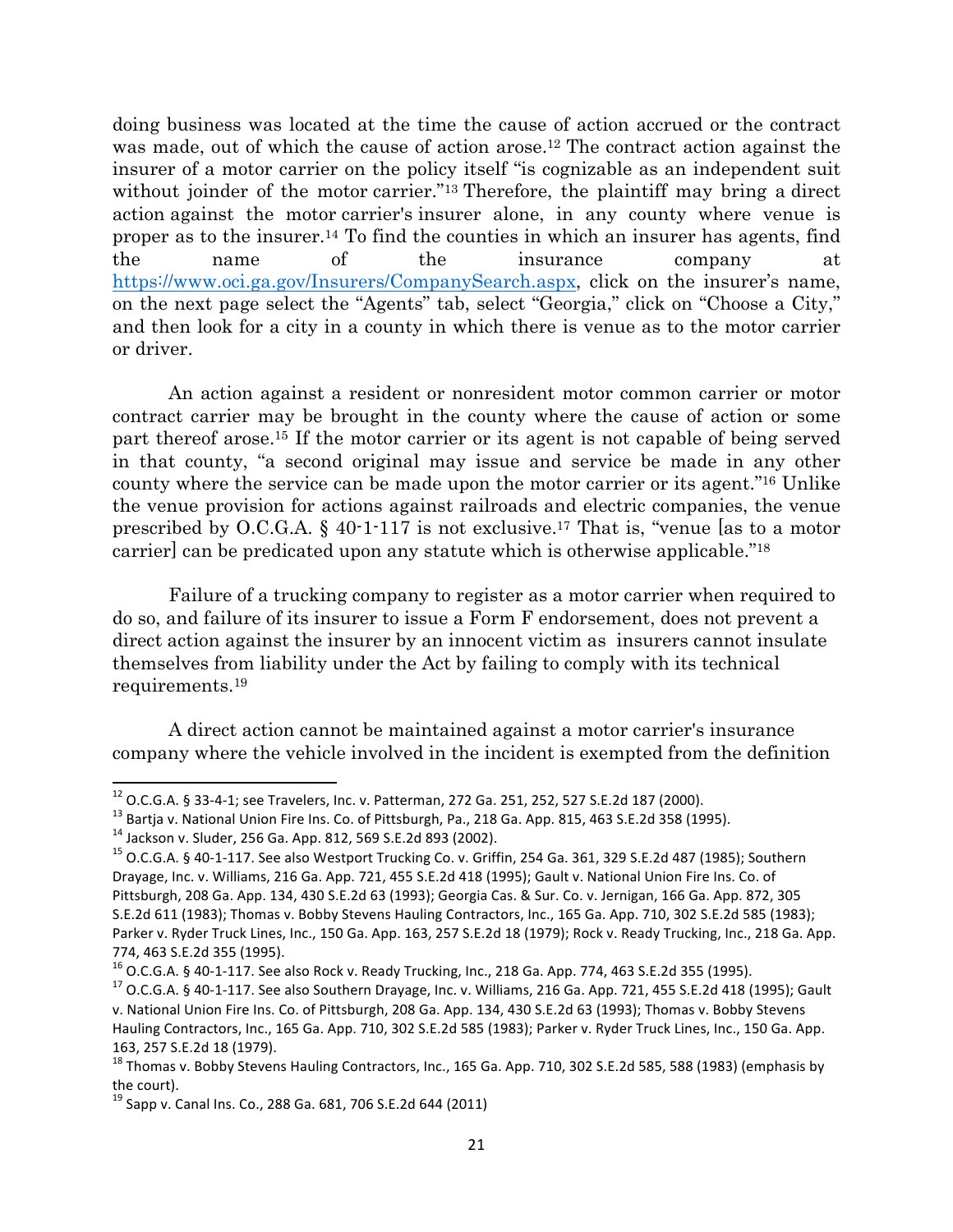doing business was located at the time the cause of action accrued or the contract was made, out of which the cause of action arose.[12] The contract action against the insurer of a motor carrier on the policy itself "is cognizable as an independent suit without joinder of the motor carrier."[13] Therefore, the plaintiff may bring a direct action against the motor carrier's insurer alone, in any county where venue is proper as to the insurer.[14] To find the counties in which an insurer has agents, find the name of the insurance company at https://www.oci.ga.gov/Insurers/CompanySearch.aspx, click on the insurer's name, on the next page select the "Agents" tab, select "Georgia," click on "Choose a City," and then look for a city in a county in which there is venue as to the motor carrier or driver.

An action against a resident or nonresident motor common carrier or motor contract carrier may be brought in the county where the cause of action or some part thereof arose.[15] If the motor carrier or its agent is not capable of being served in that county, "a second original may issue and service be made in any other county where the service can be made upon the motor carrier or its agent."[16] Unlike the venue provision for actions against railroads and electric companies, the venue prescribed by O.C.G.A. § 40-1-117 is not exclusive.[17] That is, "venue [as to a motor carrier] can be predicated upon any statute which is otherwise applicable."[18]

Failure of a trucking company to register as a motor carrier when required to do so, and failure of its insurer to issue a Form F endorsement, does not prevent a direct action against the insurer by an innocent victim as insurers cannot insulate themselves from liability under the Act by failing to comply with its technical requirements.[19]

A direct action cannot be maintained against a motor carrier's insurance company where the vehicle involved in the incident is exempted from the definition

---

[12] O.C.G.A. § 33-4-1; see Travelers, Inc. v. Patterman, 272 Ga. 251, 252, 527 S.E.2d 187 (2000).

[13] Bartja v. National Union Fire Ins. Co. of Pittsburgh, Pa., 218 Ga. App. 815, 463 S.E.2d 358 (1995).

[14] Jackson v. Sluder, 256 Ga. App. 812, 569 S.E.2d 893 (2002).

[15] O.C.G.A. § 40-1-117. See also Westport Trucking Co. v. Griffin, 254 Ga. 361, 329 S.E.2d 487 (1985); Southern Drayage, Inc. v. Williams, 216 Ga. App. 721, 455 S.E.2d 418 (1995); Gault v. National Union Fire Ins. Co. of Pittsburgh, 208 Ga. App. 134, 430 S.E.2d 63 (1993); Georgia Cas. & Sur. Co. v. Jernigan, 166 Ga. App. 872, 305 S.E.2d 611 (1983); Thomas v. Bobby Stevens Hauling Contractors, Inc., 165 Ga. App. 710, 302 S.E.2d 585 (1983); Parker v. Ryder Truck Lines, Inc., 150 Ga. App. 163, 257 S.E.2d 18 (1979); Rock v. Ready Trucking, Inc., 218 Ga. App. 774, 463 S.E.2d 355 (1995).

[16] O.C.G.A. § 40-1-117. See also Rock v. Ready Trucking, Inc., 218 Ga. App. 774, 463 S.E.2d 355 (1995).

[17] O.C.G.A. § 40-1-117. See also Southern Drayage, Inc. v. Williams, 216 Ga. App. 721, 455 S.E.2d 418 (1995); Gault v. National Union Fire Ins. Co. of Pittsburgh, 208 Ga. App. 134, 430 S.E.2d 63 (1993); Thomas v. Bobby Stevens Hauling Contractors, Inc., 165 Ga. App. 710, 302 S.E.2d 585 (1983); Parker v. Ryder Truck Lines, Inc., 150 Ga. App. 163, 257 S.E.2d 18 (1979).

[18] Thomas v. Bobby Stevens Hauling Contractors, Inc., 165 Ga. App. 710, 302 S.E.2d 585, 588 (1983) (emphasis by the court).

[19] Sapp v. Canal Ins. Co., 288 Ga. 681, 706 S.E.2d 644 (2011)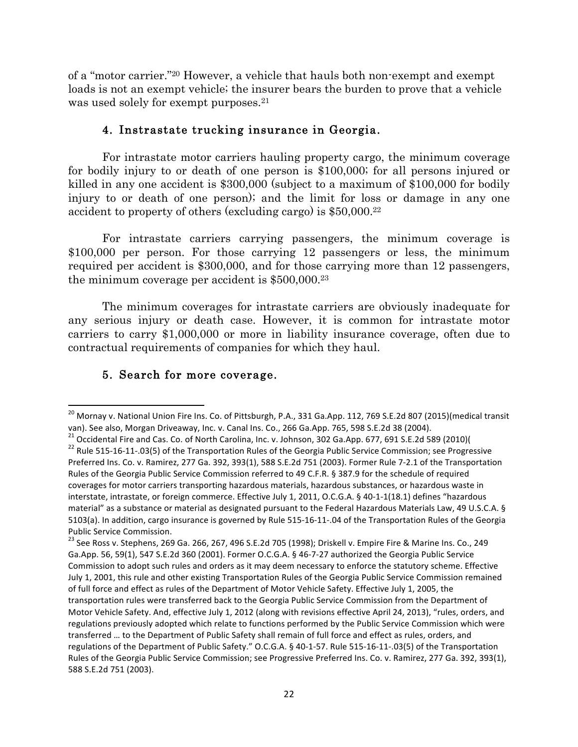of a "motor carrier."[20] However, a vehicle that hauls both non-exempt and exempt loads is not an exempt vehicle; the insurer bears the burden to prove that a vehicle was used solely for exempt purposes.[21]

### 4. Instrastate trucking insurance in Georgia.

For intrastate motor carriers hauling property cargo, the minimum coverage for bodily injury to or death of one person is $100,000; for all persons injured or killed in any one accident is $300,000 (subject to a maximum of $100,000 for bodily injury to or death of one person); and the limit for loss or damage in any one accident to property of others (excluding cargo) is $50,000.[22]

For intrastate carriers carrying passengers, the minimum coverage is $100,000 per person. For those carrying 12 passengers or less, the minimum required per accident is $300,000, and for those carrying more than 12 passengers, the minimum coverage per accident is $500,000.[23]

The minimum coverages for intrastate carriers are obviously inadequate for any serious injury or death case. However, it is common for intrastate motor carriers to carry $1,000,000 or more in liability insurance coverage, often due to contractual requirements of companies for which they haul.

### 5. Search for more coverage.

---

[20] Mornay v. National Union Fire Ins. Co. of Pittsburgh, P.A., 331 Ga.App. 112, 769 S.E.2d 807 (2015)(medical transit van). See also, Morgan Driveaway, Inc. v. Canal Ins. Co., 266 Ga.App. 765, 598 S.E.2d 38 (2004).

[21] Occidental Fire and Cas. Co. of North Carolina, Inc. v. Johnson, 302 Ga.App. 677, 691 S.E.2d 589 (2010)(

[22] Rule 515-16-11-.03(5) of the Transportation Rules of the Georgia Public Service Commission; see Progressive Preferred Ins. Co. v. Ramirez, 277 Ga. 392, 393(1), 588 S.E.2d 751 (2003). Former Rule 7-2.1 of the Transportation Rules of the Georgia Public Service Commission referred to 49 C.F.R. § 387.9 for the schedule of required coverages for motor carriers transporting hazardous materials, hazardous substances, or hazardous waste in interstate, intrastate, or foreign commerce. Effective July 1, 2011, O.C.G.A. § 40-1-1(18.1) defines "hazardous material" as a substance or material as designated pursuant to the Federal Hazardous Materials Law, 49 U.S.C.A. § 5103(a). In addition, cargo insurance is governed by Rule 515-16-11-.04 of the Transportation Rules of the Georgia Public Service Commission.

[23] See Ross v. Stephens, 269 Ga. 266, 267, 496 S.E.2d 705 (1998); Driskell v. Empire Fire & Marine Ins. Co., 249 Ga.App. 56, 59(1), 547 S.E.2d 360 (2001). Former O.C.G.A. § 46-7-27 authorized the Georgia Public Service Commission to adopt such rules and orders as it may deem necessary to enforce the statutory scheme. Effective July 1, 2001, this rule and other existing Transportation Rules of the Georgia Public Service Commission remained of full force and effect as rules of the Department of Motor Vehicle Safety. Effective July 1, 2005, the transportation rules were transferred back to the Georgia Public Service Commission from the Department of Motor Vehicle Safety. And, effective July 1, 2012 (along with revisions effective April 24, 2013), "rules, orders, and regulations previously adopted which relate to functions performed by the Public Service Commission which were transferred … to the Department of Public Safety shall remain of full force and effect as rules, orders, and regulations of the Department of Public Safety." O.C.G.A. § 40-1-57. Rule 515-16-11-.03(5) of the Transportation Rules of the Georgia Public Service Commission; see Progressive Preferred Ins. Co. v. Ramirez, 277 Ga. 392, 393(1), 588 S.E.2d 751 (2003).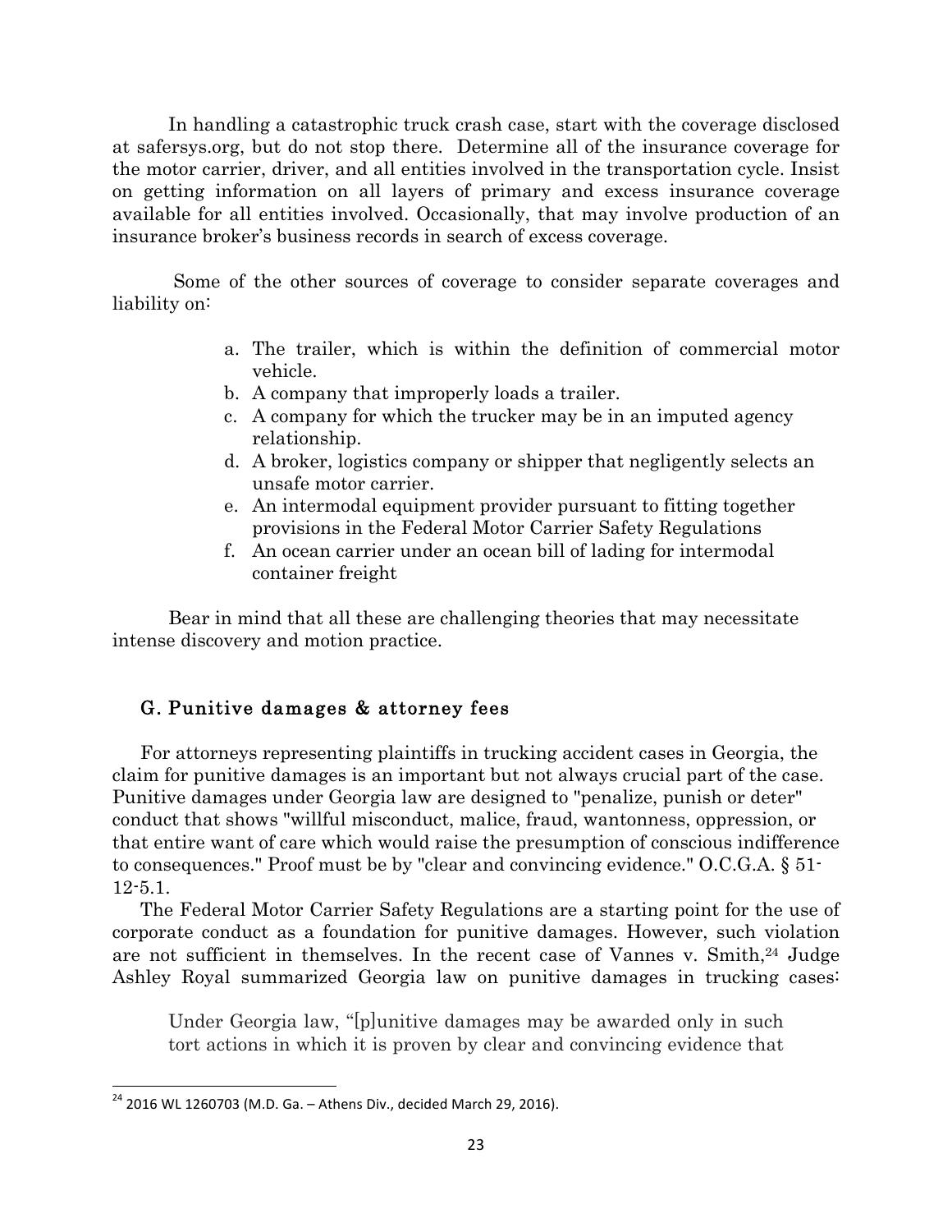In handling a catastrophic truck crash case, start with the coverage disclosed at safersys.org, but do not stop there. Determine all of the insurance coverage for the motor carrier, driver, and all entities involved in the transportation cycle. Insist on getting information on all layers of primary and excess insurance coverage available for all entities involved. Occasionally, that may involve production of an insurance broker's business records in search of excess coverage.

Some of the other sources of coverage to consider separate coverages and liability on:

a. The trailer, which is within the definition of commercial motor vehicle.
b. A company that improperly loads a trailer.
c. A company for which the trucker may be in an imputed agency relationship.
d. A broker, logistics company or shipper that negligently selects an unsafe motor carrier.
e. An intermodal equipment provider pursuant to fitting together provisions in the Federal Motor Carrier Safety Regulations
f. An ocean carrier under an ocean bill of lading for intermodal container freight

Bear in mind that all these are challenging theories that may necessitate intense discovery and motion practice.

## G. Punitive damages & attorney fees

For attorneys representing plaintiffs in trucking accident cases in Georgia, the claim for punitive damages is an important but not always crucial part of the case. Punitive damages under Georgia law are designed to "penalize, punish or deter" conduct that shows "willful misconduct, malice, fraud, wantonness, oppression, or that entire want of care which would raise the presumption of conscious indifference to consequences." Proof must be by "clear and convincing evidence." O.C.G.A. § 51-12-5.1.

The Federal Motor Carrier Safety Regulations are a starting point for the use of corporate conduct as a foundation for punitive damages. However, such violation are not sufficient in themselves. In the recent case of Vannes v. Smith,[24] Judge Ashley Royal summarized Georgia law on punitive damages in trucking cases:

> Under Georgia law, "[p]unitive damages may be awarded only in such tort actions in which it is proven by clear and convincing evidence that

[24] 2016 WL 1260703 (M.D. Ga. – Athens Div., decided March 29, 2016).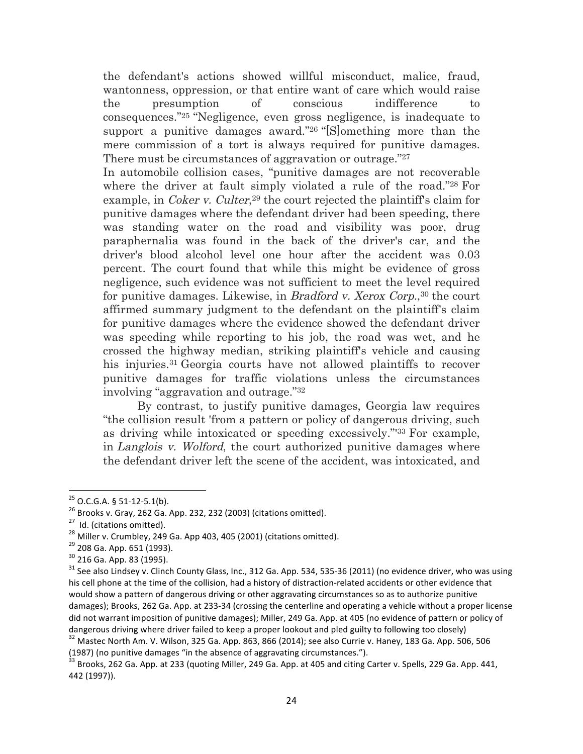the defendant's actions showed willful misconduct, malice, fraud, wantonness, oppression, or that entire want of care which would raise the presumption of conscious indifference to consequences."[25] "Negligence, even gross negligence, is inadequate to support a punitive damages award."[26] "[S]omething more than the mere commission of a tort is always required for punitive damages. There must be circumstances of aggravation or outrage."[27]

In automobile collision cases, "punitive damages are not recoverable where the driver at fault simply violated a rule of the road."[28] For example, in *Coker v. Culter*,[29] the court rejected the plaintiff's claim for punitive damages where the defendant driver had been speeding, there was standing water on the road and visibility was poor, drug paraphernalia was found in the back of the driver's car, and the driver's blood alcohol level one hour after the accident was 0.03 percent. The court found that while this might be evidence of gross negligence, such evidence was not sufficient to meet the level required for punitive damages. Likewise, in *Bradford v. Xerox Corp.*,[30] the court affirmed summary judgment to the defendant on the plaintiff's claim for punitive damages where the evidence showed the defendant driver was speeding while reporting to his job, the road was wet, and he crossed the highway median, striking plaintiff's vehicle and causing his injuries.[31] Georgia courts have not allowed plaintiffs to recover punitive damages for traffic violations unless the circumstances involving "aggravation and outrage."[32]

By contrast, to justify punitive damages, Georgia law requires "the collision result 'from a pattern or policy of dangerous driving, such as driving while intoxicated or speeding excessively.'"[33] For example, in *Langlois v. Wolford*, the court authorized punitive damages where the defendant driver left the scene of the accident, was intoxicated, and

---

[25] O.C.G.A. § 51-12-5.1(b).

[26] Brooks v. Gray, 262 Ga. App. 232, 232 (2003) (citations omitted).

[27] Id. (citations omitted).

[28] Miller v. Crumbley, 249 Ga. App 403, 405 (2001) (citations omitted).

[29] 208 Ga. App. 651 (1993).

[30] 216 Ga. App. 83 (1995).

[31] See also Lindsey v. Clinch County Glass, Inc., 312 Ga. App. 534, 535-36 (2011) (no evidence driver, who was using his cell phone at the time of the collision, had a history of distraction-related accidents or other evidence that would show a pattern of dangerous driving or other aggravating circumstances so as to authorize punitive damages); Brooks, 262 Ga. App. at 233-34 (crossing the centerline and operating a vehicle without a proper license did not warrant imposition of punitive damages); Miller, 249 Ga. App. at 405 (no evidence of pattern or policy of dangerous driving where driver failed to keep a proper lookout and pled guilty to following too closely)

[32] Mastec North Am. V. Wilson, 325 Ga. App. 863, 866 (2014); see also Currie v. Haney, 183 Ga. App. 506, 506 (1987) (no punitive damages "in the absence of aggravating circumstances.").

[33] Brooks, 262 Ga. App. at 233 (quoting Miller, 249 Ga. App. at 405 and citing Carter v. Spells, 229 Ga. App. 441, 442 (1997)).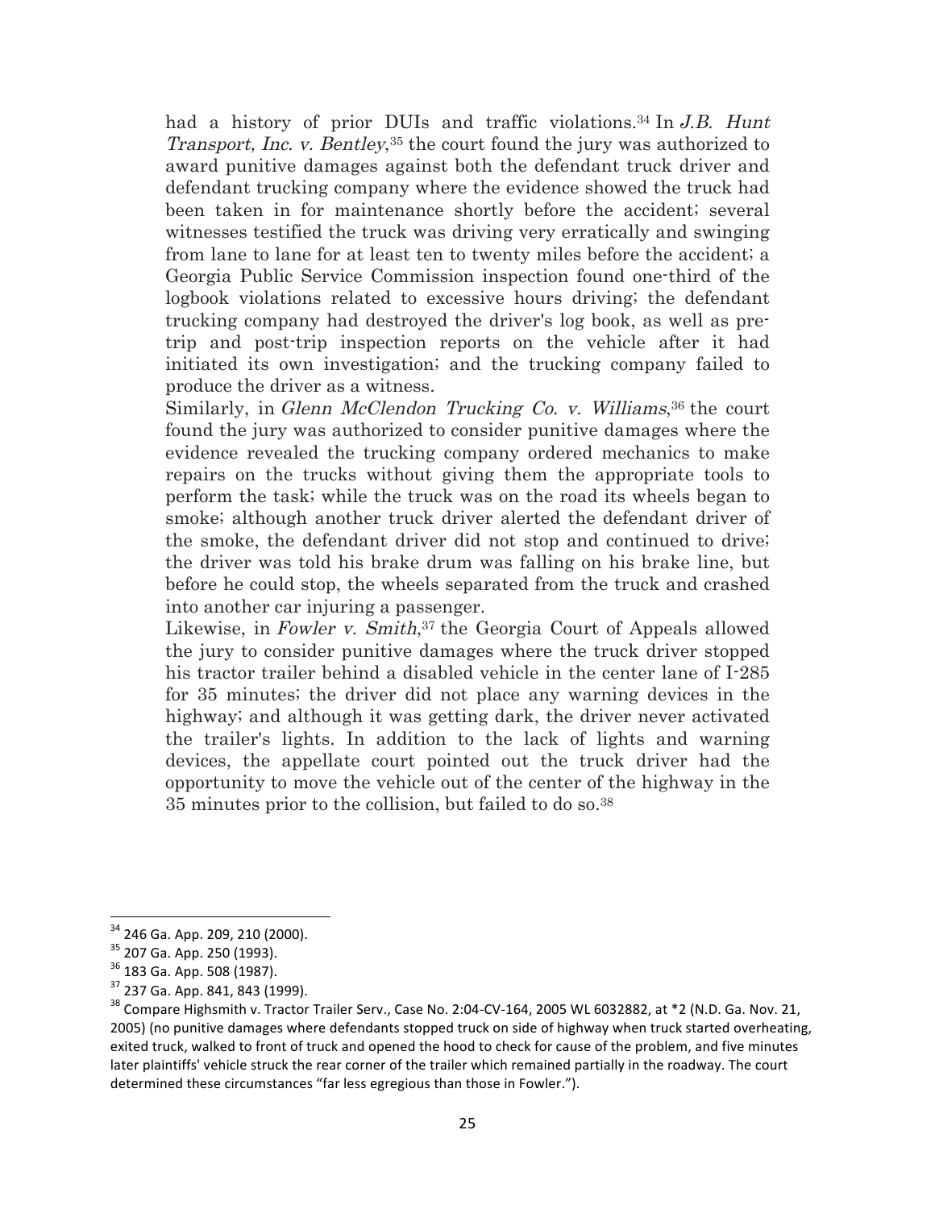had a history of prior DUIs and traffic violations.[34] In *J.B. Hunt Transport, Inc. v. Bentley*,[35] the court found the jury was authorized to award punitive damages against both the defendant truck driver and defendant trucking company where the evidence showed the truck had been taken in for maintenance shortly before the accident; several witnesses testified the truck was driving very erratically and swinging from lane to lane for at least ten to twenty miles before the accident; a Georgia Public Service Commission inspection found one-third of the logbook violations related to excessive hours driving; the defendant trucking company had destroyed the driver's log book, as well as pre-trip and post-trip inspection reports on the vehicle after it had initiated its own investigation; and the trucking company failed to produce the driver as a witness.

Similarly, in *Glenn McClendon Trucking Co. v. Williams*,[36] the court found the jury was authorized to consider punitive damages where the evidence revealed the trucking company ordered mechanics to make repairs on the trucks without giving them the appropriate tools to perform the task; while the truck was on the road its wheels began to smoke; although another truck driver alerted the defendant driver of the smoke, the defendant driver did not stop and continued to drive; the driver was told his brake drum was falling on his brake line, but before he could stop, the wheels separated from the truck and crashed into another car injuring a passenger.

Likewise, in *Fowler v. Smith*,[37] the Georgia Court of Appeals allowed the jury to consider punitive damages where the truck driver stopped his tractor trailer behind a disabled vehicle in the center lane of I-285 for 35 minutes; the driver did not place any warning devices in the highway; and although it was getting dark, the driver never activated the trailer's lights. In addition to the lack of lights and warning devices, the appellate court pointed out the truck driver had the opportunity to move the vehicle out of the center of the highway in the 35 minutes prior to the collision, but failed to do so.[38]

---

[34] 246 Ga. App. 209, 210 (2000).

[35] 207 Ga. App. 250 (1993).

[36] 183 Ga. App. 508 (1987).

[37] 237 Ga. App. 841, 843 (1999).

[38] Compare Highsmith v. Tractor Trailer Serv., Case No. 2:04-CV-164, 2005 WL 6032882, at *2 (N.D. Ga. Nov. 21, 2005) (no punitive damages where defendants stopped truck on side of highway when truck started overheating, exited truck, walked to front of truck and opened the hood to check for cause of the problem, and five minutes later plaintiffs' vehicle struck the rear corner of the trailer which remained partially in the roadway. The court determined these circumstances "far less egregious than those in Fowler.").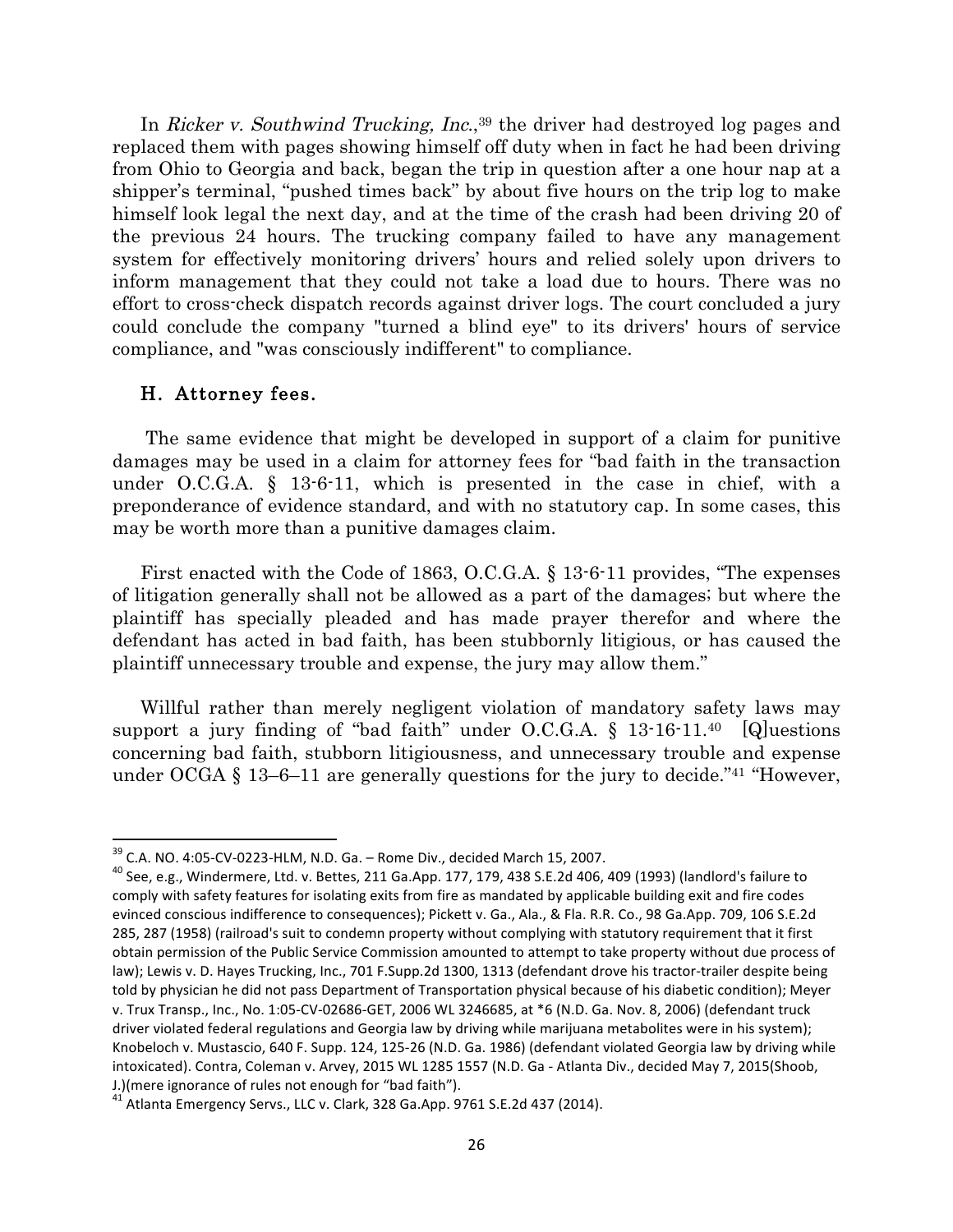In *Ricker v. Southwind Trucking, Inc.*,[39] the driver had destroyed log pages and replaced them with pages showing himself off duty when in fact he had been driving from Ohio to Georgia and back, began the trip in question after a one hour nap at a shipper's terminal, "pushed times back" by about five hours on the trip log to make himself look legal the next day, and at the time of the crash had been driving 20 of the previous 24 hours. The trucking company failed to have any management system for effectively monitoring drivers' hours and relied solely upon drivers to inform management that they could not take a load due to hours. There was no effort to cross-check dispatch records against driver logs. The court concluded a jury could conclude the company "turned a blind eye" to its drivers' hours of service compliance, and "was consciously indifferent" to compliance.

### H. Attorney fees.

The same evidence that might be developed in support of a claim for punitive damages may be used in a claim for attorney fees for "bad faith in the transaction under O.C.G.A. § 13-6-11, which is presented in the case in chief, with a preponderance of evidence standard, and with no statutory cap. In some cases, this may be worth more than a punitive damages claim.

First enacted with the Code of 1863, O.C.G.A. § 13-6-11 provides, "The expenses of litigation generally shall not be allowed as a part of the damages; but where the plaintiff has specially pleaded and has made prayer therefor and where the defendant has acted in bad faith, has been stubbornly litigious, or has caused the plaintiff unnecessary trouble and expense, the jury may allow them."

Willful rather than merely negligent violation of mandatory safety laws may support a jury finding of "bad faith" under O.C.G.A. § 13-16-11.[40] [Q]uestions concerning bad faith, stubborn litigiousness, and unnecessary trouble and expense under OCGA § 13–6–11 are generally questions for the jury to decide."[41] "However,

---

[39] C.A. NO. 4:05-CV-0223-HLM, N.D. Ga. – Rome Div., decided March 15, 2007.

[40] See, e.g., Windermere, Ltd. v. Bettes, 211 Ga.App. 177, 179, 438 S.E.2d 406, 409 (1993) (landlord's failure to comply with safety features for isolating exits from fire as mandated by applicable building exit and fire codes evinced conscious indifference to consequences); Pickett v. Ga., Ala., & Fla. R.R. Co., 98 Ga.App. 709, 106 S.E.2d 285, 287 (1958) (railroad's suit to condemn property without complying with statutory requirement that it first obtain permission of the Public Service Commission amounted to attempt to take property without due process of law); Lewis v. D. Hayes Trucking, Inc., 701 F.Supp.2d 1300, 1313 (defendant drove his tractor-trailer despite being told by physician he did not pass Department of Transportation physical because of his diabetic condition); Meyer v. Trux Transp., Inc., No. 1:05-CV-02686-GET, 2006 WL 3246685, at *6 (N.D. Ga. Nov. 8, 2006) (defendant truck driver violated federal regulations and Georgia law by driving while marijuana metabolites were in his system); Knobeloch v. Mustascio, 640 F. Supp. 124, 125-26 (N.D. Ga. 1986) (defendant violated Georgia law by driving while intoxicated). Contra, Coleman v. Arvey, 2015 WL 1285 1557 (N.D. Ga - Atlanta Div., decided May 7, 2015(Shoob, J.)(mere ignorance of rules not enough for "bad faith").

[41] Atlanta Emergency Servs., LLC v. Clark, 328 Ga.App. 9761 S.E.2d 437 (2014).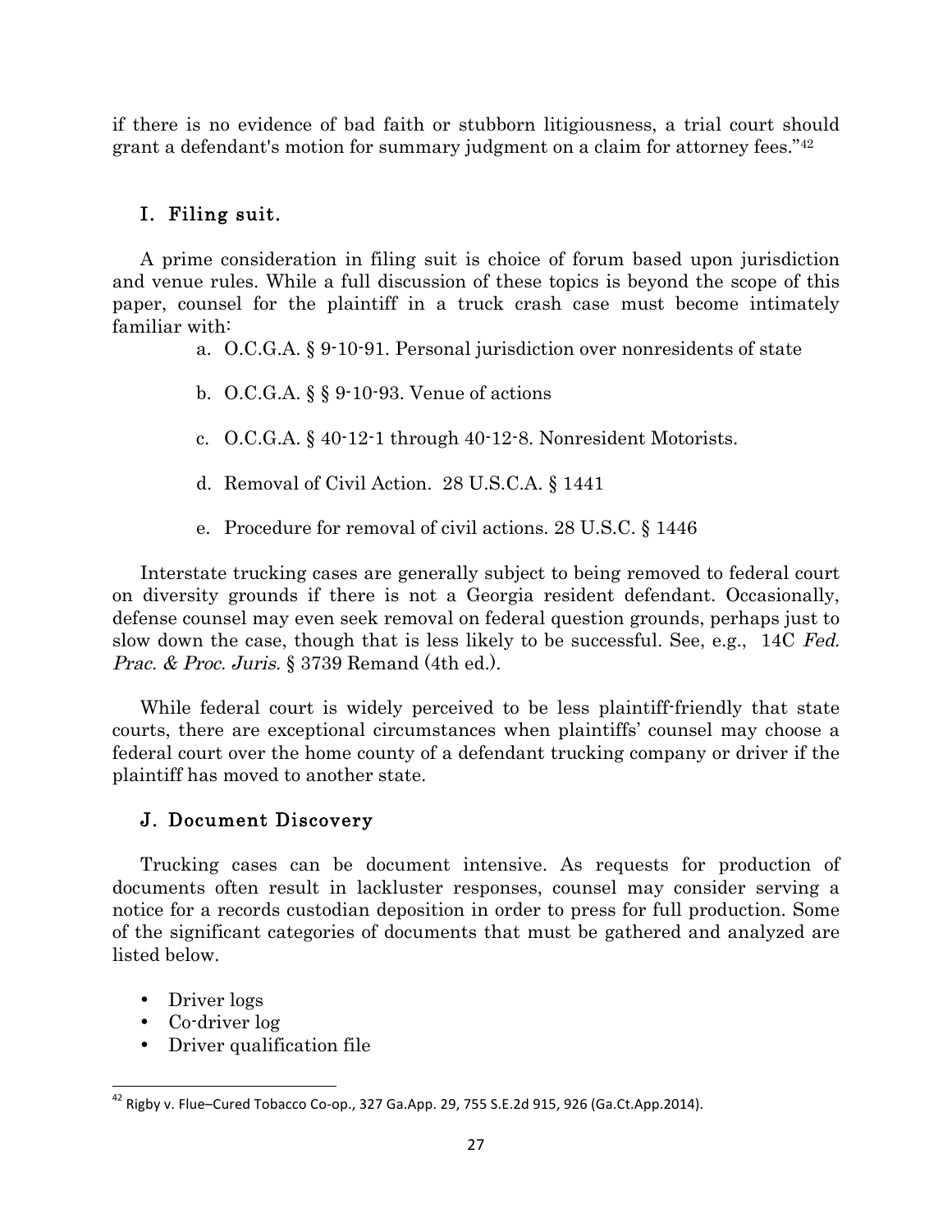if there is no evidence of bad faith or stubborn litigiousness, a trial court should grant a defendant's motion for summary judgment on a claim for attorney fees."[42]

## I. Filing suit.

A prime consideration in filing suit is choice of forum based upon jurisdiction and venue rules. While a full discussion of these topics is beyond the scope of this paper, counsel for the plaintiff in a truck crash case must become intimately familiar with:

a. O.C.G.A. § 9-10-91. Personal jurisdiction over nonresidents of state

b. O.C.G.A. § § 9-10-93. Venue of actions

c. O.C.G.A. § 40-12-1 through 40-12-8. Nonresident Motorists.

d. Removal of Civil Action. 28 U.S.C.A. § 1441

e. Procedure for removal of civil actions. 28 U.S.C. § 1446

Interstate trucking cases are generally subject to being removed to federal court on diversity grounds if there is not a Georgia resident defendant. Occasionally, defense counsel may even seek removal on federal question grounds, perhaps just to slow down the case, though that is less likely to be successful. See, e.g., 14C *Fed. Prac. & Proc. Juris.* § 3739 Remand (4th ed.).

While federal court is widely perceived to be less plaintiff-friendly that state courts, there are exceptional circumstances when plaintiffs' counsel may choose a federal court over the home county of a defendant trucking company or driver if the plaintiff has moved to another state.

## J. Document Discovery

Trucking cases can be document intensive. As requests for production of documents often result in lackluster responses, counsel may consider serving a notice for a records custodian deposition in order to press for full production. Some of the significant categories of documents that must be gathered and analyzed are listed below.

- Driver logs
- Co-driver log
- Driver qualification file

[42] Rigby v. Flue–Cured Tobacco Co-op., 327 Ga.App. 29, 755 S.E.2d 915, 926 (Ga.Ct.App.2014).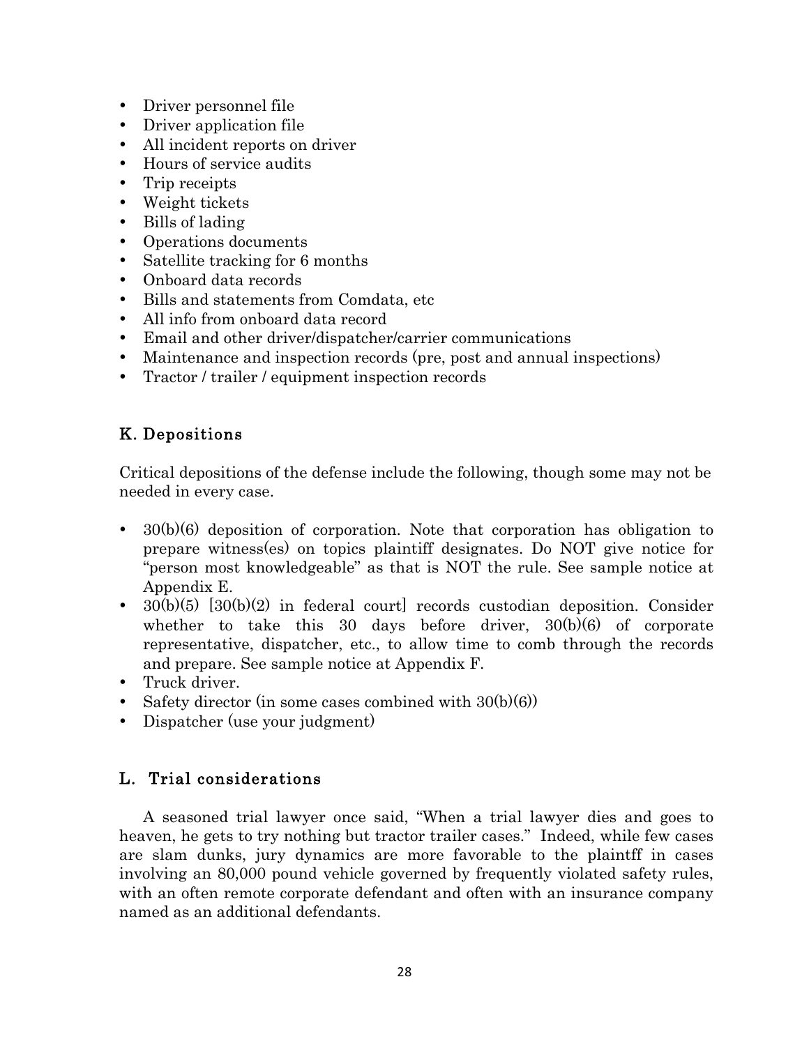- Driver personnel file
- Driver application file
- All incident reports on driver
- Hours of service audits
- Trip receipts
- Weight tickets
- Bills of lading
- Operations documents
- Satellite tracking for 6 months
- Onboard data records
- Bills and statements from Comdata, etc
- All info from onboard data record
- Email and other driver/dispatcher/carrier communications
- Maintenance and inspection records (pre, post and annual inspections)
- Tractor / trailer / equipment inspection records

## K. Depositions

Critical depositions of the defense include the following, though some may not be needed in every case.

- 30(b)(6) deposition of corporation. Note that corporation has obligation to prepare witness(es) on topics plaintiff designates. Do NOT give notice for "person most knowledgeable" as that is NOT the rule. See sample notice at Appendix E.
- 30(b)(5) [30(b)(2) in federal court] records custodian deposition. Consider whether to take this 30 days before driver, 30(b)(6) of corporate representative, dispatcher, etc., to allow time to comb through the records and prepare. See sample notice at Appendix F.
- Truck driver.
- Safety director (in some cases combined with 30(b)(6))
- Dispatcher (use your judgment)

## L. Trial considerations

A seasoned trial lawyer once said, "When a trial lawyer dies and goes to heaven, he gets to try nothing but tractor trailer cases." Indeed, while few cases are slam dunks, jury dynamics are more favorable to the plaintiff in cases involving an 80,000 pound vehicle governed by frequently violated safety rules, with an often remote corporate defendant and often with an insurance company named as an additional defendants.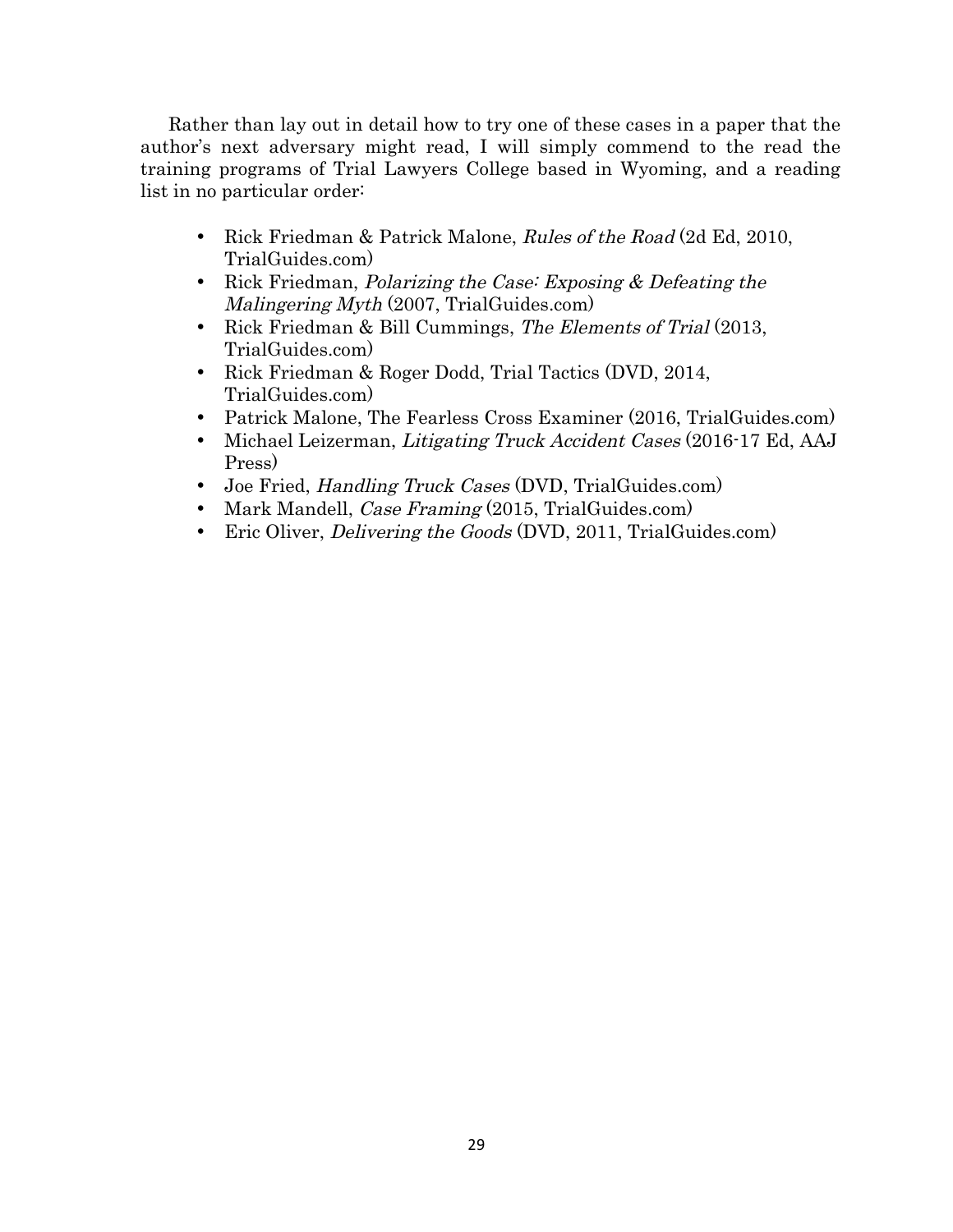Rather than lay out in detail how to try one of these cases in a paper that the author's next adversary might read, I will simply commend to the read the training programs of Trial Lawyers College based in Wyoming, and a reading list in no particular order:

- Rick Friedman & Patrick Malone, *Rules of the Road* (2d Ed, 2010, TrialGuides.com)
- Rick Friedman, *Polarizing the Case: Exposing & Defeating the Malingering Myth* (2007, TrialGuides.com)
- Rick Friedman & Bill Cummings, *The Elements of Trial* (2013, TrialGuides.com)
- Rick Friedman & Roger Dodd, Trial Tactics (DVD, 2014, TrialGuides.com)
- Patrick Malone, The Fearless Cross Examiner (2016, TrialGuides.com)
- Michael Leizerman, *Litigating Truck Accident Cases* (2016-17 Ed, AAJ Press)
- Joe Fried, *Handling Truck Cases* (DVD, TrialGuides.com)
- Mark Mandell, *Case Framing* (2015, TrialGuides.com)
- Eric Oliver, *Delivering the Goods* (DVD, 2011, TrialGuides.com)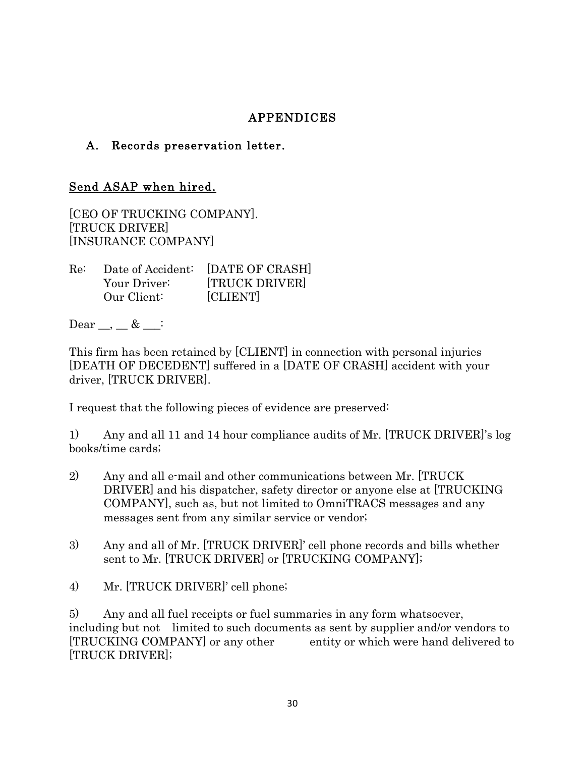# APPENDICES

## A. Records preservation letter.

<u>Send ASAP when hired.</u>

[CEO OF TRUCKING COMPANY].
[TRUCK DRIVER]
[INSURANCE COMPANY]

Re: Date of Accident: [DATE OF CRASH]
Your Driver: [TRUCK DRIVER]
Our Client: [CLIENT]

Dear __, __ & ___:

This firm has been retained by [CLIENT] in connection with personal injuries [DEATH OF DECEDENT] suffered in a [DATE OF CRASH] accident with your driver, [TRUCK DRIVER].

I request that the following pieces of evidence are preserved:

1) Any and all 11 and 14 hour compliance audits of Mr. [TRUCK DRIVER]'s log books/time cards;

2) Any and all e-mail and other communications between Mr. [TRUCK DRIVER] and his dispatcher, safety director or anyone else at [TRUCKING COMPANY], such as, but not limited to OmniTRACS messages and any messages sent from any similar service or vendor;

3) Any and all of Mr. [TRUCK DRIVER]' cell phone records and bills whether sent to Mr. [TRUCK DRIVER] or [TRUCKING COMPANY];

4) Mr. [TRUCK DRIVER]' cell phone;

5) Any and all fuel receipts or fuel summaries in any form whatsoever, including but not limited to such documents as sent by supplier and/or vendors to [TRUCKING COMPANY] or any other entity or which were hand delivered to [TRUCK DRIVER];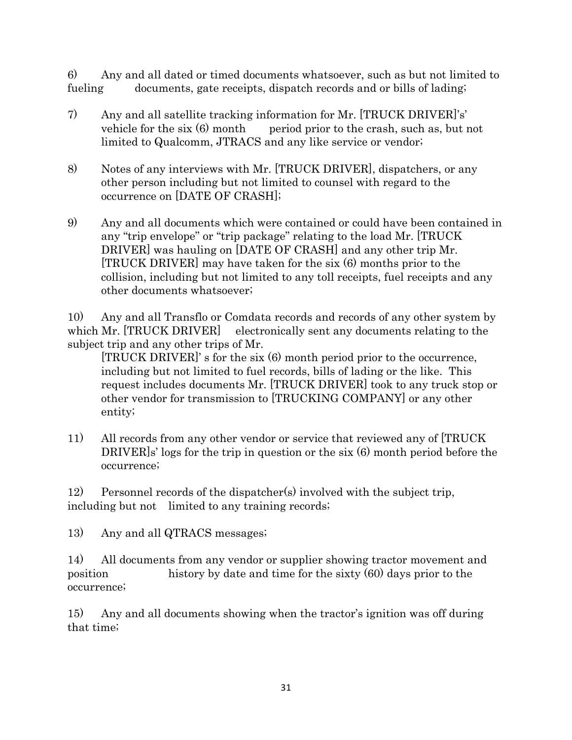6) Any and all dated or timed documents whatsoever, such as but not limited to fueling documents, gate receipts, dispatch records and or bills of lading;

7) Any and all satellite tracking information for Mr. [TRUCK DRIVER]'s' vehicle for the six (6) month period prior to the crash, such as, but not limited to Qualcomm, JTRACS and any like service or vendor;

8) Notes of any interviews with Mr. [TRUCK DRIVER], dispatchers, or any other person including but not limited to counsel with regard to the occurrence on [DATE OF CRASH];

9) Any and all documents which were contained or could have been contained in any "trip envelope" or "trip package" relating to the load Mr. [TRUCK DRIVER] was hauling on [DATE OF CRASH] and any other trip Mr. [TRUCK DRIVER] may have taken for the six (6) months prior to the collision, including but not limited to any toll receipts, fuel receipts and any other documents whatsoever;

10) Any and all Transflo or Comdata records and records of any other system by which Mr. [TRUCK DRIVER] electronically sent any documents relating to the subject trip and any other trips of Mr. [TRUCK DRIVER]' s for the six (6) month period prior to the occurrence, including but not limited to fuel records, bills of lading or the like. This request includes documents Mr. [TRUCK DRIVER] took to any truck stop or other vendor for transmission to [TRUCKING COMPANY] or any other entity;

11) All records from any other vendor or service that reviewed any of [TRUCK DRIVER]s' logs for the trip in question or the six (6) month period before the occurrence;

12) Personnel records of the dispatcher(s) involved with the subject trip, including but not limited to any training records;

13) Any and all QTRACS messages;

14) All documents from any vendor or supplier showing tractor movement and position history by date and time for the sixty (60) days prior to the occurrence;

15) Any and all documents showing when the tractor's ignition was off during that time;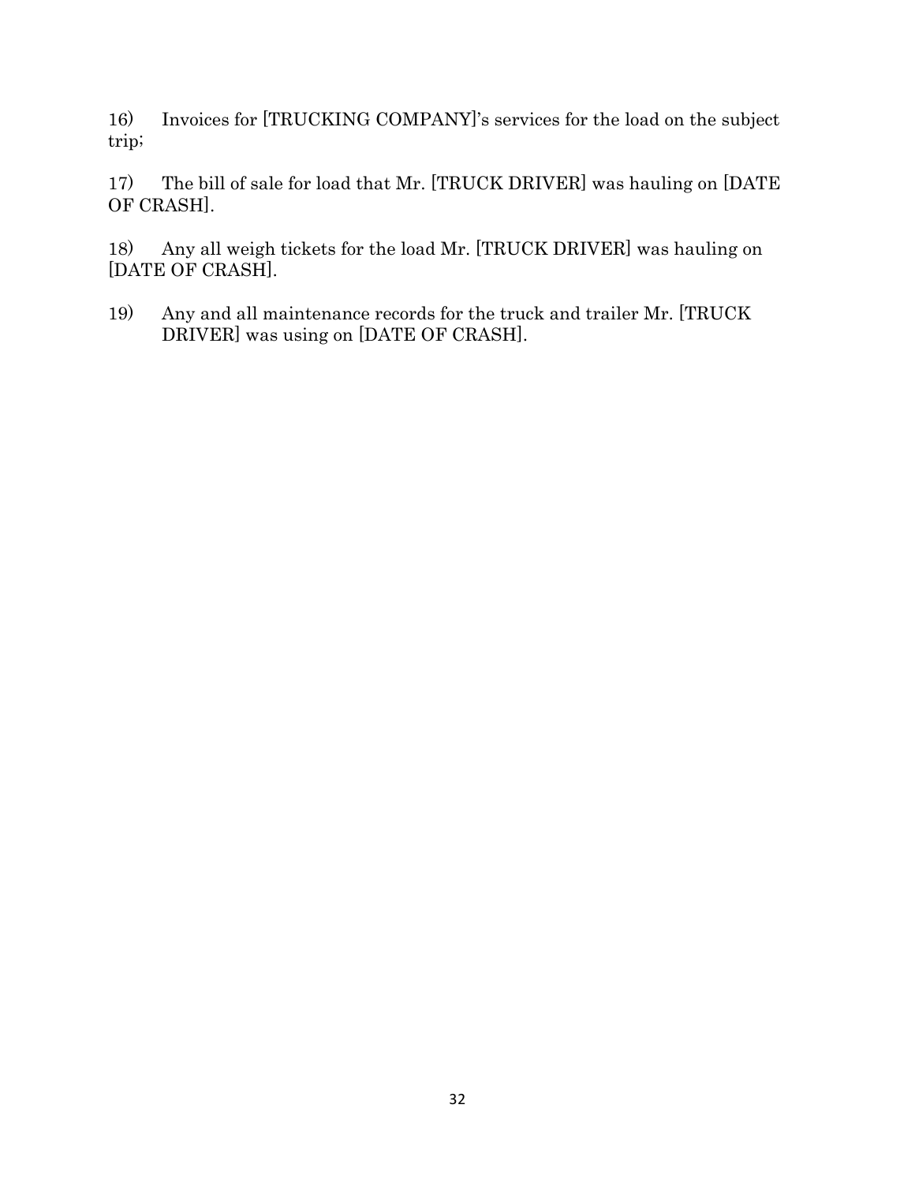16) Invoices for [TRUCKING COMPANY]'s services for the load on the subject trip;

17) The bill of sale for load that Mr. [TRUCK DRIVER] was hauling on [DATE OF CRASH].

18) Any all weigh tickets for the load Mr. [TRUCK DRIVER] was hauling on [DATE OF CRASH].

19) Any and all maintenance records for the truck and trailer Mr. [TRUCK DRIVER] was using on [DATE OF CRASH].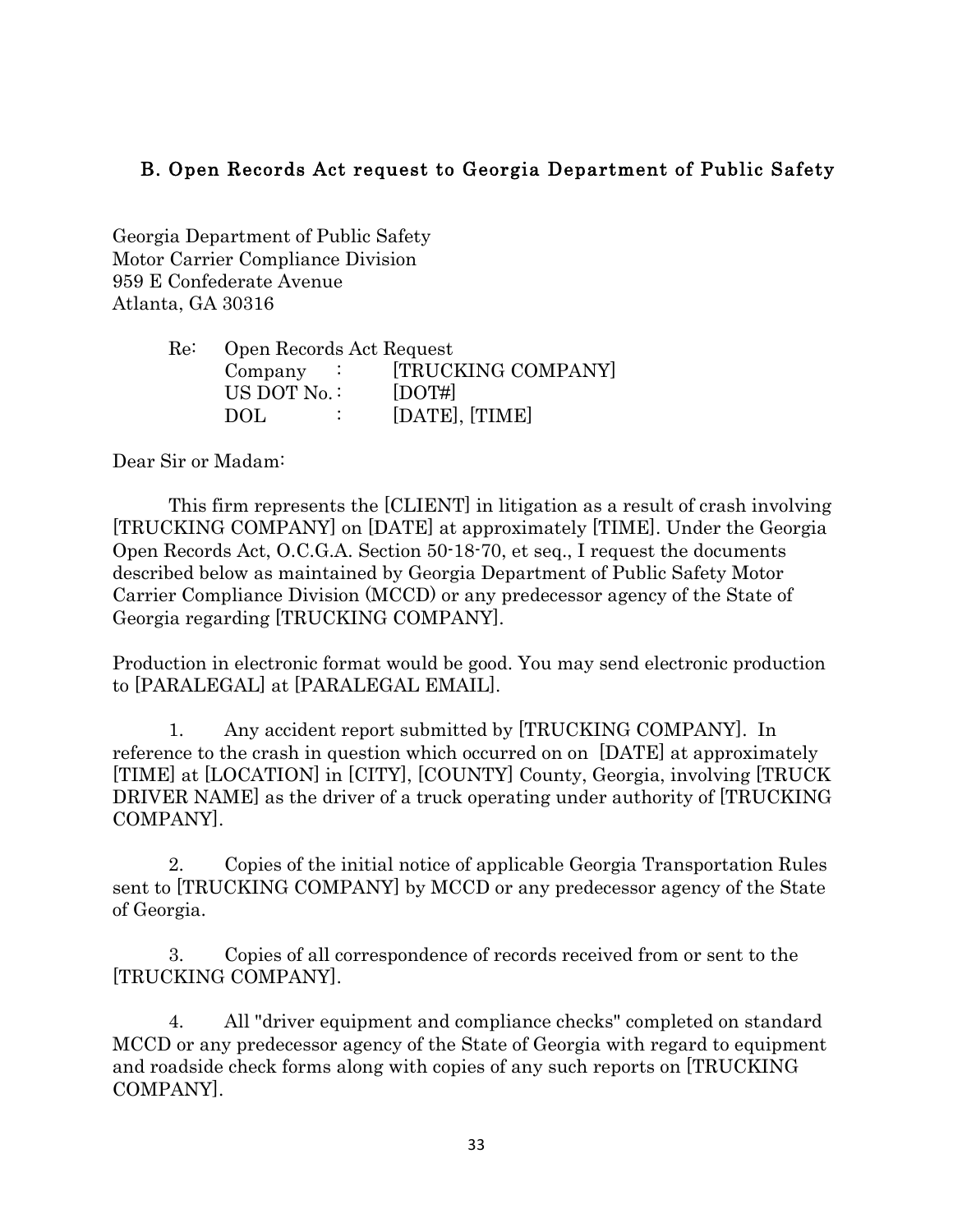### B. Open Records Act request to Georgia Department of Public Safety

Georgia Department of Public Safety
Motor Carrier Compliance Division
959 E Confederate Avenue
Atlanta, GA 30316

Re: Open Records Act Request
Company : [TRUCKING COMPANY]
US DOT No. : [DOT#]
DOL : [DATE], [TIME]

Dear Sir or Madam:

This firm represents the [CLIENT] in litigation as a result of crash involving [TRUCKING COMPANY] on [DATE] at approximately [TIME]. Under the Georgia Open Records Act, O.C.G.A. Section 50-18-70, et seq., I request the documents described below as maintained by Georgia Department of Public Safety Motor Carrier Compliance Division (MCCD) or any predecessor agency of the State of Georgia regarding [TRUCKING COMPANY].

Production in electronic format would be good. You may send electronic production to [PARALEGAL] at [PARALEGAL EMAIL].

1. Any accident report submitted by [TRUCKING COMPANY]. In reference to the crash in question which occurred on on [DATE] at approximately [TIME] at [LOCATION] in [CITY], [COUNTY] County, Georgia, involving [TRUCK DRIVER NAME] as the driver of a truck operating under authority of [TRUCKING COMPANY].

2. Copies of the initial notice of applicable Georgia Transportation Rules sent to [TRUCKING COMPANY] by MCCD or any predecessor agency of the State of Georgia.

3. Copies of all correspondence of records received from or sent to the [TRUCKING COMPANY].

4. All "driver equipment and compliance checks" completed on standard MCCD or any predecessor agency of the State of Georgia with regard to equipment and roadside check forms along with copies of any such reports on [TRUCKING COMPANY].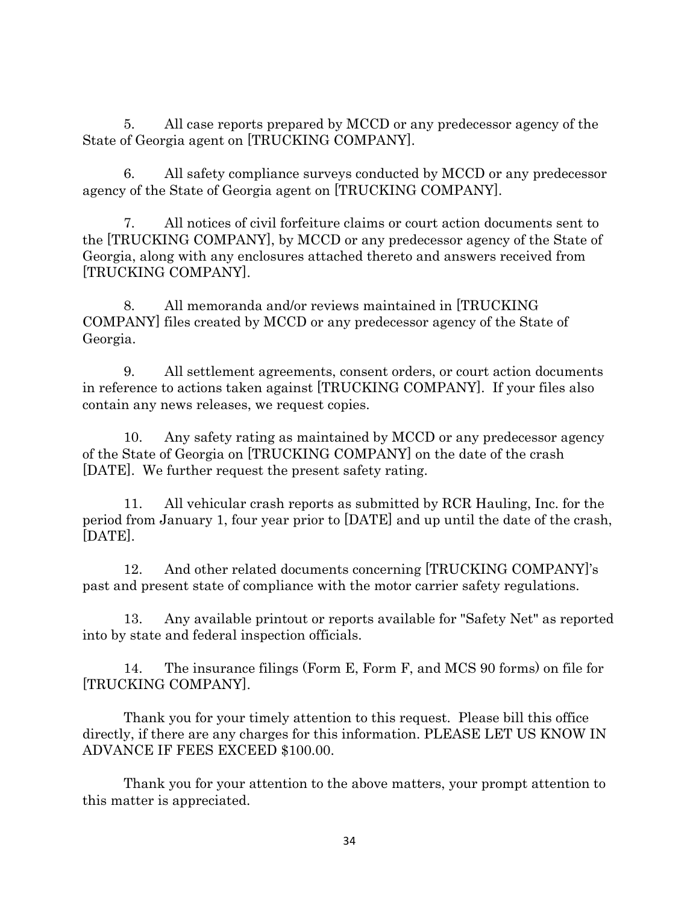5. All case reports prepared by MCCD or any predecessor agency of the State of Georgia agent on [TRUCKING COMPANY].

6. All safety compliance surveys conducted by MCCD or any predecessor agency of the State of Georgia agent on [TRUCKING COMPANY].

7. All notices of civil forfeiture claims or court action documents sent to the [TRUCKING COMPANY], by MCCD or any predecessor agency of the State of Georgia, along with any enclosures attached thereto and answers received from [TRUCKING COMPANY].

8. All memoranda and/or reviews maintained in [TRUCKING COMPANY] files created by MCCD or any predecessor agency of the State of Georgia.

9. All settlement agreements, consent orders, or court action documents in reference to actions taken against [TRUCKING COMPANY]. If your files also contain any news releases, we request copies.

10. Any safety rating as maintained by MCCD or any predecessor agency of the State of Georgia on [TRUCKING COMPANY] on the date of the crash [DATE]. We further request the present safety rating.

11. All vehicular crash reports as submitted by RCR Hauling, Inc. for the period from January 1, four year prior to [DATE] and up until the date of the crash, [DATE].

12. And other related documents concerning [TRUCKING COMPANY]'s past and present state of compliance with the motor carrier safety regulations.

13. Any available printout or reports available for "Safety Net" as reported into by state and federal inspection officials.

14. The insurance filings (Form E, Form F, and MCS 90 forms) on file for [TRUCKING COMPANY].

Thank you for your timely attention to this request. Please bill this office directly, if there are any charges for this information. PLEASE LET US KNOW IN ADVANCE IF FEES EXCEED $100.00.

Thank you for your attention to the above matters, your prompt attention to this matter is appreciated.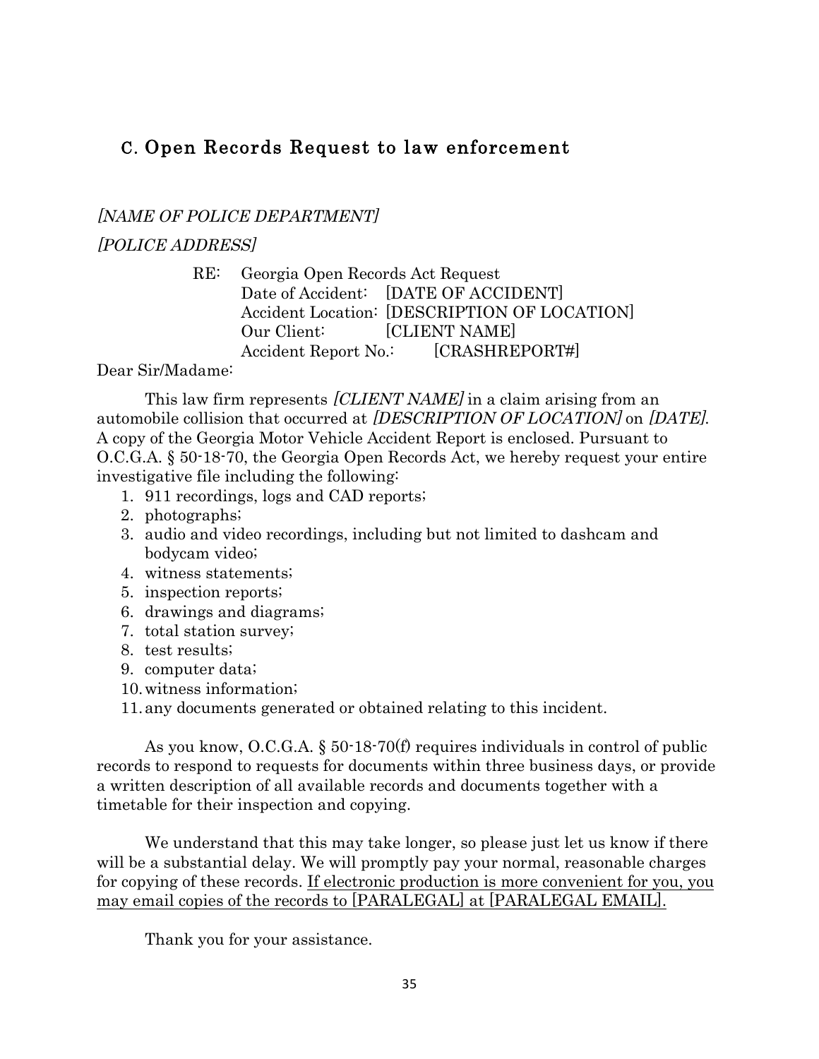## C. Open Records Request to law enforcement

*[NAME OF POLICE DEPARTMENT]*

*[POLICE ADDRESS]*

RE: Georgia Open Records Act Request
Date of Accident: [DATE OF ACCIDENT]
Accident Location: [DESCRIPTION OF LOCATION]
Our Client: [CLIENT NAME]
Accident Report No.: [CRASHREPORT#]

Dear Sir/Madame:

This law firm represents *[CLIENT NAME]* in a claim arising from an automobile collision that occurred at *[DESCRIPTION OF LOCATION]* on *[DATE]*. A copy of the Georgia Motor Vehicle Accident Report is enclosed. Pursuant to O.C.G.A. § 50-18-70, the Georgia Open Records Act, we hereby request your entire investigative file including the following:

1. 911 recordings, logs and CAD reports;
2. photographs;
3. audio and video recordings, including but not limited to dashcam and bodycam video;
4. witness statements;
5. inspection reports;
6. drawings and diagrams;
7. total station survey;
8. test results;
9. computer data;
10. witness information;
11. any documents generated or obtained relating to this incident.

As you know, O.C.G.A. § 50-18-70(f) requires individuals in control of public records to respond to requests for documents within three business days, or provide a written description of all available records and documents together with a timetable for their inspection and copying.

We understand that this may take longer, so please just let us know if there will be a substantial delay. We will promptly pay your normal, reasonable charges for copying of these records. <u>If electronic production is more convenient for you, you may email copies of the records to [PARALEGAL] at [PARALEGAL EMAIL].</u>

Thank you for your assistance.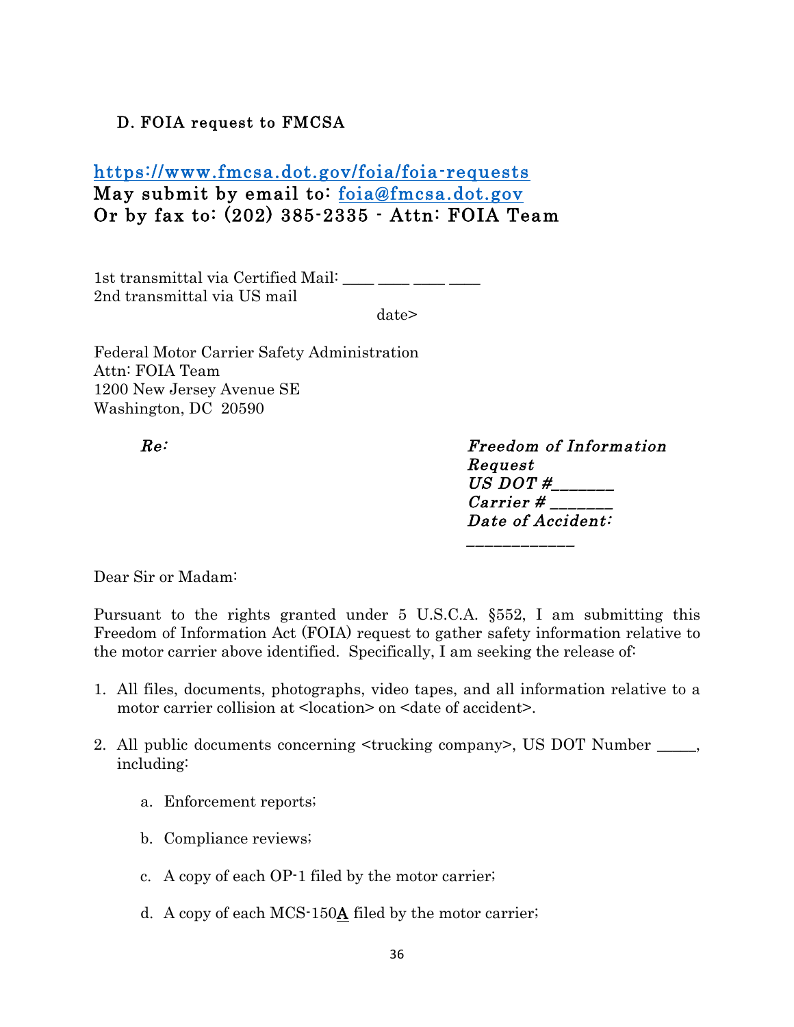### D. FOIA request to FMCSA

**https://www.fmcsa.dot.gov/foia/foia-requests**
**May submit by email to: foia@fmcsa.dot.gov**
**Or by fax to: (202) 385-2335 - Attn: FOIA Team**

1st transmittal via Certified Mail: ____ ____ ____ ____
2nd transmittal via US mail

date>

Federal Motor Carrier Safety Administration
Attn: FOIA Team
1200 New Jersey Avenue SE
Washington, DC 20590

***Re:*** ***Freedom of Information Request***
***US DOT #_______***
***Carrier # _______***
***Date of Accident: ____________***

Dear Sir or Madam:

Pursuant to the rights granted under 5 U.S.C.A. §552, I am submitting this Freedom of Information Act (FOIA) request to gather safety information relative to the motor carrier above identified. Specifically, I am seeking the release of:

1. All files, documents, photographs, video tapes, and all information relative to a motor carrier collision at <location> on <date of accident>.

2. All public documents concerning <trucking company>, US DOT Number _____, including:

   a. Enforcement reports;

   b. Compliance reviews;

   c. A copy of each OP-1 filed by the motor carrier;

   d. A copy of each MCS-150**A** filed by the motor carrier;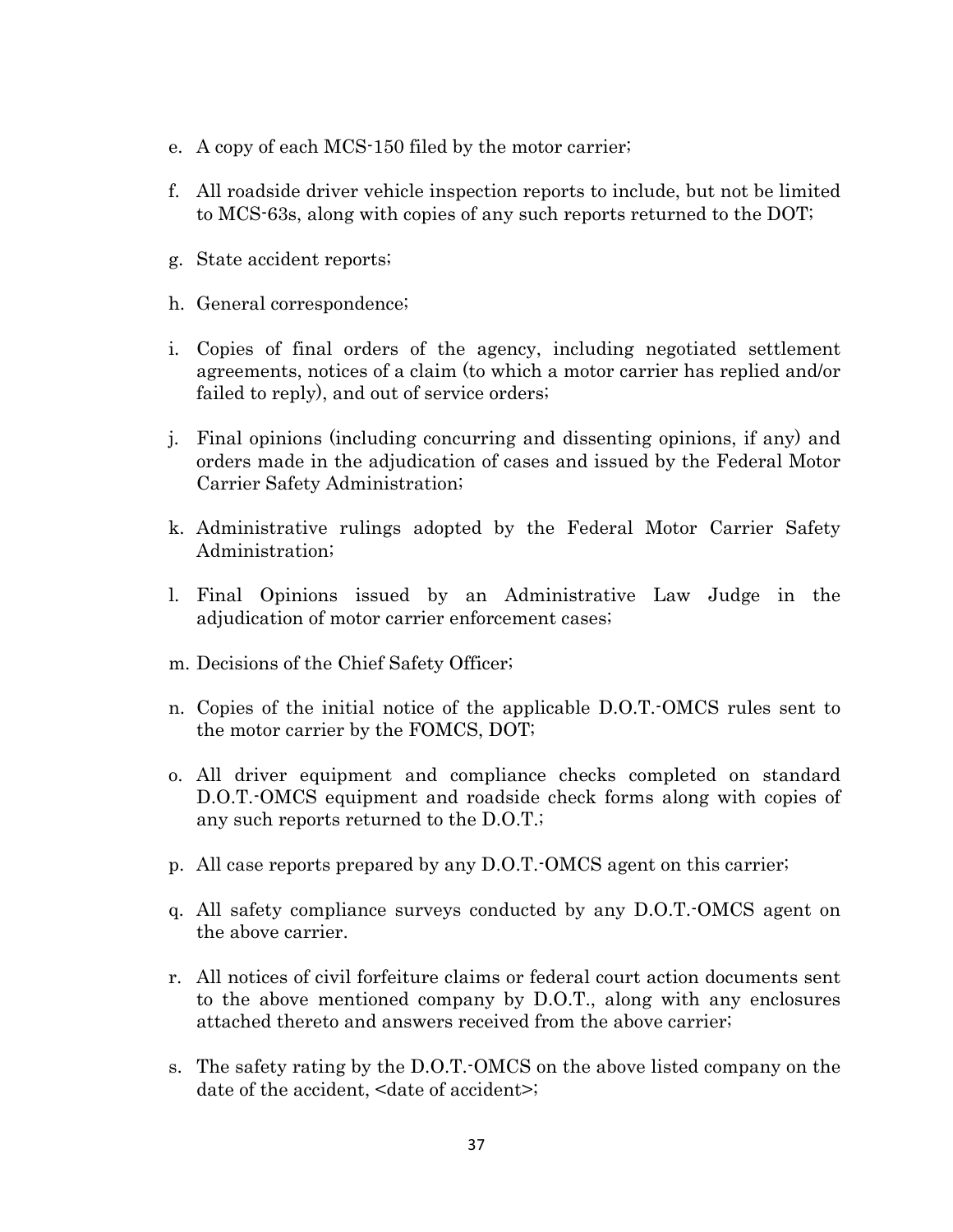e. A copy of each MCS-150 filed by the motor carrier;

f. All roadside driver vehicle inspection reports to include, but not be limited to MCS-63s, along with copies of any such reports returned to the DOT;

g. State accident reports;

h. General correspondence;

i. Copies of final orders of the agency, including negotiated settlement agreements, notices of a claim (to which a motor carrier has replied and/or failed to reply), and out of service orders;

j. Final opinions (including concurring and dissenting opinions, if any) and orders made in the adjudication of cases and issued by the Federal Motor Carrier Safety Administration;

k. Administrative rulings adopted by the Federal Motor Carrier Safety Administration;

l. Final Opinions issued by an Administrative Law Judge in the adjudication of motor carrier enforcement cases;

m. Decisions of the Chief Safety Officer;

n. Copies of the initial notice of the applicable D.O.T.-OMCS rules sent to the motor carrier by the FOMCS, DOT;

o. All driver equipment and compliance checks completed on standard D.O.T.-OMCS equipment and roadside check forms along with copies of any such reports returned to the D.O.T.;

p. All case reports prepared by any D.O.T.-OMCS agent on this carrier;

q. All safety compliance surveys conducted by any D.O.T.-OMCS agent on the above carrier.

r. All notices of civil forfeiture claims or federal court action documents sent to the above mentioned company by D.O.T., along with any enclosures attached thereto and answers received from the above carrier;

s. The safety rating by the D.O.T.-OMCS on the above listed company on the date of the accident, <date of accident>;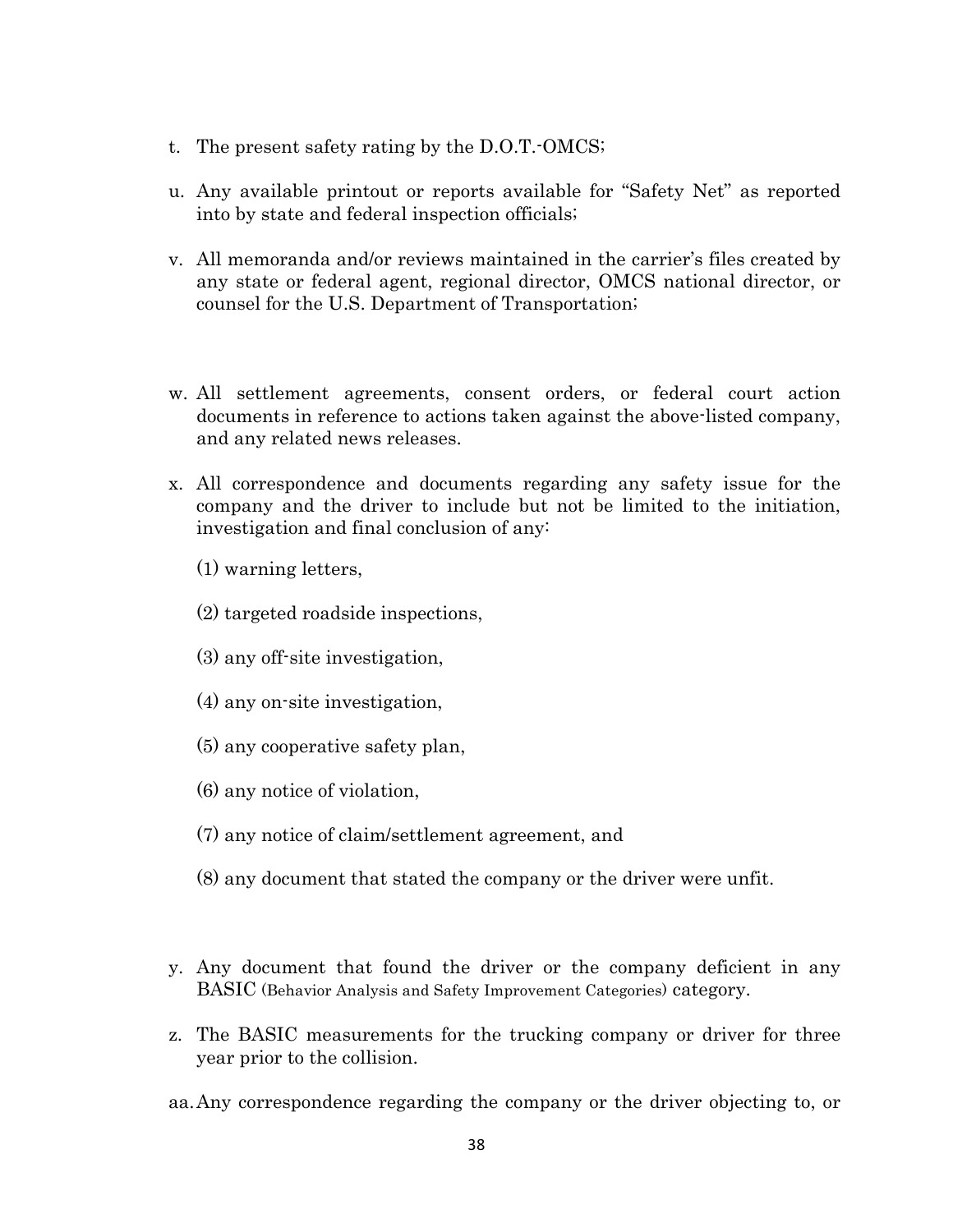t. The present safety rating by the D.O.T.-OMCS;

u. Any available printout or reports available for "Safety Net" as reported into by state and federal inspection officials;

v. All memoranda and/or reviews maintained in the carrier's files created by any state or federal agent, regional director, OMCS national director, or counsel for the U.S. Department of Transportation;

w. All settlement agreements, consent orders, or federal court action documents in reference to actions taken against the above-listed company, and any related news releases.

x. All correspondence and documents regarding any safety issue for the company and the driver to include but not be limited to the initiation, investigation and final conclusion of any:

   (1) warning letters,

   (2) targeted roadside inspections,

   (3) any off-site investigation,

   (4) any on-site investigation,

   (5) any cooperative safety plan,

   (6) any notice of violation,

   (7) any notice of claim/settlement agreement, and

   (8) any document that stated the company or the driver were unfit.

y. Any document that found the driver or the company deficient in any BASIC (Behavior Analysis and Safety Improvement Categories) category.

z. The BASIC measurements for the trucking company or driver for three year prior to the collision.

aa. Any correspondence regarding the company or the driver objecting to, or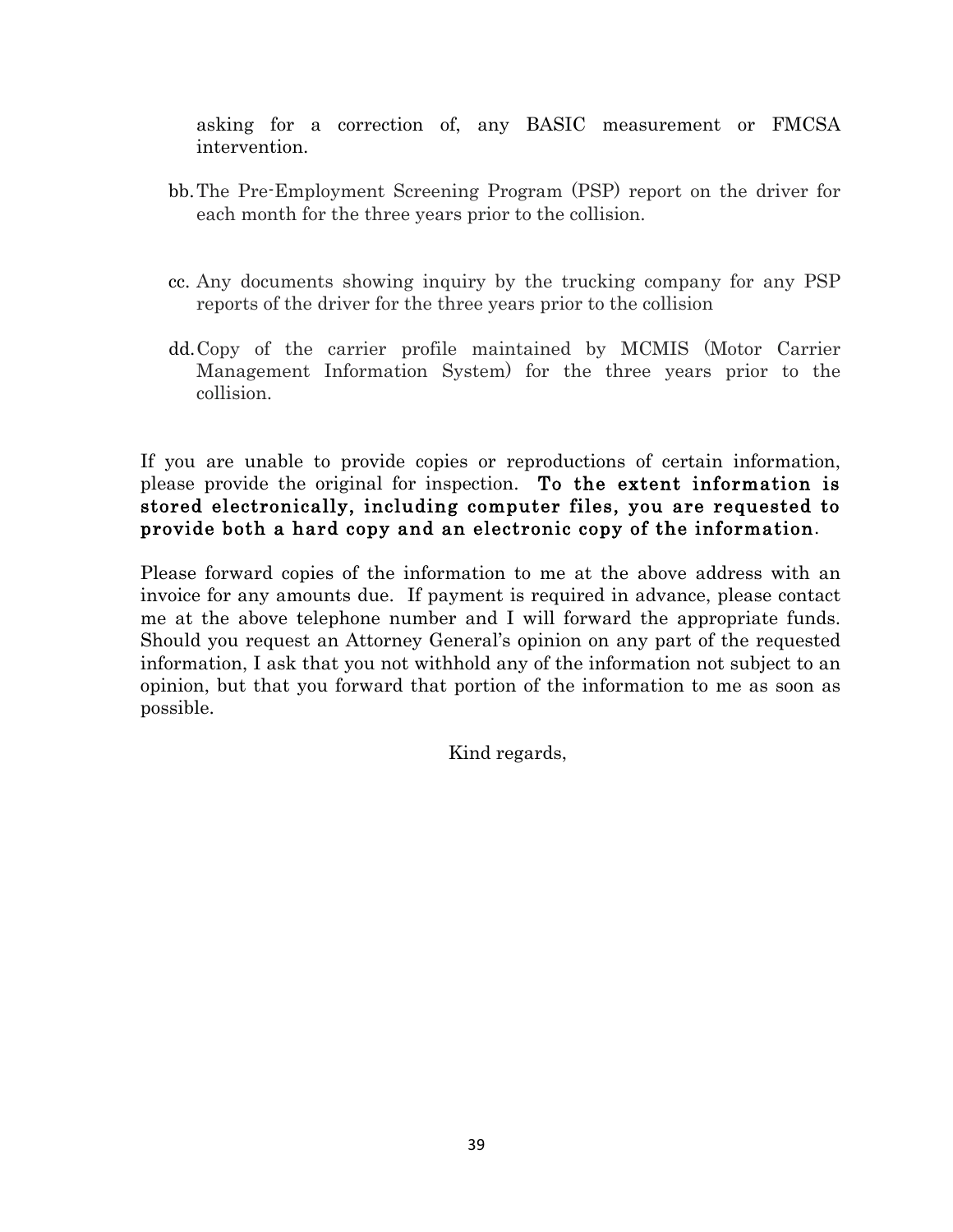asking for a correction of, any BASIC measurement or FMCSA intervention.

bb. The Pre-Employment Screening Program (PSP) report on the driver for each month for the three years prior to the collision.

cc. Any documents showing inquiry by the trucking company for any PSP reports of the driver for the three years prior to the collision

dd. Copy of the carrier profile maintained by MCMIS (Motor Carrier Management Information System) for the three years prior to the collision.

If you are unable to provide copies or reproductions of certain information, please provide the original for inspection. **To the extent information is stored electronically, including computer files, you are requested to provide both a hard copy and an electronic copy of the information**.

Please forward copies of the information to me at the above address with an invoice for any amounts due. If payment is required in advance, please contact me at the above telephone number and I will forward the appropriate funds. Should you request an Attorney General's opinion on any part of the requested information, I ask that you not withhold any of the information not subject to an opinion, but that you forward that portion of the information to me as soon as possible.

Kind regards,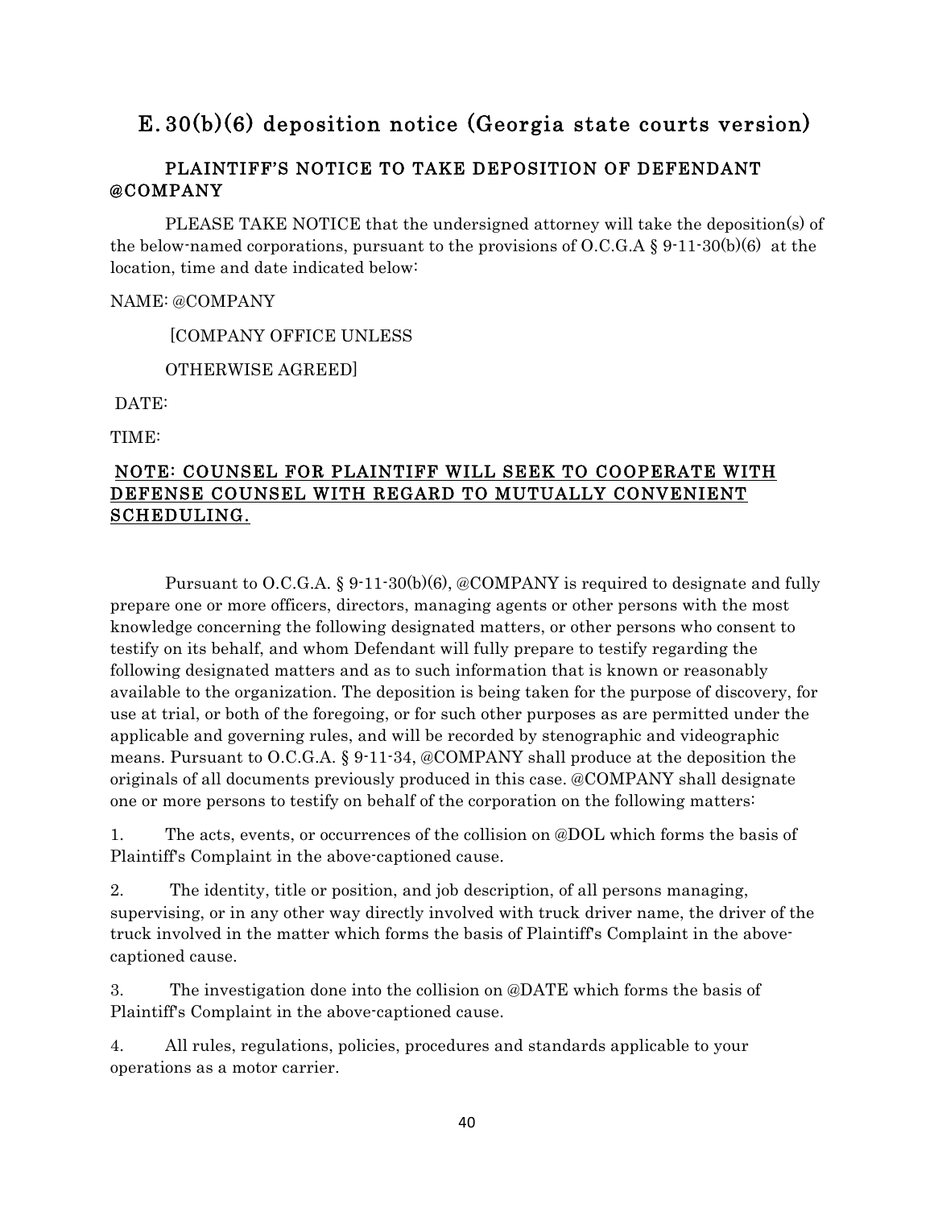## E. 30(b)(6) deposition notice (Georgia state courts version)

### PLAINTIFF'S NOTICE TO TAKE DEPOSITION OF DEFENDANT @COMPANY

PLEASE TAKE NOTICE that the undersigned attorney will take the deposition(s) of the below-named corporations, pursuant to the provisions of O.C.G.A § 9-11-30(b)(6) at the location, time and date indicated below:

NAME: @COMPANY

[COMPANY OFFICE UNLESS

OTHERWISE AGREED]

DATE:

TIME:

**NOTE: COUNSEL FOR PLAINTIFF WILL SEEK TO COOPERATE WITH DEFENSE COUNSEL WITH REGARD TO MUTUALLY CONVENIENT SCHEDULING.**

Pursuant to O.C.G.A. § 9-11-30(b)(6), @COMPANY is required to designate and fully prepare one or more officers, directors, managing agents or other persons with the most knowledge concerning the following designated matters, or other persons who consent to testify on its behalf, and whom Defendant will fully prepare to testify regarding the following designated matters and as to such information that is known or reasonably available to the organization. The deposition is being taken for the purpose of discovery, for use at trial, or both of the foregoing, or for such other purposes as are permitted under the applicable and governing rules, and will be recorded by stenographic and videographic means. Pursuant to O.C.G.A. § 9-11-34, @COMPANY shall produce at the deposition the originals of all documents previously produced in this case. @COMPANY shall designate one or more persons to testify on behalf of the corporation on the following matters:

1. The acts, events, or occurrences of the collision on @DOL which forms the basis of Plaintiff's Complaint in the above-captioned cause.

2. The identity, title or position, and job description, of all persons managing, supervising, or in any other way directly involved with truck driver name, the driver of the truck involved in the matter which forms the basis of Plaintiff's Complaint in the above-captioned cause.

3. The investigation done into the collision on @DATE which forms the basis of Plaintiff's Complaint in the above-captioned cause.

4. All rules, regulations, policies, procedures and standards applicable to your operations as a motor carrier.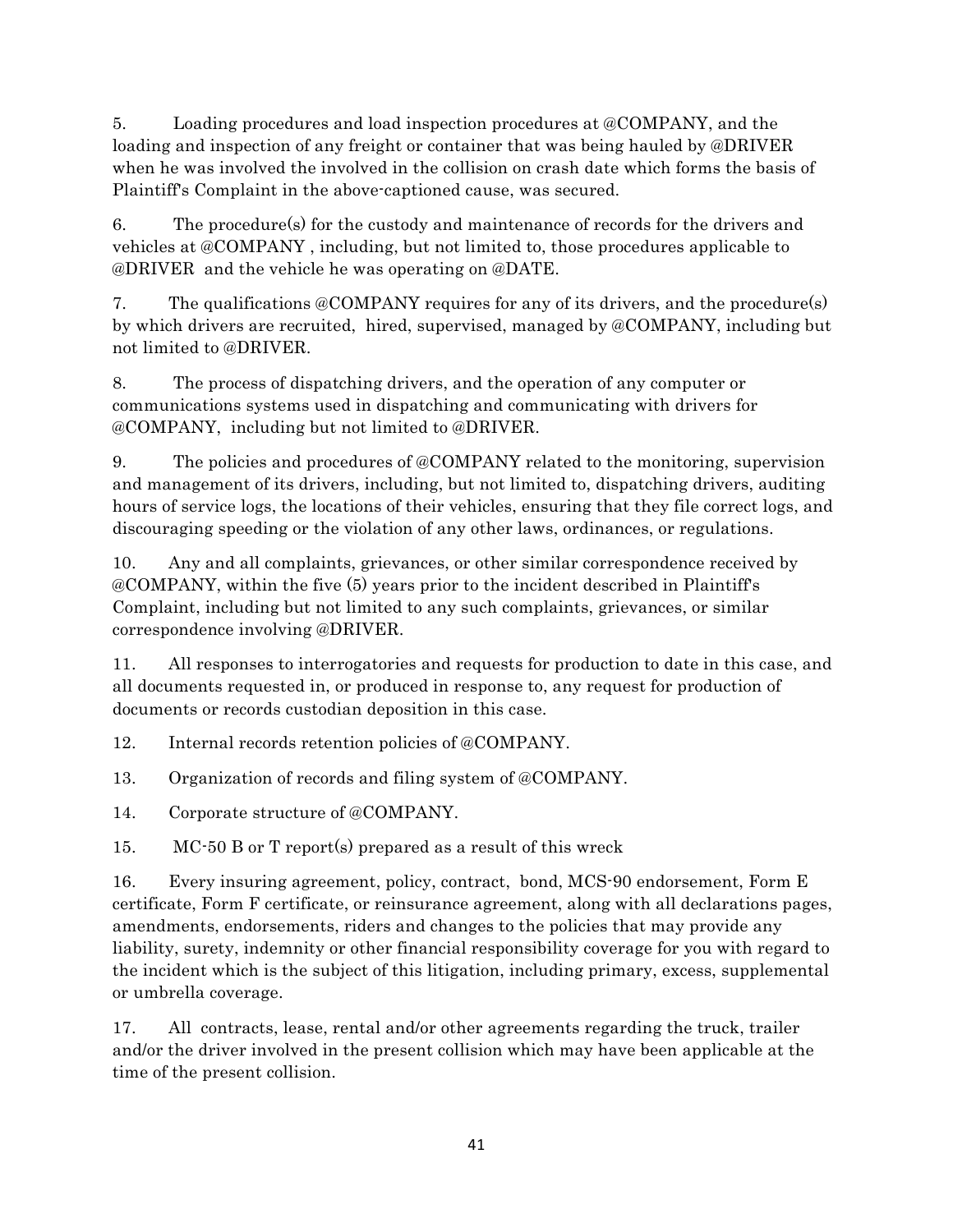5. Loading procedures and load inspection procedures at @COMPANY, and the loading and inspection of any freight or container that was being hauled by @DRIVER when he was involved the involved in the collision on crash date which forms the basis of Plaintiff's Complaint in the above-captioned cause, was secured.

6. The procedure(s) for the custody and maintenance of records for the drivers and vehicles at @COMPANY , including, but not limited to, those procedures applicable to @DRIVER and the vehicle he was operating on @DATE.

7. The qualifications @COMPANY requires for any of its drivers, and the procedure(s) by which drivers are recruited, hired, supervised, managed by @COMPANY, including but not limited to @DRIVER.

8. The process of dispatching drivers, and the operation of any computer or communications systems used in dispatching and communicating with drivers for @COMPANY, including but not limited to @DRIVER.

9. The policies and procedures of @COMPANY related to the monitoring, supervision and management of its drivers, including, but not limited to, dispatching drivers, auditing hours of service logs, the locations of their vehicles, ensuring that they file correct logs, and discouraging speeding or the violation of any other laws, ordinances, or regulations.

10. Any and all complaints, grievances, or other similar correspondence received by @COMPANY, within the five (5) years prior to the incident described in Plaintiff's Complaint, including but not limited to any such complaints, grievances, or similar correspondence involving @DRIVER.

11. All responses to interrogatories and requests for production to date in this case, and all documents requested in, or produced in response to, any request for production of documents or records custodian deposition in this case.

12. Internal records retention policies of @COMPANY.

13. Organization of records and filing system of @COMPANY.

14. Corporate structure of @COMPANY.

15. MC-50 B or T report(s) prepared as a result of this wreck

16. Every insuring agreement, policy, contract, bond, MCS-90 endorsement, Form E certificate, Form F certificate, or reinsurance agreement, along with all declarations pages, amendments, endorsements, riders and changes to the policies that may provide any liability, surety, indemnity or other financial responsibility coverage for you with regard to the incident which is the subject of this litigation, including primary, excess, supplemental or umbrella coverage.

17. All contracts, lease, rental and/or other agreements regarding the truck, trailer and/or the driver involved in the present collision which may have been applicable at the time of the present collision.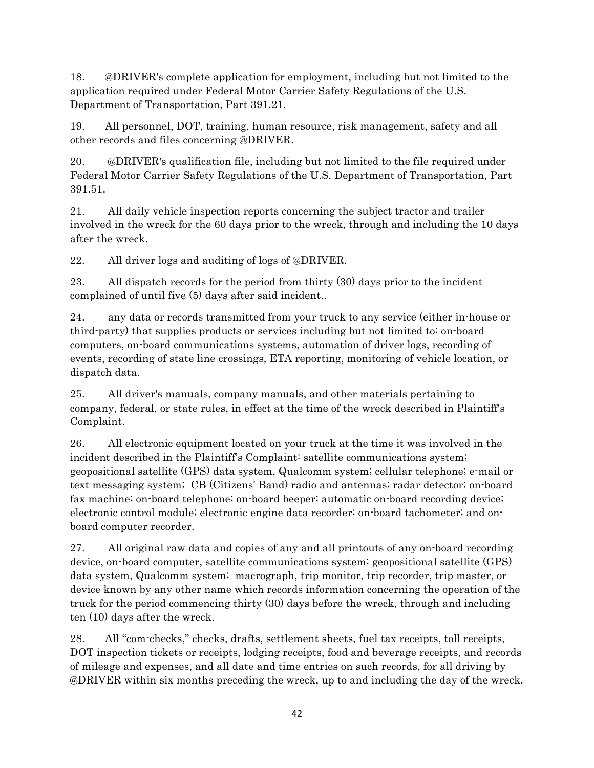18. @DRIVER's complete application for employment, including but not limited to the application required under Federal Motor Carrier Safety Regulations of the U.S. Department of Transportation, Part 391.21.

19. All personnel, DOT, training, human resource, risk management, safety and all other records and files concerning @DRIVER.

20. @DRIVER's qualification file, including but not limited to the file required under Federal Motor Carrier Safety Regulations of the U.S. Department of Transportation, Part 391.51.

21. All daily vehicle inspection reports concerning the subject tractor and trailer involved in the wreck for the 60 days prior to the wreck, through and including the 10 days after the wreck.

22. All driver logs and auditing of logs of @DRIVER.

23. All dispatch records for the period from thirty (30) days prior to the incident complained of until five (5) days after said incident..

24. any data or records transmitted from your truck to any service (either in-house or third-party) that supplies products or services including but not limited to: on-board computers, on-board communications systems, automation of driver logs, recording of events, recording of state line crossings, ETA reporting, monitoring of vehicle location, or dispatch data.

25. All driver's manuals, company manuals, and other materials pertaining to company, federal, or state rules, in effect at the time of the wreck described in Plaintiff's Complaint.

26. All electronic equipment located on your truck at the time it was involved in the incident described in the Plaintiff's Complaint: satellite communications system; geopositional satellite (GPS) data system, Qualcomm system; cellular telephone; e-mail or text messaging system; CB (Citizens' Band) radio and antennas; radar detector; on-board fax machine; on-board telephone; on-board beeper; automatic on-board recording device; electronic control module; electronic engine data recorder; on-board tachometer; and on-board computer recorder.

27. All original raw data and copies of any and all printouts of any on-board recording device, on-board computer, satellite communications system; geopositional satellite (GPS) data system, Qualcomm system; macrograph, trip monitor, trip recorder, trip master, or device known by any other name which records information concerning the operation of the truck for the period commencing thirty (30) days before the wreck, through and including ten (10) days after the wreck.

28. All "com-checks," checks, drafts, settlement sheets, fuel tax receipts, toll receipts, DOT inspection tickets or receipts, lodging receipts, food and beverage receipts, and records of mileage and expenses, and all date and time entries on such records, for all driving by @DRIVER within six months preceding the wreck, up to and including the day of the wreck.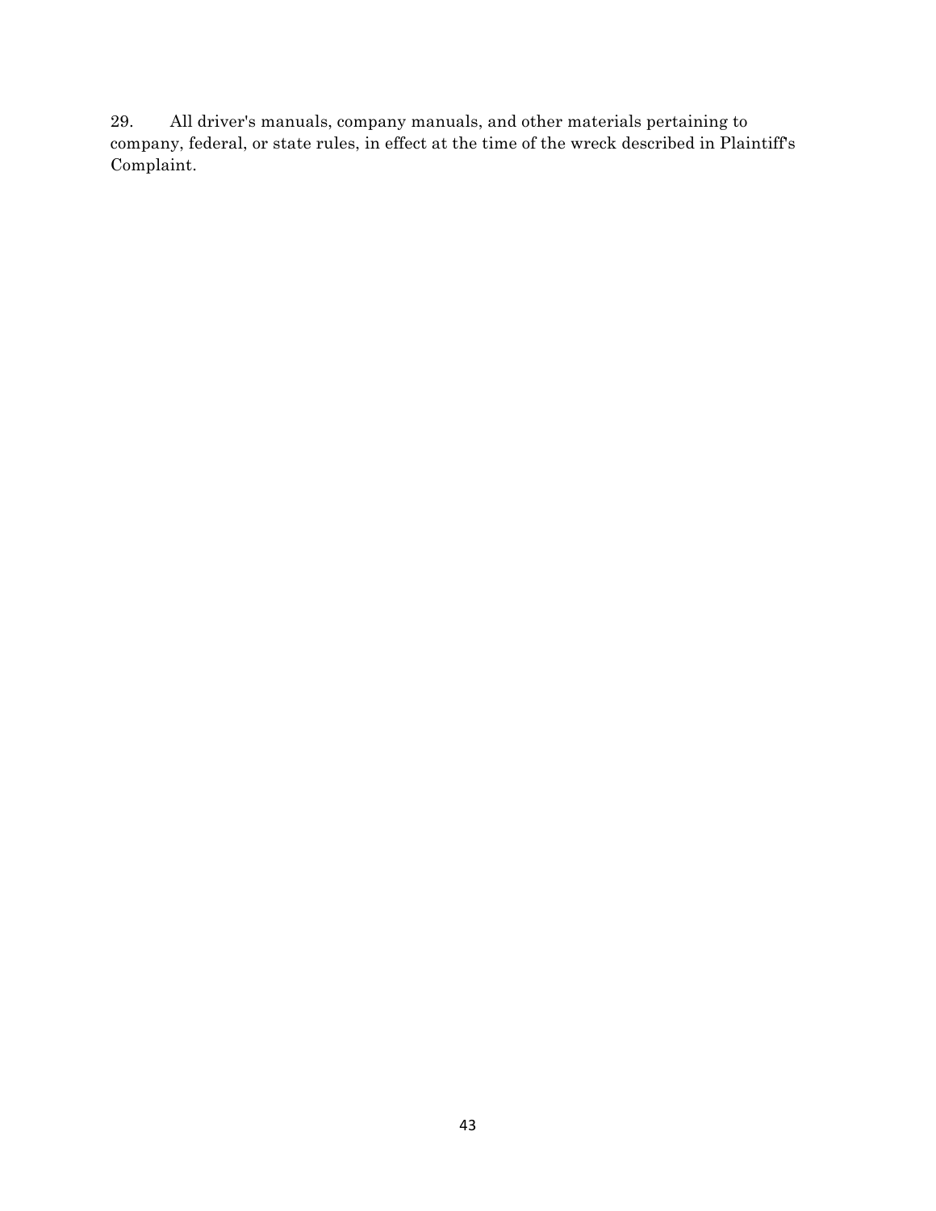29. All driver's manuals, company manuals, and other materials pertaining to company, federal, or state rules, in effect at the time of the wreck described in Plaintiff's Complaint.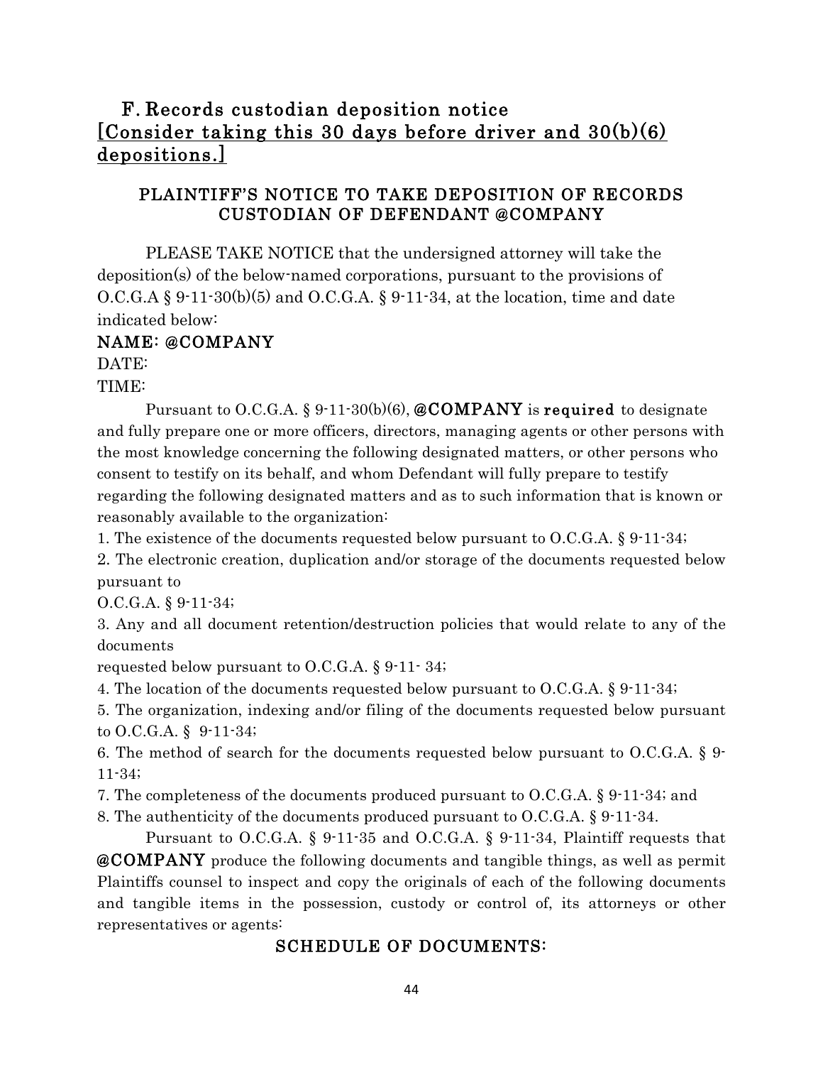## F. Records custodian deposition notice
## [Consider taking this 30 days before driver and 30(b)(6) depositions.]

### PLAINTIFF'S NOTICE TO TAKE DEPOSITION OF RECORDS CUSTODIAN OF DEFENDANT @COMPANY

PLEASE TAKE NOTICE that the undersigned attorney will take the deposition(s) of the below-named corporations, pursuant to the provisions of O.C.G.A § 9-11-30(b)(5) and O.C.G.A. § 9-11-34, at the location, time and date indicated below:

**NAME: @COMPANY**

DATE:

TIME:

Pursuant to O.C.G.A. § 9-11-30(b)(6), **@COMPANY** is **required** to designate and fully prepare one or more officers, directors, managing agents or other persons with the most knowledge concerning the following designated matters, or other persons who consent to testify on its behalf, and whom Defendant will fully prepare to testify regarding the following designated matters and as to such information that is known or reasonably available to the organization:

1. The existence of the documents requested below pursuant to O.C.G.A. § 9-11-34;
2. The electronic creation, duplication and/or storage of the documents requested below pursuant to O.C.G.A. § 9-11-34;
3. Any and all document retention/destruction policies that would relate to any of the documents requested below pursuant to O.C.G.A. § 9-11- 34;
4. The location of the documents requested below pursuant to O.C.G.A. § 9-11-34;
5. The organization, indexing and/or filing of the documents requested below pursuant to O.C.G.A. § 9-11-34;
6. The method of search for the documents requested below pursuant to O.C.G.A. § 9-11-34;
7. The completeness of the documents produced pursuant to O.C.G.A. § 9-11-34; and
8. The authenticity of the documents produced pursuant to O.C.G.A. § 9-11-34.

Pursuant to O.C.G.A. § 9-11-35 and O.C.G.A. § 9-11-34, Plaintiff requests that **@COMPANY** produce the following documents and tangible things, as well as permit Plaintiffs counsel to inspect and copy the originals of each of the following documents and tangible items in the possession, custody or control of, its attorneys or other representatives or agents:

### SCHEDULE OF DOCUMENTS: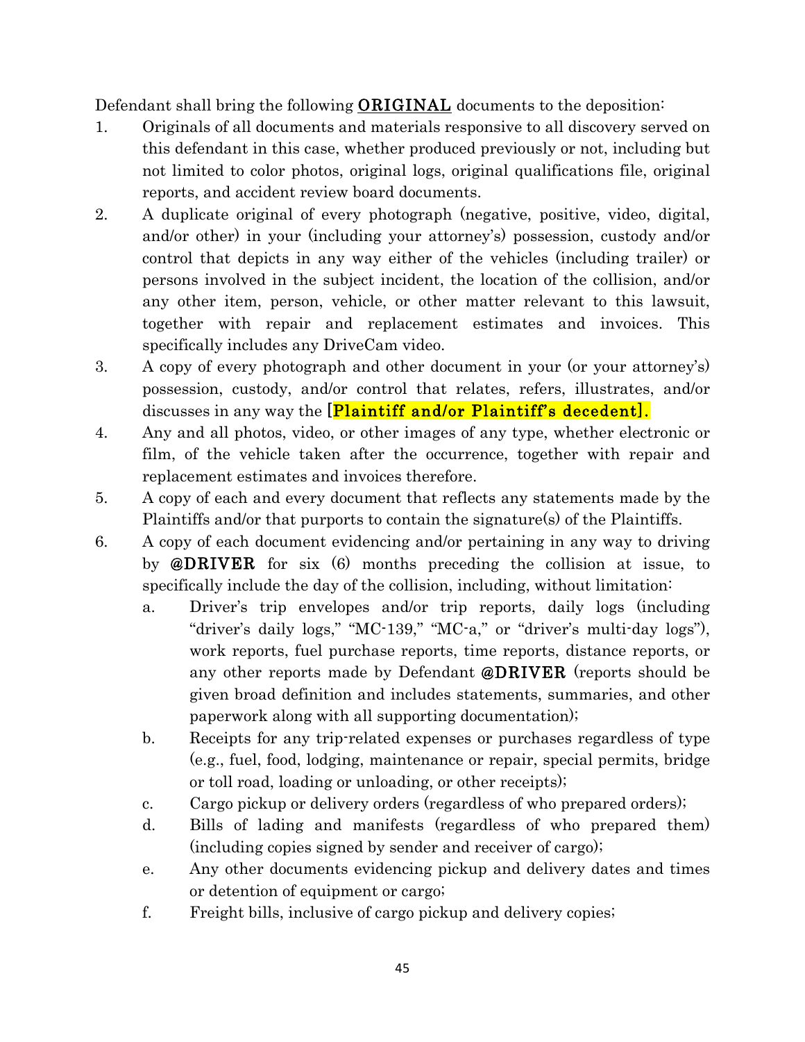Defendant shall bring the following **ORIGINAL** documents to the deposition:

1. Originals of all documents and materials responsive to all discovery served on this defendant in this case, whether produced previously or not, including but not limited to color photos, original logs, original qualifications file, original reports, and accident review board documents.
2. A duplicate original of every photograph (negative, positive, video, digital, and/or other) in your (including your attorney's) possession, custody and/or control that depicts in any way either of the vehicles (including trailer) or persons involved in the subject incident, the location of the collision, and/or any other item, person, vehicle, or other matter relevant to this lawsuit, together with repair and replacement estimates and invoices. This specifically includes any DriveCam video.
3. A copy of every photograph and other document in your (or your attorney's) possession, custody, and/or control that relates, refers, illustrates, and/or discusses in any way the **[Plaintiff and/or Plaintiff's decedent].**
4. Any and all photos, video, or other images of any type, whether electronic or film, of the vehicle taken after the occurrence, together with repair and replacement estimates and invoices therefore.
5. A copy of each and every document that reflects any statements made by the Plaintiffs and/or that purports to contain the signature(s) of the Plaintiffs.
6. A copy of each document evidencing and/or pertaining in any way to driving by **@DRIVER** for six (6) months preceding the collision at issue, to specifically include the day of the collision, including, without limitation:
   a. Driver's trip envelopes and/or trip reports, daily logs (including "driver's daily logs," "MC-139," "MC-a," or "driver's multi-day logs"), work reports, fuel purchase reports, time reports, distance reports, or any other reports made by Defendant **@DRIVER** (reports should be given broad definition and includes statements, summaries, and other paperwork along with all supporting documentation);
   b. Receipts for any trip-related expenses or purchases regardless of type (e.g., fuel, food, lodging, maintenance or repair, special permits, bridge or toll road, loading or unloading, or other receipts);
   c. Cargo pickup or delivery orders (regardless of who prepared orders);
   d. Bills of lading and manifests (regardless of who prepared them) (including copies signed by sender and receiver of cargo);
   e. Any other documents evidencing pickup and delivery dates and times or detention of equipment or cargo;
   f. Freight bills, inclusive of cargo pickup and delivery copies;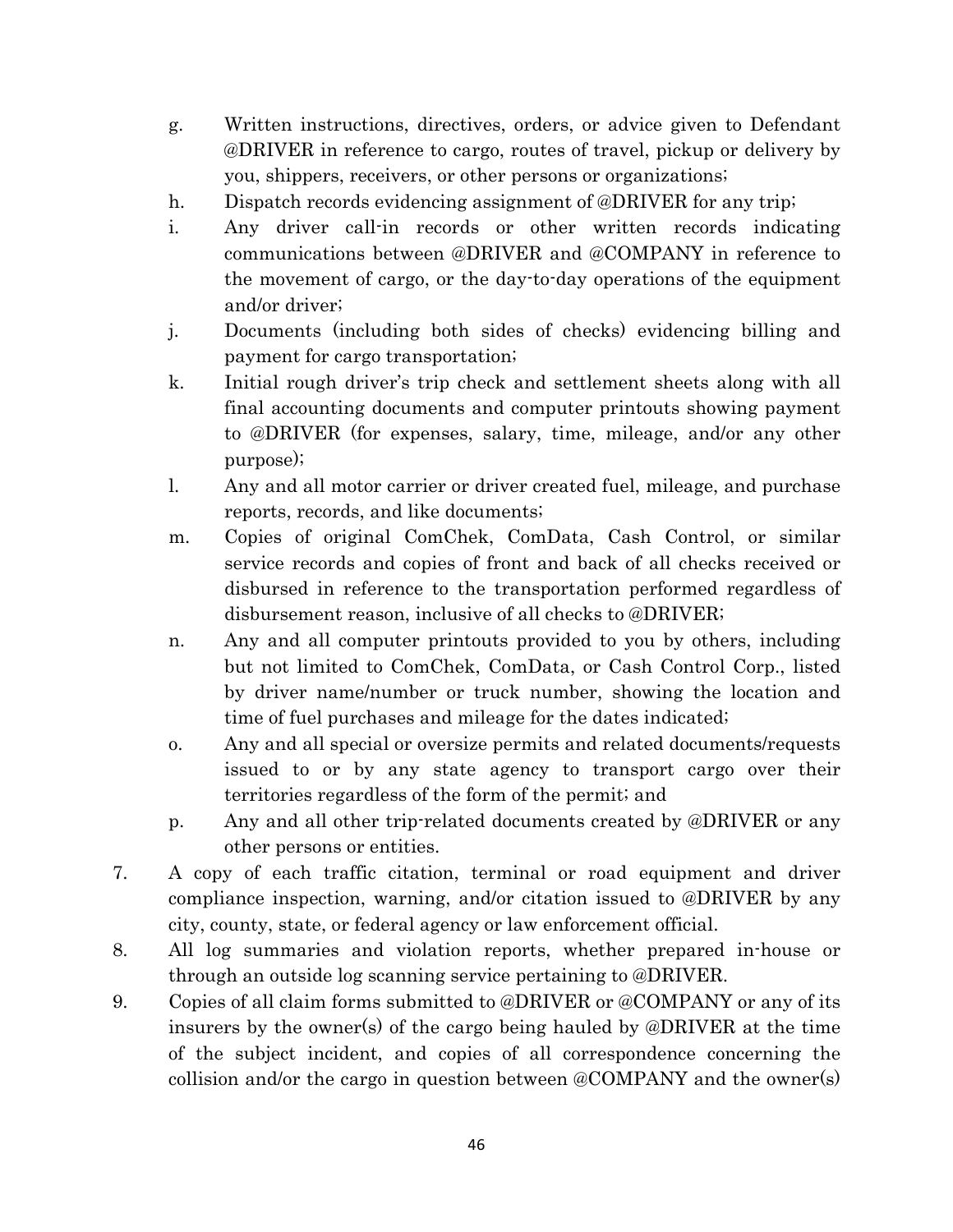g. Written instructions, directives, orders, or advice given to Defendant @DRIVER in reference to cargo, routes of travel, pickup or delivery by you, shippers, receivers, or other persons or organizations;

h. Dispatch records evidencing assignment of @DRIVER for any trip;

i. Any driver call-in records or other written records indicating communications between @DRIVER and @COMPANY in reference to the movement of cargo, or the day-to-day operations of the equipment and/or driver;

j. Documents (including both sides of checks) evidencing billing and payment for cargo transportation;

k. Initial rough driver's trip check and settlement sheets along with all final accounting documents and computer printouts showing payment to @DRIVER (for expenses, salary, time, mileage, and/or any other purpose);

l. Any and all motor carrier or driver created fuel, mileage, and purchase reports, records, and like documents;

m. Copies of original ComChek, ComData, Cash Control, or similar service records and copies of front and back of all checks received or disbursed in reference to the transportation performed regardless of disbursement reason, inclusive of all checks to @DRIVER;

n. Any and all computer printouts provided to you by others, including but not limited to ComChek, ComData, or Cash Control Corp., listed by driver name/number or truck number, showing the location and time of fuel purchases and mileage for the dates indicated;

o. Any and all special or oversize permits and related documents/requests issued to or by any state agency to transport cargo over their territories regardless of the form of the permit; and

p. Any and all other trip-related documents created by @DRIVER or any other persons or entities.

7. A copy of each traffic citation, terminal or road equipment and driver compliance inspection, warning, and/or citation issued to @DRIVER by any city, county, state, or federal agency or law enforcement official.

8. All log summaries and violation reports, whether prepared in-house or through an outside log scanning service pertaining to @DRIVER.

9. Copies of all claim forms submitted to @DRIVER or @COMPANY or any of its insurers by the owner(s) of the cargo being hauled by @DRIVER at the time of the subject incident, and copies of all correspondence concerning the collision and/or the cargo in question between @COMPANY and the owner(s)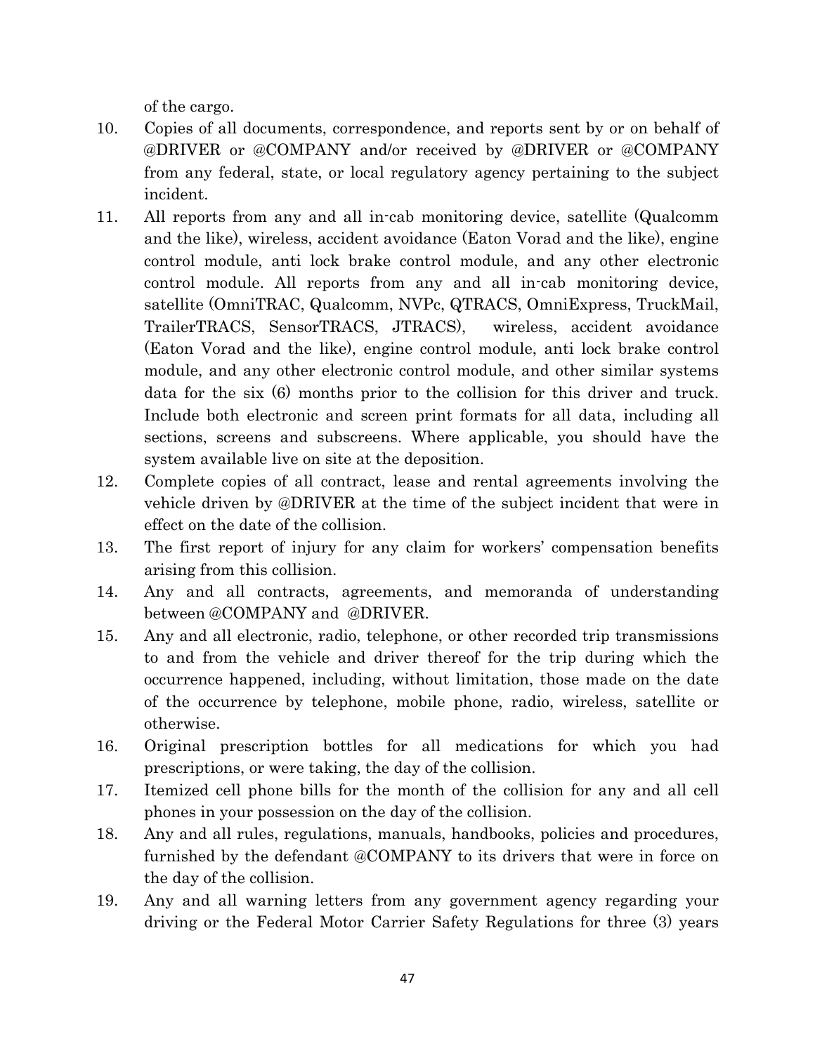of the cargo.

10. Copies of all documents, correspondence, and reports sent by or on behalf of @DRIVER or @COMPANY and/or received by @DRIVER or @COMPANY from any federal, state, or local regulatory agency pertaining to the subject incident.
11. All reports from any and all in-cab monitoring device, satellite (Qualcomm and the like), wireless, accident avoidance (Eaton Vorad and the like), engine control module, anti lock brake control module, and any other electronic control module. All reports from any and all in-cab monitoring device, satellite (OmniTRAC, Qualcomm, NVPc, QTRACS, OmniExpress, TruckMail, TrailerTRACS, SensorTRACS, JTRACS), wireless, accident avoidance (Eaton Vorad and the like), engine control module, anti lock brake control module, and any other electronic control module, and other similar systems data for the six (6) months prior to the collision for this driver and truck. Include both electronic and screen print formats for all data, including all sections, screens and subscreens. Where applicable, you should have the system available live on site at the deposition.
12. Complete copies of all contract, lease and rental agreements involving the vehicle driven by @DRIVER at the time of the subject incident that were in effect on the date of the collision.
13. The first report of injury for any claim for workers' compensation benefits arising from this collision.
14. Any and all contracts, agreements, and memoranda of understanding between @COMPANY and @DRIVER.
15. Any and all electronic, radio, telephone, or other recorded trip transmissions to and from the vehicle and driver thereof for the trip during which the occurrence happened, including, without limitation, those made on the date of the occurrence by telephone, mobile phone, radio, wireless, satellite or otherwise.
16. Original prescription bottles for all medications for which you had prescriptions, or were taking, the day of the collision.
17. Itemized cell phone bills for the month of the collision for any and all cell phones in your possession on the day of the collision.
18. Any and all rules, regulations, manuals, handbooks, policies and procedures, furnished by the defendant @COMPANY to its drivers that were in force on the day of the collision.
19. Any and all warning letters from any government agency regarding your driving or the Federal Motor Carrier Safety Regulations for three (3) years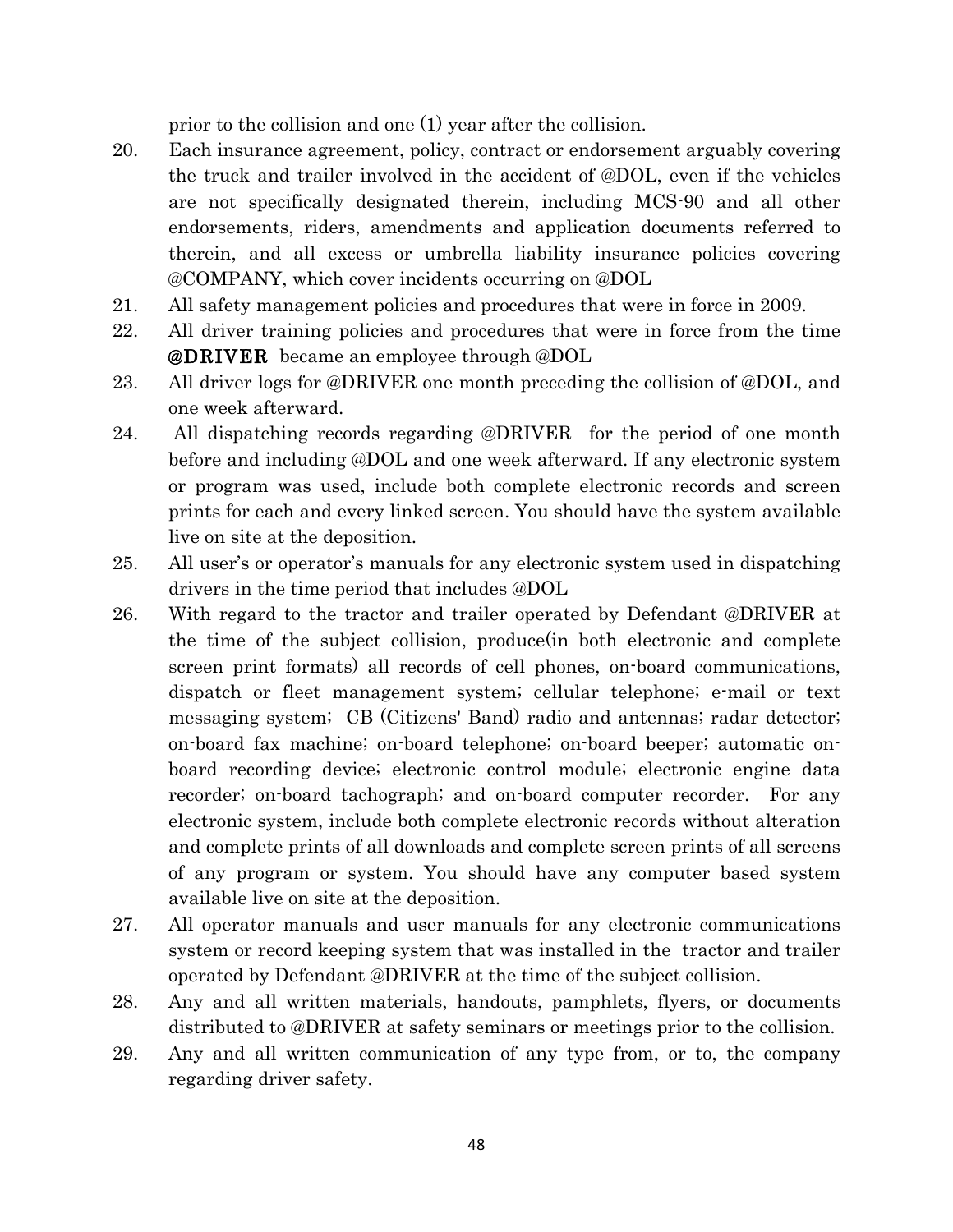prior to the collision and one (1) year after the collision.

20. Each insurance agreement, policy, contract or endorsement arguably covering the truck and trailer involved in the accident of @DOL, even if the vehicles are not specifically designated therein, including MCS-90 and all other endorsements, riders, amendments and application documents referred to therein, and all excess or umbrella liability insurance policies covering @COMPANY, which cover incidents occurring on @DOL
21. All safety management policies and procedures that were in force in 2009.
22. All driver training policies and procedures that were in force from the time **@DRIVER** became an employee through @DOL
23. All driver logs for @DRIVER one month preceding the collision of @DOL, and one week afterward.
24. All dispatching records regarding @DRIVER for the period of one month before and including @DOL and one week afterward. If any electronic system or program was used, include both complete electronic records and screen prints for each and every linked screen. You should have the system available live on site at the deposition.
25. All user's or operator's manuals for any electronic system used in dispatching drivers in the time period that includes @DOL
26. With regard to the tractor and trailer operated by Defendant @DRIVER at the time of the subject collision, produce(in both electronic and complete screen print formats) all records of cell phones, on-board communications, dispatch or fleet management system; cellular telephone; e-mail or text messaging system; CB (Citizens' Band) radio and antennas; radar detector; on-board fax machine; on-board telephone; on-board beeper; automatic on-board recording device; electronic control module; electronic engine data recorder; on-board tachograph; and on-board computer recorder. For any electronic system, include both complete electronic records without alteration and complete prints of all downloads and complete screen prints of all screens of any program or system. You should have any computer based system available live on site at the deposition.
27. All operator manuals and user manuals for any electronic communications system or record keeping system that was installed in the tractor and trailer operated by Defendant @DRIVER at the time of the subject collision.
28. Any and all written materials, handouts, pamphlets, flyers, or documents distributed to @DRIVER at safety seminars or meetings prior to the collision.
29. Any and all written communication of any type from, or to, the company regarding driver safety.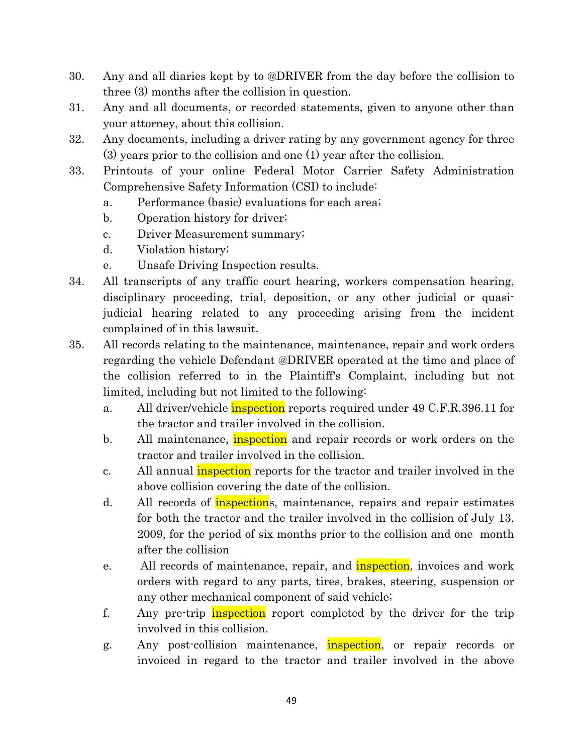30. Any and all diaries kept by to @DRIVER from the day before the collision to three (3) months after the collision in question.
31. Any and all documents, or recorded statements, given to anyone other than your attorney, about this collision.
32. Any documents, including a driver rating by any government agency for three (3) years prior to the collision and one (1) year after the collision.
33. Printouts of your online Federal Motor Carrier Safety Administration Comprehensive Safety Information (CSI) to include:
    a. Performance (basic) evaluations for each area;
    b. Operation history for driver;
    c. Driver Measurement summary;
    d. Violation history;
    e. Unsafe Driving Inspection results.
34. All transcripts of any traffic court hearing, workers compensation hearing, disciplinary proceeding, trial, deposition, or any other judicial or quasi-judicial hearing related to any proceeding arising from the incident complained of in this lawsuit.
35. All records relating to the maintenance, maintenance, repair and work orders regarding the vehicle Defendant @DRIVER operated at the time and place of the collision referred to in the Plaintiff's Complaint, including but not limited, including but not limited to the following:
    a. All driver/vehicle inspection reports required under 49 C.F.R.396.11 for the tractor and trailer involved in the collision.
    b. All maintenance, inspection and repair records or work orders on the tractor and trailer involved in the collision.
    c. All annual inspection reports for the tractor and trailer involved in the above collision covering the date of the collision.
    d. All records of inspections, maintenance, repairs and repair estimates for both the tractor and the trailer involved in the collision of July 13, 2009, for the period of six months prior to the collision and one month after the collision
    e. All records of maintenance, repair, and inspection, invoices and work orders with regard to any parts, tires, brakes, steering, suspension or any other mechanical component of said vehicle;
    f. Any pre-trip inspection report completed by the driver for the trip involved in this collision.
    g. Any post-collision maintenance, inspection, or repair records or invoiced in regard to the tractor and trailer involved in the above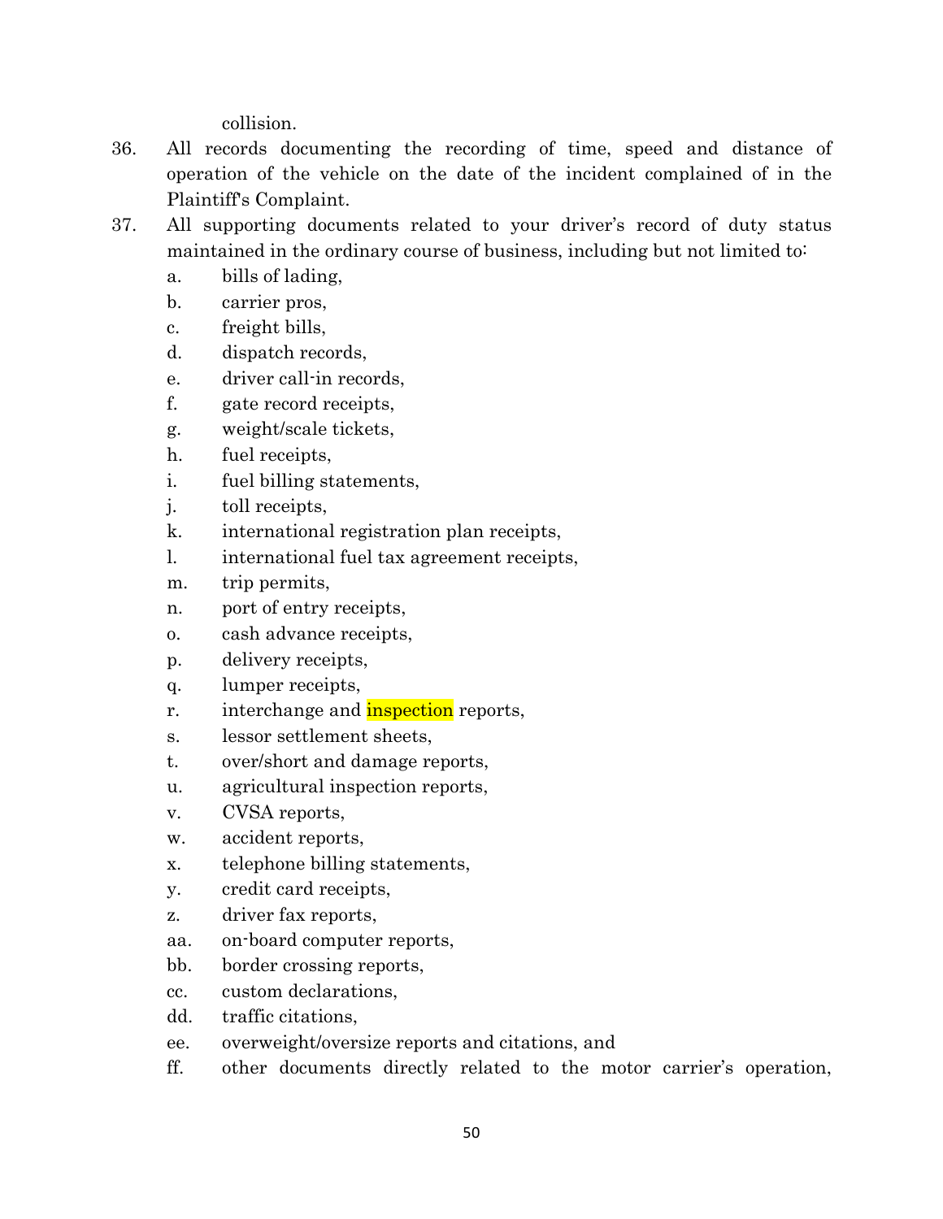collision.

36. All records documenting the recording of time, speed and distance of operation of the vehicle on the date of the incident complained of in the Plaintiff's Complaint.

37. All supporting documents related to your driver's record of duty status maintained in the ordinary course of business, including but not limited to:
    a. bills of lading,
    b. carrier pros,
    c. freight bills,
    d. dispatch records,
    e. driver call-in records,
    f. gate record receipts,
    g. weight/scale tickets,
    h. fuel receipts,
    i. fuel billing statements,
    j. toll receipts,
    k. international registration plan receipts,
    l. international fuel tax agreement receipts,
    m. trip permits,
    n. port of entry receipts,
    o. cash advance receipts,
    p. delivery receipts,
    q. lumper receipts,
    r. interchange and inspection reports,
    s. lessor settlement sheets,
    t. over/short and damage reports,
    u. agricultural inspection reports,
    v. CVSA reports,
    w. accident reports,
    x. telephone billing statements,
    y. credit card receipts,
    z. driver fax reports,
    aa. on-board computer reports,
    bb. border crossing reports,
    cc. custom declarations,
    dd. traffic citations,
    ee. overweight/oversize reports and citations, and
    ff. other documents directly related to the motor carrier's operation,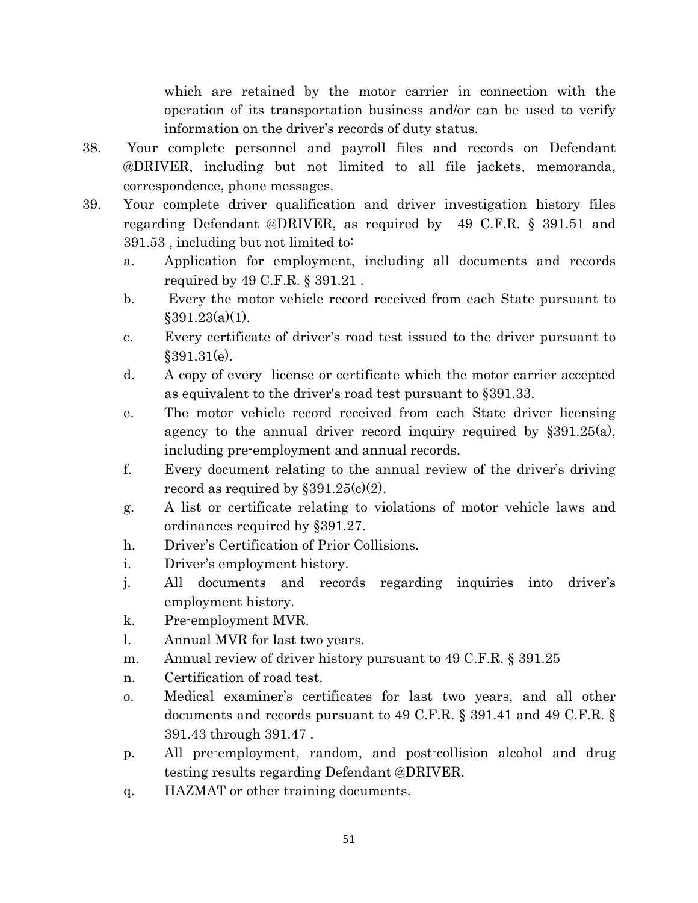which are retained by the motor carrier in connection with the operation of its transportation business and/or can be used to verify information on the driver's records of duty status.

38. Your complete personnel and payroll files and records on Defendant @DRIVER, including but not limited to all file jackets, memoranda, correspondence, phone messages.

39. Your complete driver qualification and driver investigation history files regarding Defendant @DRIVER, as required by 49 C.F.R. § 391.51 and 391.53 , including but not limited to:

    a. Application for employment, including all documents and records required by 49 C.F.R. § 391.21 .
    b. Every the motor vehicle record received from each State pursuant to §391.23(a)(1).
    c. Every certificate of driver's road test issued to the driver pursuant to §391.31(e).
    d. A copy of every license or certificate which the motor carrier accepted as equivalent to the driver's road test pursuant to §391.33.
    e. The motor vehicle record received from each State driver licensing agency to the annual driver record inquiry required by §391.25(a), including pre-employment and annual records.
    f. Every document relating to the annual review of the driver's driving record as required by §391.25(c)(2).
    g. A list or certificate relating to violations of motor vehicle laws and ordinances required by §391.27.
    h. Driver's Certification of Prior Collisions.
    i. Driver's employment history.
    j. All documents and records regarding inquiries into driver's employment history.
    k. Pre-employment MVR.
    l. Annual MVR for last two years.
    m. Annual review of driver history pursuant to 49 C.F.R. § 391.25
    n. Certification of road test.
    o. Medical examiner's certificates for last two years, and all other documents and records pursuant to 49 C.F.R. § 391.41 and 49 C.F.R. § 391.43 through 391.47 .
    p. All pre-employment, random, and post-collision alcohol and drug testing results regarding Defendant @DRIVER.
    q. HAZMAT or other training documents.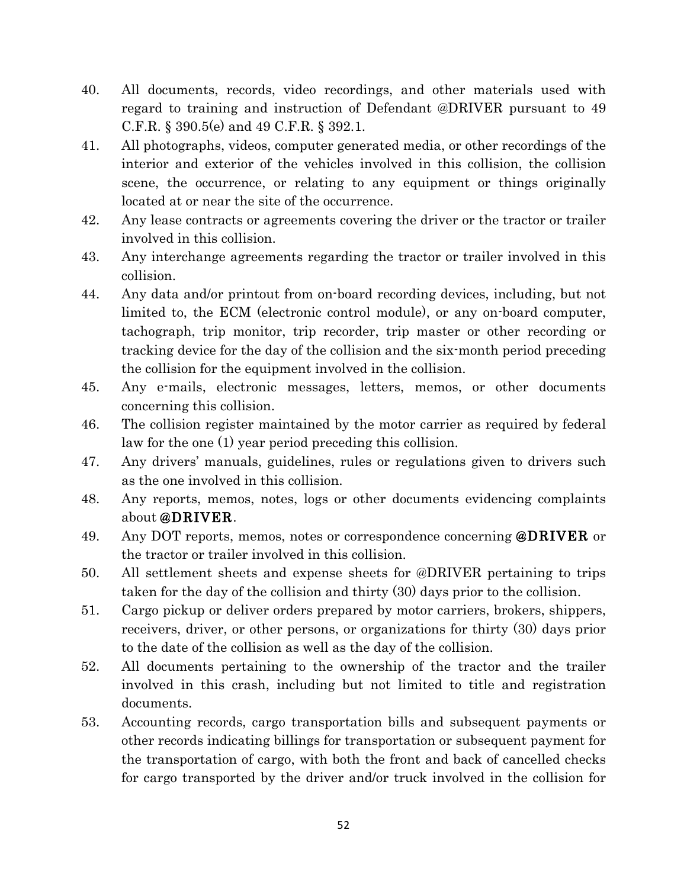40. All documents, records, video recordings, and other materials used with regard to training and instruction of Defendant @DRIVER pursuant to 49 C.F.R. § 390.5(e) and 49 C.F.R. § 392.1.
41. All photographs, videos, computer generated media, or other recordings of the interior and exterior of the vehicles involved in this collision, the collision scene, the occurrence, or relating to any equipment or things originally located at or near the site of the occurrence.
42. Any lease contracts or agreements covering the driver or the tractor or trailer involved in this collision.
43. Any interchange agreements regarding the tractor or trailer involved in this collision.
44. Any data and/or printout from on-board recording devices, including, but not limited to, the ECM (electronic control module), or any on-board computer, tachograph, trip monitor, trip recorder, trip master or other recording or tracking device for the day of the collision and the six-month period preceding the collision for the equipment involved in the collision.
45. Any e-mails, electronic messages, letters, memos, or other documents concerning this collision.
46. The collision register maintained by the motor carrier as required by federal law for the one (1) year period preceding this collision.
47. Any drivers' manuals, guidelines, rules or regulations given to drivers such as the one involved in this collision.
48. Any reports, memos, notes, logs or other documents evidencing complaints about **@DRIVER**.
49. Any DOT reports, memos, notes or correspondence concerning **@DRIVER** or the tractor or trailer involved in this collision.
50. All settlement sheets and expense sheets for @DRIVER pertaining to trips taken for the day of the collision and thirty (30) days prior to the collision.
51. Cargo pickup or deliver orders prepared by motor carriers, brokers, shippers, receivers, driver, or other persons, or organizations for thirty (30) days prior to the date of the collision as well as the day of the collision.
52. All documents pertaining to the ownership of the tractor and the trailer involved in this crash, including but not limited to title and registration documents.
53. Accounting records, cargo transportation bills and subsequent payments or other records indicating billings for transportation or subsequent payment for the transportation of cargo, with both the front and back of cancelled checks for cargo transported by the driver and/or truck involved in the collision for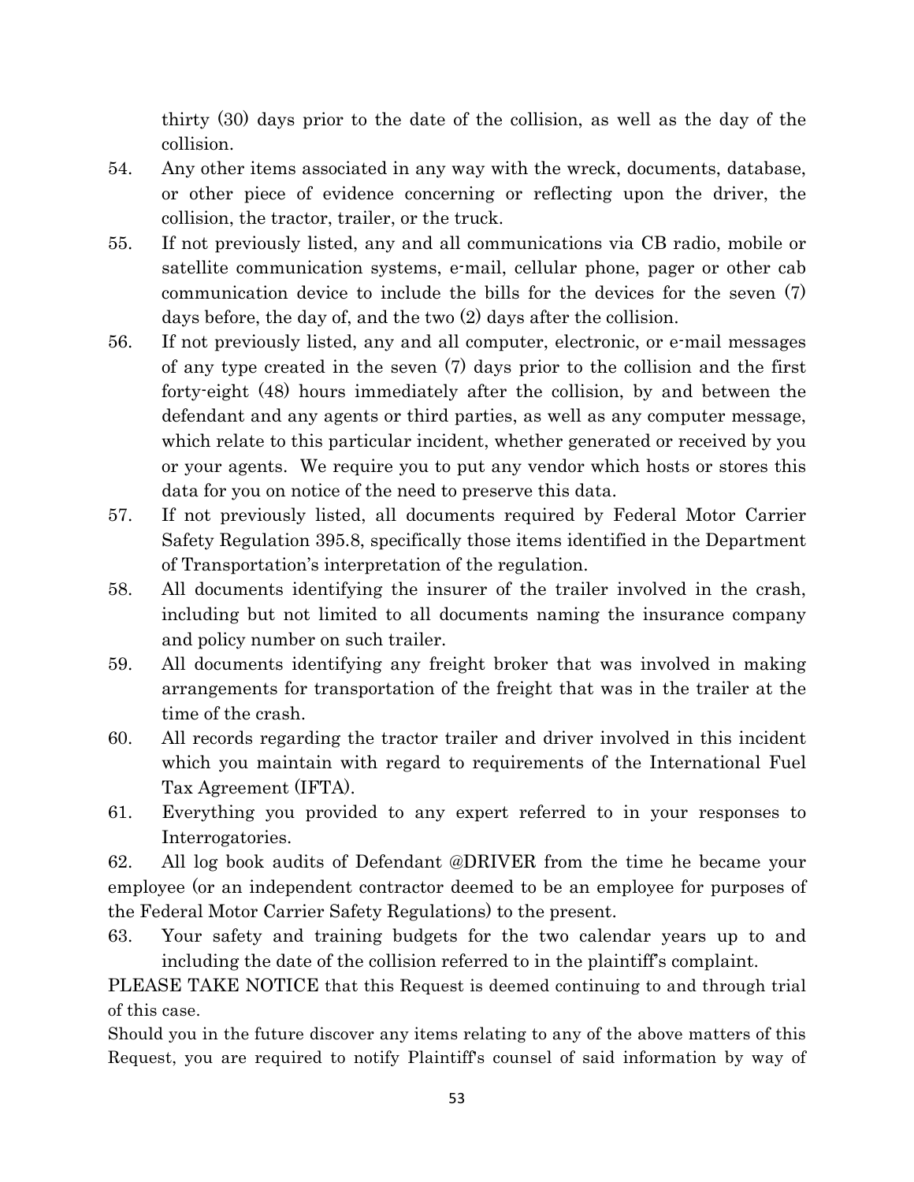thirty (30) days prior to the date of the collision, as well as the day of the collision.

54. Any other items associated in any way with the wreck, documents, database, or other piece of evidence concerning or reflecting upon the driver, the collision, the tractor, trailer, or the truck.
55. If not previously listed, any and all communications via CB radio, mobile or satellite communication systems, e-mail, cellular phone, pager or other cab communication device to include the bills for the devices for the seven (7) days before, the day of, and the two (2) days after the collision.
56. If not previously listed, any and all computer, electronic, or e-mail messages of any type created in the seven (7) days prior to the collision and the first forty-eight (48) hours immediately after the collision, by and between the defendant and any agents or third parties, as well as any computer message, which relate to this particular incident, whether generated or received by you or your agents. We require you to put any vendor which hosts or stores this data for you on notice of the need to preserve this data.
57. If not previously listed, all documents required by Federal Motor Carrier Safety Regulation 395.8, specifically those items identified in the Department of Transportation's interpretation of the regulation.
58. All documents identifying the insurer of the trailer involved in the crash, including but not limited to all documents naming the insurance company and policy number on such trailer.
59. All documents identifying any freight broker that was involved in making arrangements for transportation of the freight that was in the trailer at the time of the crash.
60. All records regarding the tractor trailer and driver involved in this incident which you maintain with regard to requirements of the International Fuel Tax Agreement (IFTA).
61. Everything you provided to any expert referred to in your responses to Interrogatories.
62. All log book audits of Defendant @DRIVER from the time he became your employee (or an independent contractor deemed to be an employee for purposes of the Federal Motor Carrier Safety Regulations) to the present.
63. Your safety and training budgets for the two calendar years up to and including the date of the collision referred to in the plaintiff's complaint.

PLEASE TAKE NOTICE that this Request is deemed continuing to and through trial of this case.

Should you in the future discover any items relating to any of the above matters of this Request, you are required to notify Plaintiff's counsel of said information by way of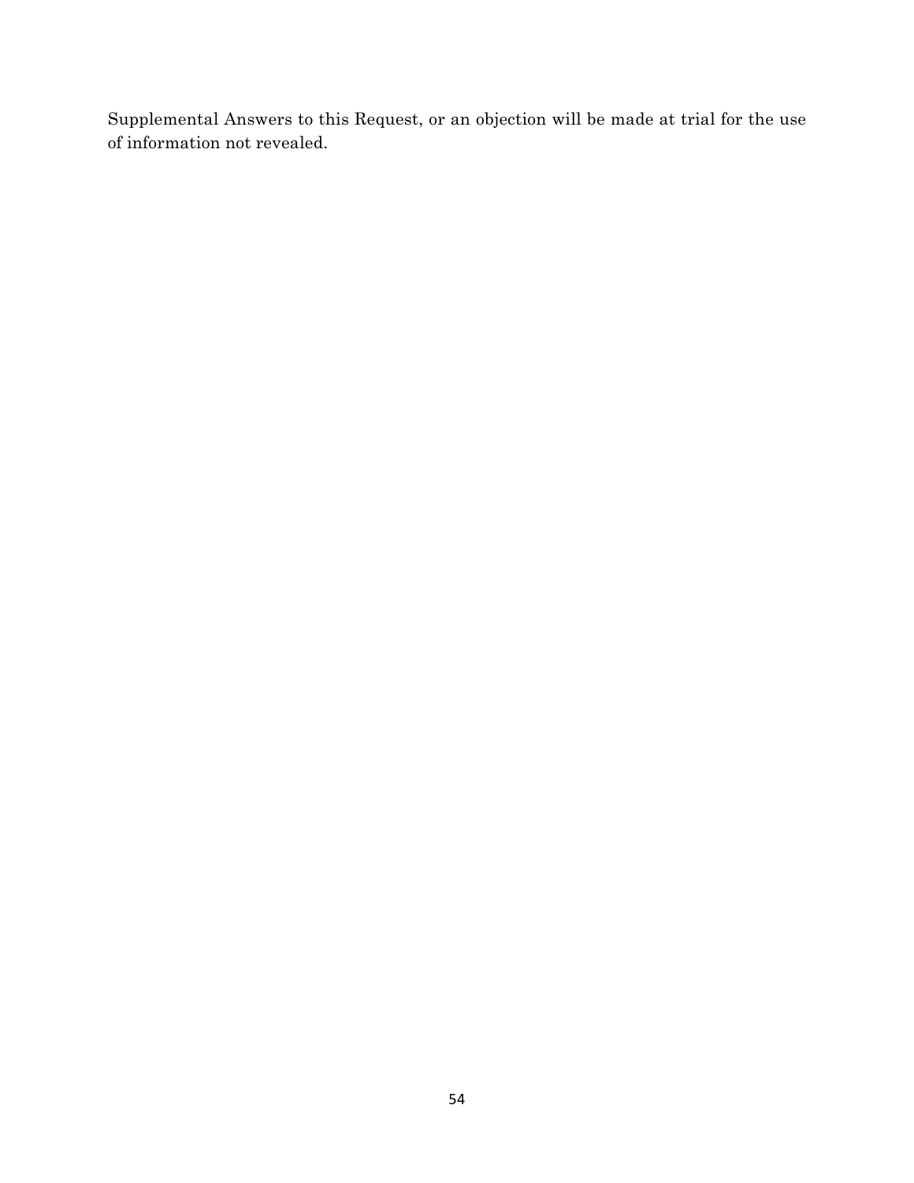Supplemental Answers to this Request, or an objection will be made at trial for the use of information not revealed.